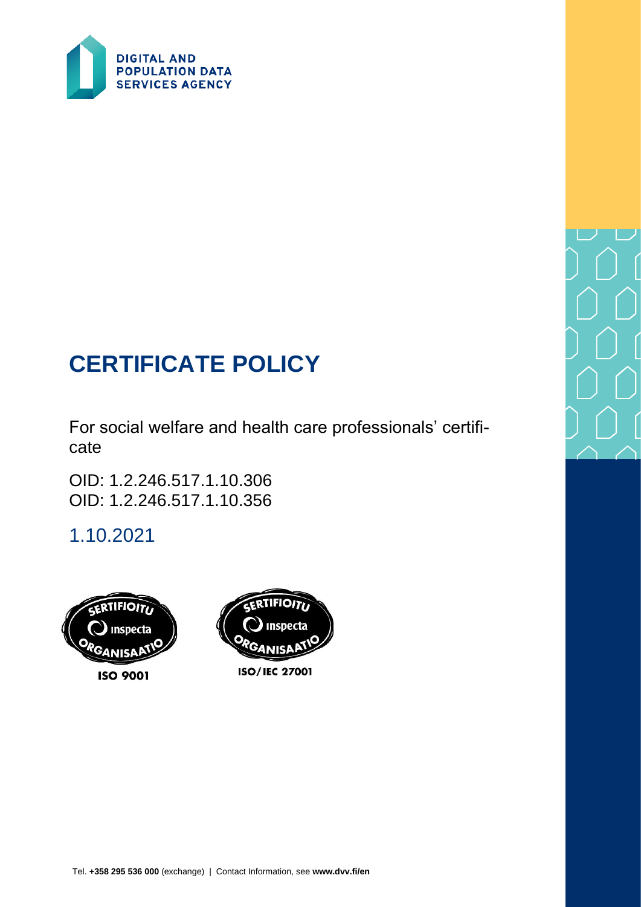DIGITAL AND POPULATION DATA SERVICES AGENCY

# CERTIFICATE POLICY

For social welfare and health care professionals' certificate

OID: 1.2.246.517.1.10.306
OID: 1.2.246.517.1.10.356

1.10.2021

SERTIFIOITU Inspecta ORGANISAATIO
ISO 9001

SERTIFIOITU Inspecta ORGANISAATIO
ISO/IEC 27001

Tel. **+358 295 536 000** (exchange) | Contact Information, see **www.dvv.fi/en**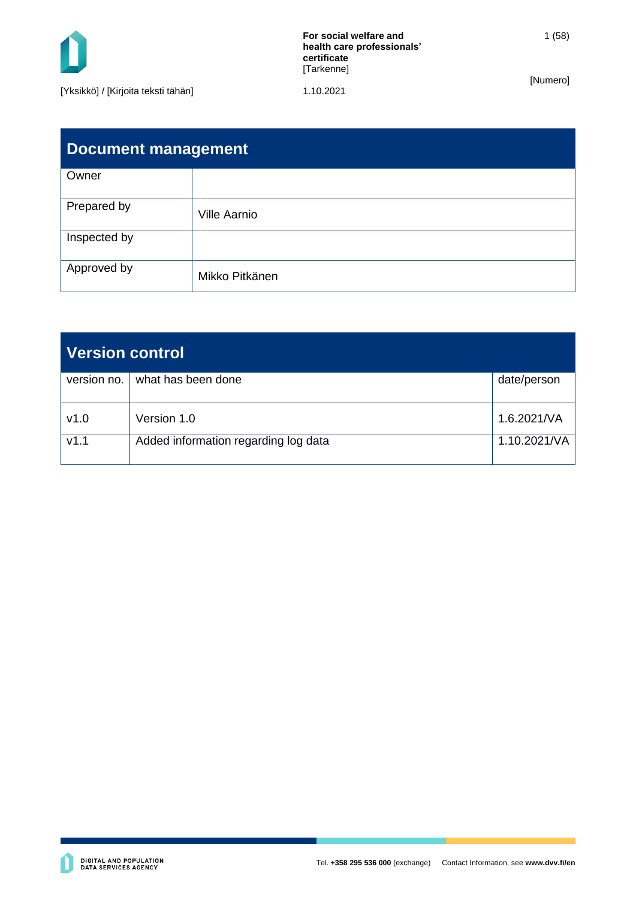## Document management

| Owner | |
|---|---|
| Prepared by | Ville Aarnio |
| Inspected by | |
| Approved by | Mikko Pitkänen |

## Version control

| version no. | what has been done | date/person |
|---|---|---|
| v1.0 | Version 1.0 | 1.6.2021/VA |
| v1.1 | Added information regarding log data | 1.10.2021/VA |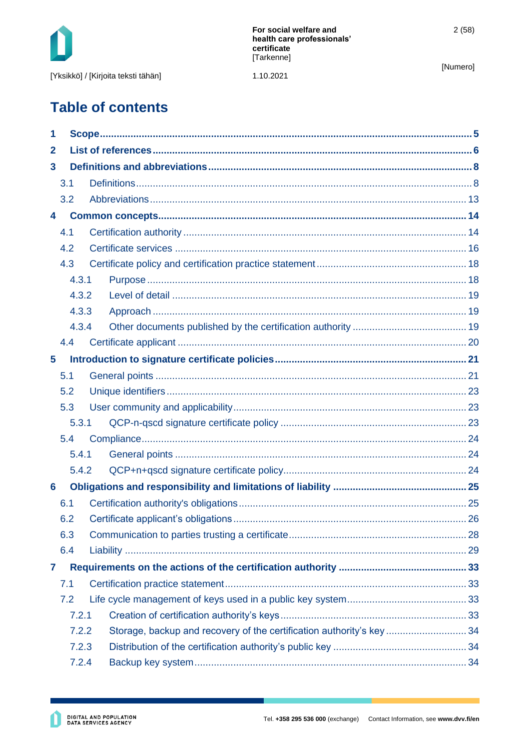# Table of contents

| | | |
|---|---|---|
| **1** | **Scope** | **5** |
| **2** | **List of references** | **6** |
| **3** | **Definitions and abbreviations** | **8** |
| 3.1 | Definitions | 8 |
| 3.2 | Abbreviations | 13 |
| **4** | **Common concepts** | **14** |
| 4.1 | Certification authority | 14 |
| 4.2 | Certificate services | 16 |
| 4.3 | Certificate policy and certification practice statement | 18 |
| 4.3.1 | Purpose | 18 |
| 4.3.2 | Level of detail | 19 |
| 4.3.3 | Approach | 19 |
| 4.3.4 | Other documents published by the certification authority | 19 |
| 4.4 | Certificate applicant | 20 |
| **5** | **Introduction to signature certificate policies** | **21** |
| 5.1 | General points | 21 |
| 5.2 | Unique identifiers | 23 |
| 5.3 | User community and applicability | 23 |
| 5.3.1 | QCP-n-qscd signature certificate policy | 23 |
| 5.4 | Compliance | 24 |
| 5.4.1 | General points | 24 |
| 5.4.2 | QCP+n+qscd signature certificate policy | 24 |
| **6** | **Obligations and responsibility and limitations of liability** | **25** |
| 6.1 | Certification authority's obligations | 25 |
| 6.2 | Certificate applicant's obligations | 26 |
| 6.3 | Communication to parties trusting a certificate | 28 |
| 6.4 | Liability | 29 |
| **7** | **Requirements on the actions of the certification authority** | **33** |
| 7.1 | Certification practice statement | 33 |
| 7.2 | Life cycle management of keys used in a public key system | 33 |
| 7.2.1 | Creation of certification authority's keys | 33 |
| 7.2.2 | Storage, backup and recovery of the certification authority's key | 34 |
| 7.2.3 | Distribution of the certification authority's public key | 34 |
| 7.2.4 | Backup key system | 34 |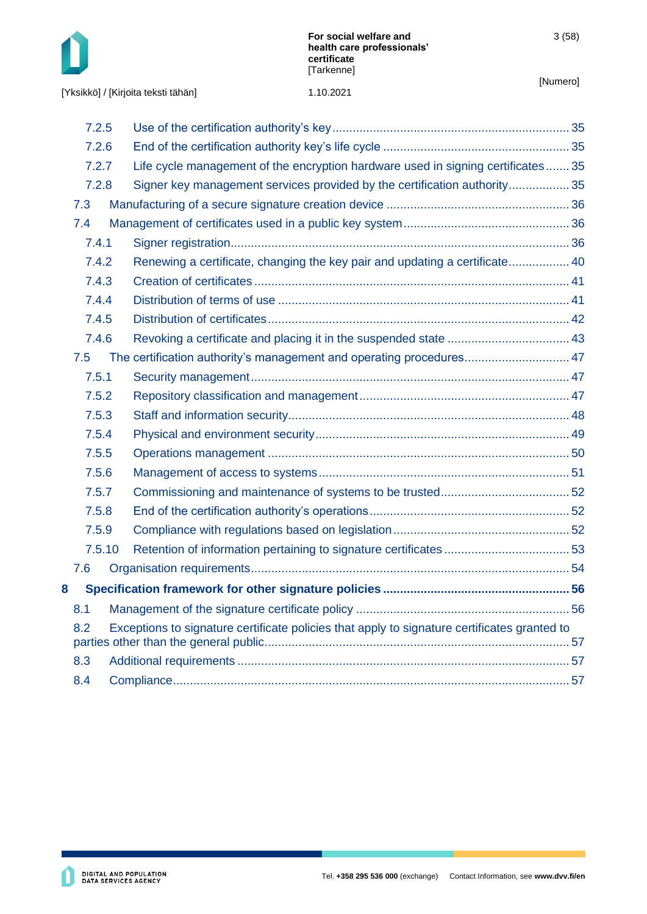7.2.5 Use of the certification authority's key ..................... 35
7.2.6 End of the certification authority key's life cycle ..................... 35
7.2.7 Life cycle management of the encryption hardware used in signing certificates ....... 35
7.2.8 Signer key management services provided by the certification authority .................. 35
7.3 Manufacturing of a secure signature creation device ..................... 36
7.4 Management of certificates used in a public key system ..................... 36
7.4.1 Signer registration ..................... 36
7.4.2 Renewing a certificate, changing the key pair and updating a certificate .................. 40
7.4.3 Creation of certificates ..................... 41
7.4.4 Distribution of terms of use ..................... 41
7.4.5 Distribution of certificates ..................... 42
7.4.6 Revoking a certificate and placing it in the suspended state ..................... 43
7.5 The certification authority's management and operating procedures ..................... 47
7.5.1 Security management ..................... 47
7.5.2 Repository classification and management ..................... 47
7.5.3 Staff and information security ..................... 48
7.5.4 Physical and environment security ..................... 49
7.5.5 Operations management ..................... 50
7.5.6 Management of access to systems ..................... 51
7.5.7 Commissioning and maintenance of systems to be trusted ..................... 52
7.5.8 End of the certification authority's operations ..................... 52
7.5.9 Compliance with regulations based on legislation ..................... 52
7.5.10 Retention of information pertaining to signature certificates ..................... 53
7.6 Organisation requirements ..................... 54

**8 Specification framework for other signature policies ..................... 56**

8.1 Management of the signature certificate policy ..................... 56
8.2 Exceptions to signature certificate policies that apply to signature certificates granted to parties other than the general public ..................... 57
8.3 Additional requirements ..................... 57
8.4 Compliance ..................... 57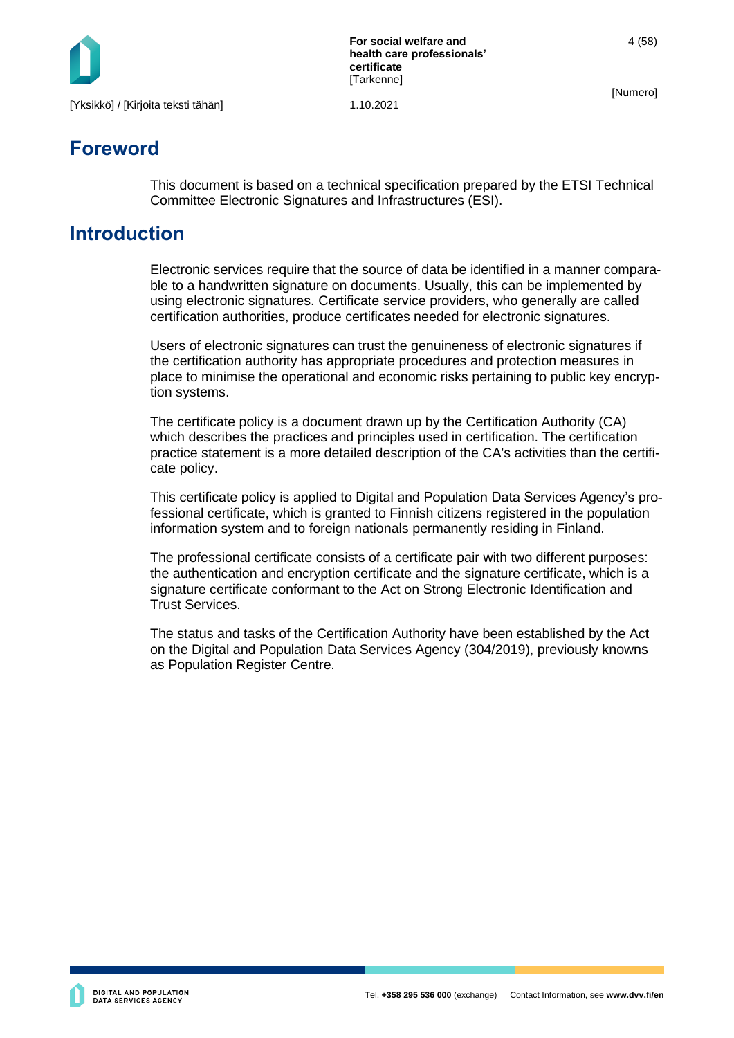# Foreword

This document is based on a technical specification prepared by the ETSI Technical Committee Electronic Signatures and Infrastructures (ESI).

# Introduction

Electronic services require that the source of data be identified in a manner comparable to a handwritten signature on documents. Usually, this can be implemented by using electronic signatures. Certificate service providers, who generally are called certification authorities, produce certificates needed for electronic signatures.

Users of electronic signatures can trust the genuineness of electronic signatures if the certification authority has appropriate procedures and protection measures in place to minimise the operational and economic risks pertaining to public key encryption systems.

The certificate policy is a document drawn up by the Certification Authority (CA) which describes the practices and principles used in certification. The certification practice statement is a more detailed description of the CA's activities than the certificate policy.

This certificate policy is applied to Digital and Population Data Services Agency's professional certificate, which is granted to Finnish citizens registered in the population information system and to foreign nationals permanently residing in Finland.

The professional certificate consists of a certificate pair with two different purposes: the authentication and encryption certificate and the signature certificate, which is a signature certificate conformant to the Act on Strong Electronic Identification and Trust Services.

The status and tasks of the Certification Authority have been established by the Act on the Digital and Population Data Services Agency (304/2019), previously knowns as Population Register Centre.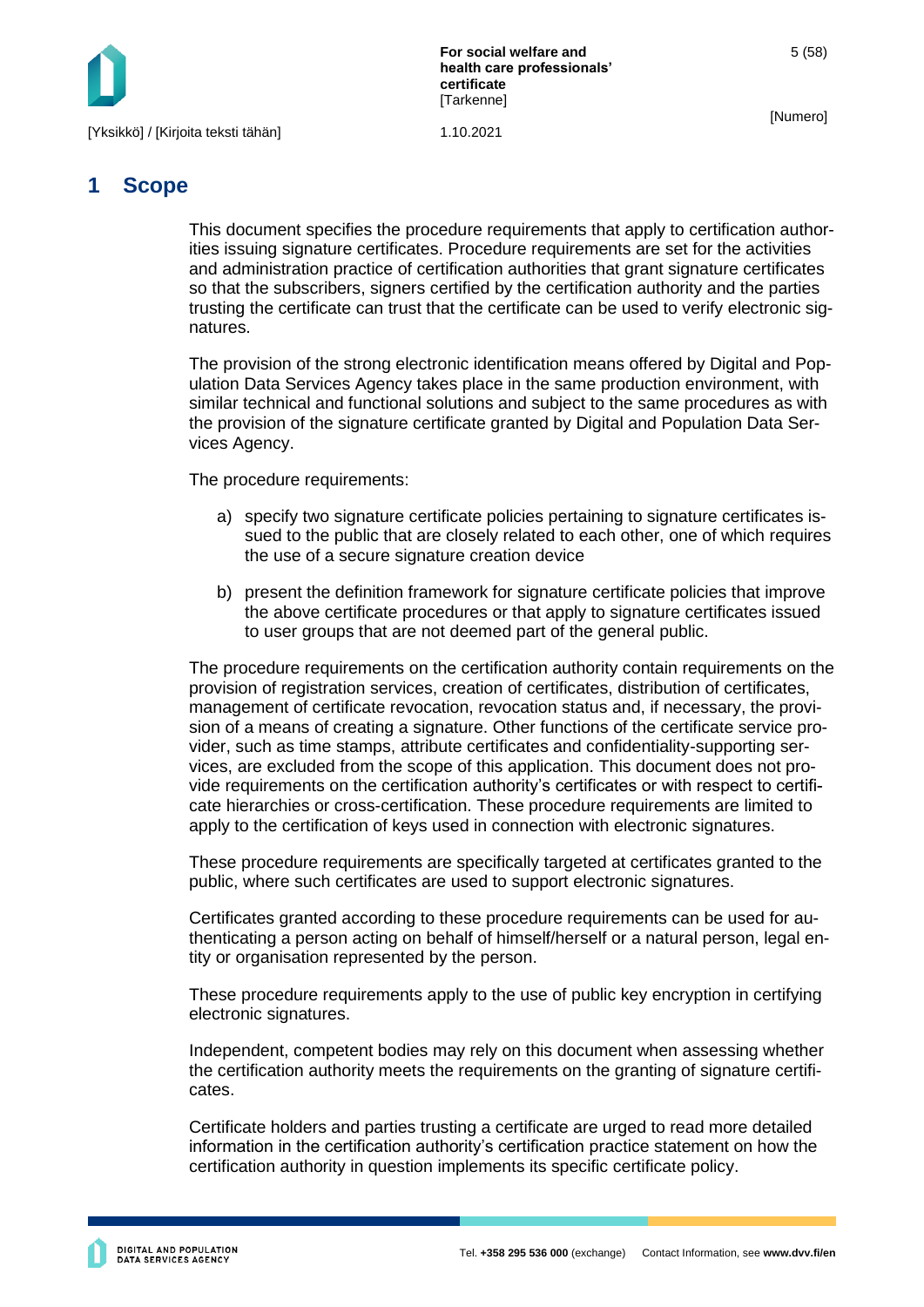# 1 Scope

This document specifies the procedure requirements that apply to certification authorities issuing signature certificates. Procedure requirements are set for the activities and administration practice of certification authorities that grant signature certificates so that the subscribers, signers certified by the certification authority and the parties trusting the certificate can trust that the certificate can be used to verify electronic signatures.

The provision of the strong electronic identification means offered by Digital and Population Data Services Agency takes place in the same production environment, with similar technical and functional solutions and subject to the same procedures as with the provision of the signature certificate granted by Digital and Population Data Services Agency.

The procedure requirements:

a) specify two signature certificate policies pertaining to signature certificates issued to the public that are closely related to each other, one of which requires the use of a secure signature creation device

b) present the definition framework for signature certificate policies that improve the above certificate procedures or that apply to signature certificates issued to user groups that are not deemed part of the general public.

The procedure requirements on the certification authority contain requirements on the provision of registration services, creation of certificates, distribution of certificates, management of certificate revocation, revocation status and, if necessary, the provision of a means of creating a signature. Other functions of the certificate service provider, such as time stamps, attribute certificates and confidentiality-supporting services, are excluded from the scope of this application. This document does not provide requirements on the certification authority's certificates or with respect to certificate hierarchies or cross-certification. These procedure requirements are limited to apply to the certification of keys used in connection with electronic signatures.

These procedure requirements are specifically targeted at certificates granted to the public, where such certificates are used to support electronic signatures.

Certificates granted according to these procedure requirements can be used for authenticating a person acting on behalf of himself/herself or a natural person, legal entity or organisation represented by the person.

These procedure requirements apply to the use of public key encryption in certifying electronic signatures.

Independent, competent bodies may rely on this document when assessing whether the certification authority meets the requirements on the granting of signature certificates.

Certificate holders and parties trusting a certificate are urged to read more detailed information in the certification authority's certification practice statement on how the certification authority in question implements its specific certificate policy.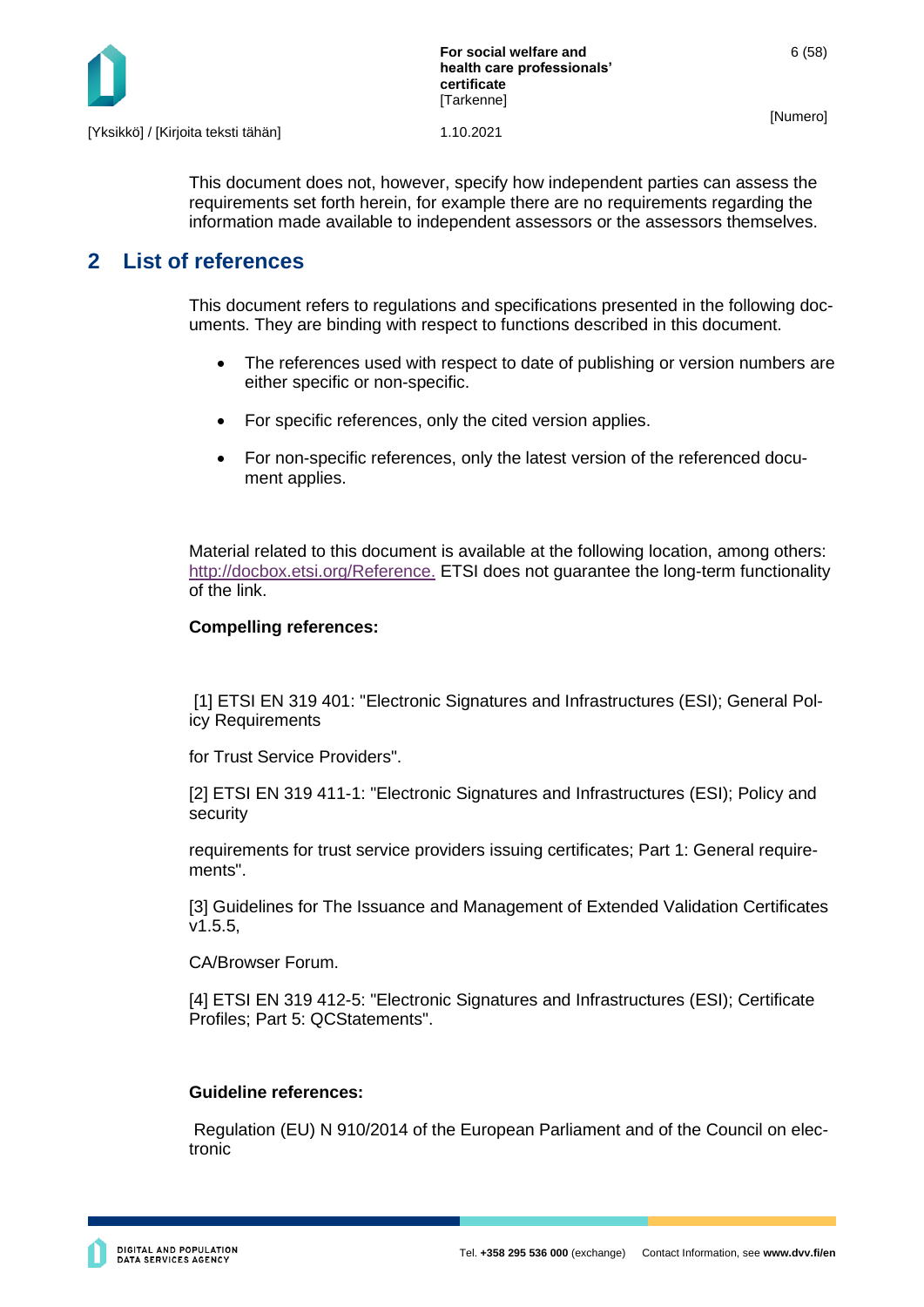This document does not, however, specify how independent parties can assess the requirements set forth herein, for example there are no requirements regarding the information made available to independent assessors or the assessors themselves.

## 2 List of references

This document refers to regulations and specifications presented in the following documents. They are binding with respect to functions described in this document.

- The references used with respect to date of publishing or version numbers are either specific or non-specific.
- For specific references, only the cited version applies.
- For non-specific references, only the latest version of the referenced document applies.

Material related to this document is available at the following location, among others: http://docbox.etsi.org/Reference. ETSI does not guarantee the long-term functionality of the link.

**Compelling references:**

[1] ETSI EN 319 401: "Electronic Signatures and Infrastructures (ESI); General Policy Requirements

for Trust Service Providers".

[2] ETSI EN 319 411-1: "Electronic Signatures and Infrastructures (ESI); Policy and security

requirements for trust service providers issuing certificates; Part 1: General requirements".

[3] Guidelines for The Issuance and Management of Extended Validation Certificates v1.5.5,

CA/Browser Forum.

[4] ETSI EN 319 412-5: "Electronic Signatures and Infrastructures (ESI); Certificate Profiles; Part 5: QCStatements".

**Guideline references:**

Regulation (EU) N 910/2014 of the European Parliament and of the Council on electronic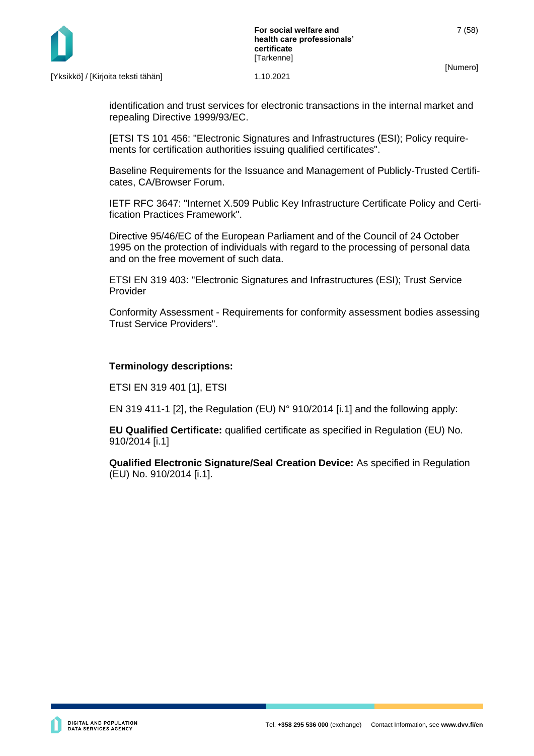identification and trust services for electronic transactions in the internal market and repealing Directive 1999/93/EC.

[ETSI TS 101 456: "Electronic Signatures and Infrastructures (ESI); Policy requirements for certification authorities issuing qualified certificates".

Baseline Requirements for the Issuance and Management of Publicly-Trusted Certificates, CA/Browser Forum.

IETF RFC 3647: "Internet X.509 Public Key Infrastructure Certificate Policy and Certification Practices Framework".

Directive 95/46/EC of the European Parliament and of the Council of 24 October 1995 on the protection of individuals with regard to the processing of personal data and on the free movement of such data.

ETSI EN 319 403: "Electronic Signatures and Infrastructures (ESI); Trust Service Provider

Conformity Assessment - Requirements for conformity assessment bodies assessing Trust Service Providers".

**Terminology descriptions:**

ETSI EN 319 401 [1], ETSI

EN 319 411-1 [2], the Regulation (EU) N° 910/2014 [i.1] and the following apply:

**EU Qualified Certificate:** qualified certificate as specified in Regulation (EU) No. 910/2014 [i.1]

**Qualified Electronic Signature/Seal Creation Device:** As specified in Regulation (EU) No. 910/2014 [i.1].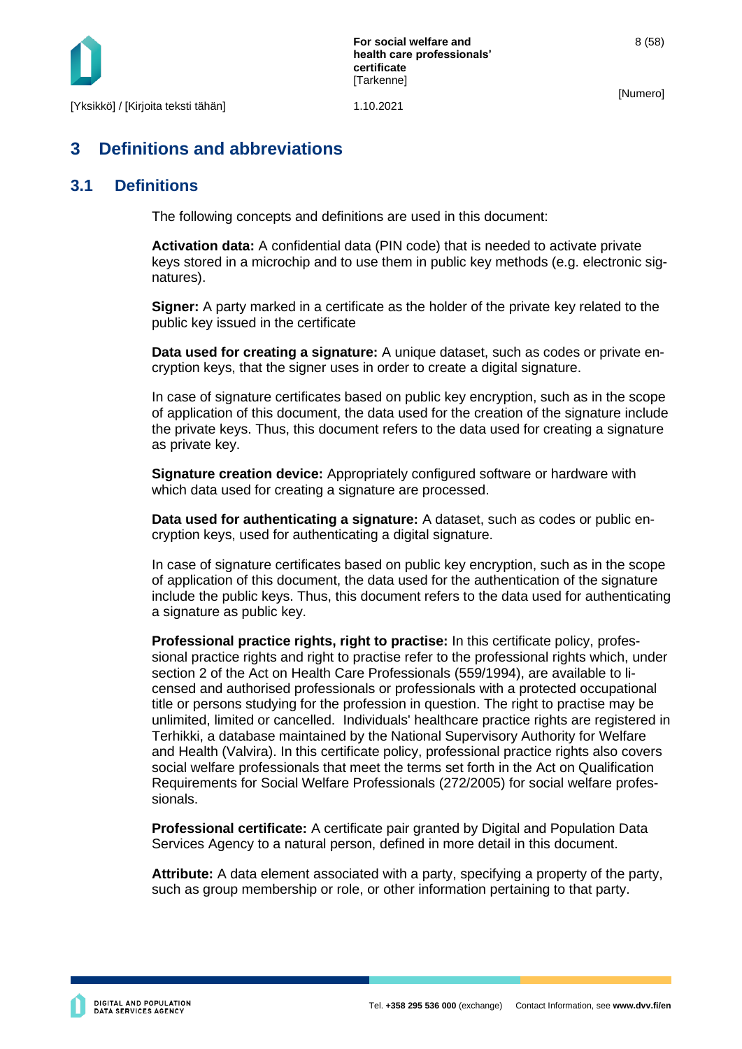# 3 Definitions and abbreviations

## 3.1 Definitions

The following concepts and definitions are used in this document:

**Activation data:** A confidential data (PIN code) that is needed to activate private keys stored in a microchip and to use them in public key methods (e.g. electronic signatures).

**Signer:** A party marked in a certificate as the holder of the private key related to the public key issued in the certificate

**Data used for creating a signature:** A unique dataset, such as codes or private encryption keys, that the signer uses in order to create a digital signature.

In case of signature certificates based on public key encryption, such as in the scope of application of this document, the data used for the creation of the signature include the private keys. Thus, this document refers to the data used for creating a signature as private key.

**Signature creation device:** Appropriately configured software or hardware with which data used for creating a signature are processed.

**Data used for authenticating a signature:** A dataset, such as codes or public encryption keys, used for authenticating a digital signature.

In case of signature certificates based on public key encryption, such as in the scope of application of this document, the data used for the authentication of the signature include the public keys. Thus, this document refers to the data used for authenticating a signature as public key.

**Professional practice rights, right to practise:** In this certificate policy, professional practice rights and right to practise refer to the professional rights which, under section 2 of the Act on Health Care Professionals (559/1994), are available to licensed and authorised professionals or professionals with a protected occupational title or persons studying for the profession in question. The right to practise may be unlimited, limited or cancelled. Individuals' healthcare practice rights are registered in Terhikki, a database maintained by the National Supervisory Authority for Welfare and Health (Valvira). In this certificate policy, professional practice rights also covers social welfare professionals that meet the terms set forth in the Act on Qualification Requirements for Social Welfare Professionals (272/2005) for social welfare professionals.

**Professional certificate:** A certificate pair granted by Digital and Population Data Services Agency to a natural person, defined in more detail in this document.

**Attribute:** A data element associated with a party, specifying a property of the party, such as group membership or role, or other information pertaining to that party.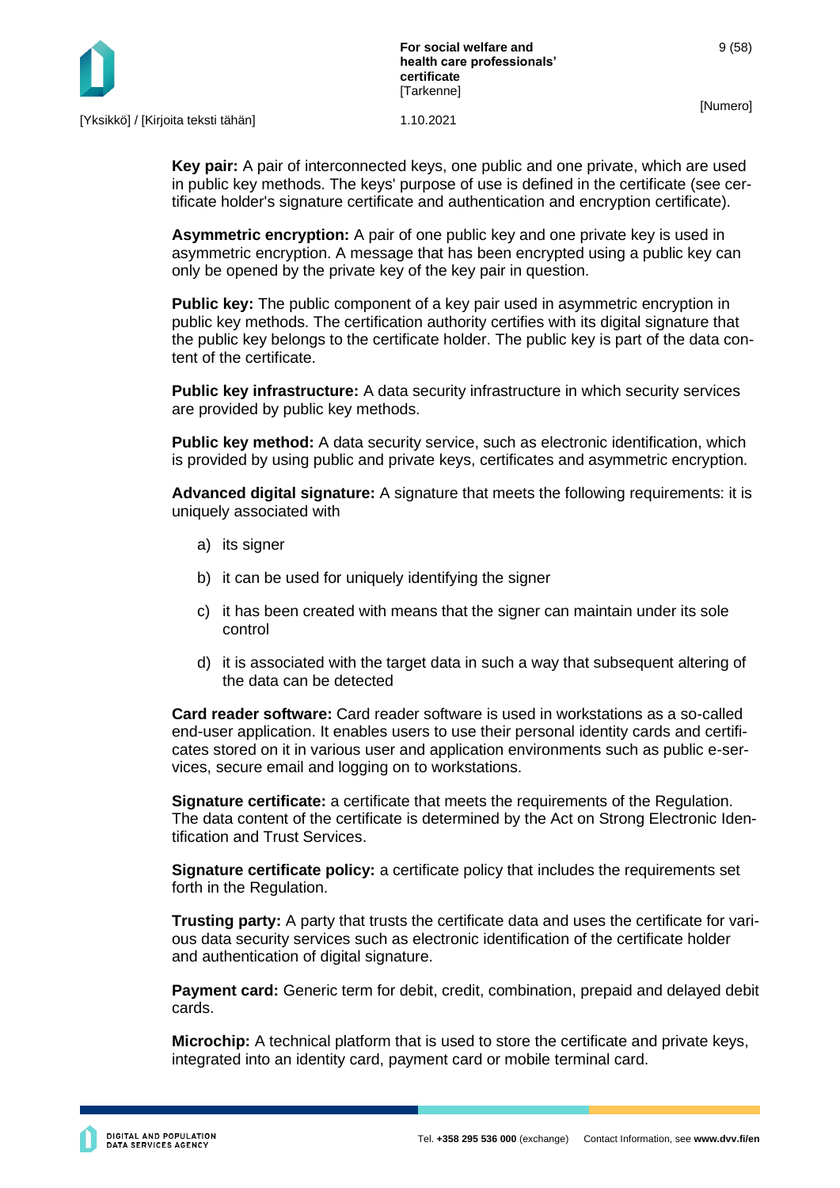**Key pair:** A pair of interconnected keys, one public and one private, which are used in public key methods. The keys' purpose of use is defined in the certificate (see certificate holder's signature certificate and authentication and encryption certificate).

**Asymmetric encryption:** A pair of one public key and one private key is used in asymmetric encryption. A message that has been encrypted using a public key can only be opened by the private key of the key pair in question.

**Public key:** The public component of a key pair used in asymmetric encryption in public key methods. The certification authority certifies with its digital signature that the public key belongs to the certificate holder. The public key is part of the data content of the certificate.

**Public key infrastructure:** A data security infrastructure in which security services are provided by public key methods.

**Public key method:** A data security service, such as electronic identification, which is provided by using public and private keys, certificates and asymmetric encryption.

**Advanced digital signature:** A signature that meets the following requirements: it is uniquely associated with

a) its signer

b) it can be used for uniquely identifying the signer

c) it has been created with means that the signer can maintain under its sole control

d) it is associated with the target data in such a way that subsequent altering of the data can be detected

**Card reader software:** Card reader software is used in workstations as a so-called end-user application. It enables users to use their personal identity cards and certificates stored on it in various user and application environments such as public e-services, secure email and logging on to workstations.

**Signature certificate:** a certificate that meets the requirements of the Regulation. The data content of the certificate is determined by the Act on Strong Electronic Identification and Trust Services.

**Signature certificate policy:** a certificate policy that includes the requirements set forth in the Regulation.

**Trusting party:** A party that trusts the certificate data and uses the certificate for various data security services such as electronic identification of the certificate holder and authentication of digital signature.

**Payment card:** Generic term for debit, credit, combination, prepaid and delayed debit cards.

**Microchip:** A technical platform that is used to store the certificate and private keys, integrated into an identity card, payment card or mobile terminal card.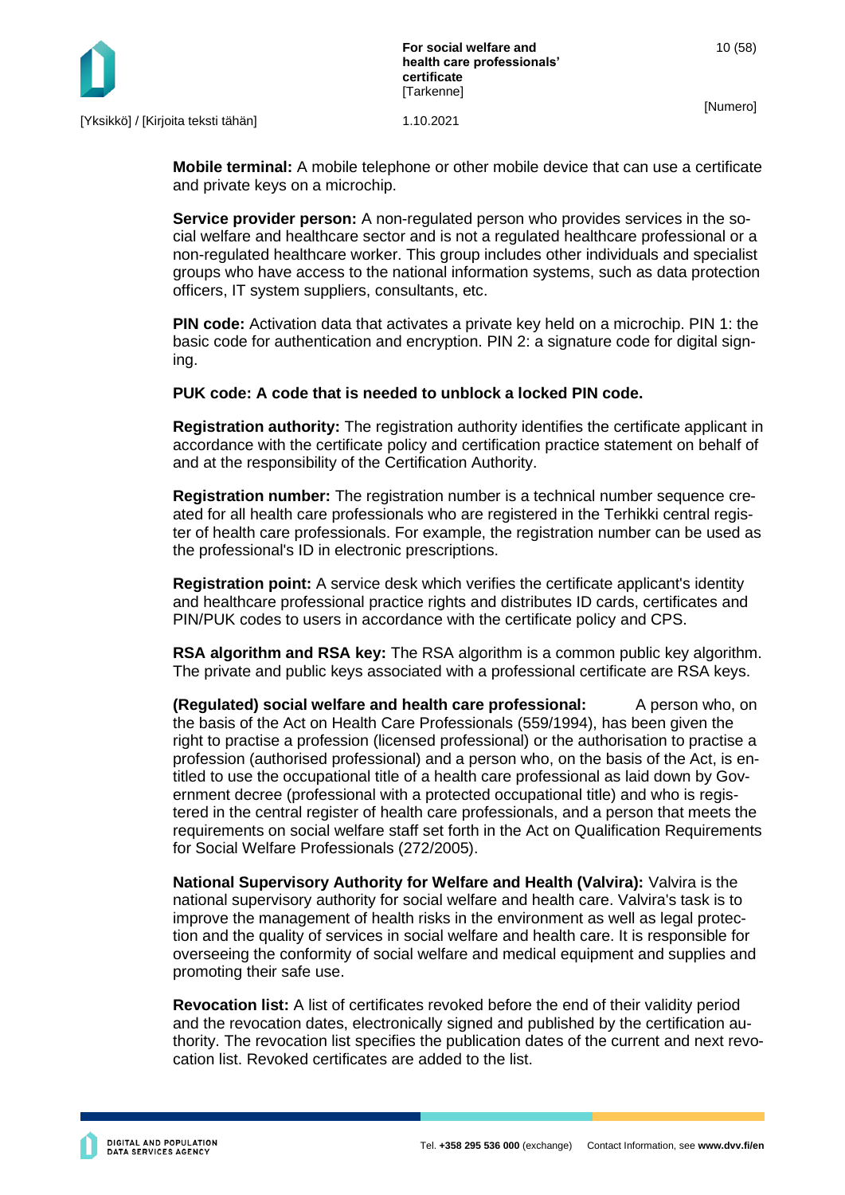**Mobile terminal:** A mobile telephone or other mobile device that can use a certificate and private keys on a microchip.

**Service provider person:** A non-regulated person who provides services in the social welfare and healthcare sector and is not a regulated healthcare professional or a non-regulated healthcare worker. This group includes other individuals and specialist groups who have access to the national information systems, such as data protection officers, IT system suppliers, consultants, etc.

**PIN code:** Activation data that activates a private key held on a microchip. PIN 1: the basic code for authentication and encryption. PIN 2: a signature code for digital signing.

**PUK code: A code that is needed to unblock a locked PIN code.**

**Registration authority:** The registration authority identifies the certificate applicant in accordance with the certificate policy and certification practice statement on behalf of and at the responsibility of the Certification Authority.

**Registration number:** The registration number is a technical number sequence created for all health care professionals who are registered in the Terhikki central register of health care professionals. For example, the registration number can be used as the professional's ID in electronic prescriptions.

**Registration point:** A service desk which verifies the certificate applicant's identity and healthcare professional practice rights and distributes ID cards, certificates and PIN/PUK codes to users in accordance with the certificate policy and CPS.

**RSA algorithm and RSA key:** The RSA algorithm is a common public key algorithm. The private and public keys associated with a professional certificate are RSA keys.

**(Regulated) social welfare and health care professional:** A person who, on the basis of the Act on Health Care Professionals (559/1994), has been given the right to practise a profession (licensed professional) or the authorisation to practise a profession (authorised professional) and a person who, on the basis of the Act, is entitled to use the occupational title of a health care professional as laid down by Government decree (professional with a protected occupational title) and who is registered in the central register of health care professionals, and a person that meets the requirements on social welfare staff set forth in the Act on Qualification Requirements for Social Welfare Professionals (272/2005).

**National Supervisory Authority for Welfare and Health (Valvira):** Valvira is the national supervisory authority for social welfare and health care. Valvira's task is to improve the management of health risks in the environment as well as legal protection and the quality of services in social welfare and health care. It is responsible for overseeing the conformity of social welfare and medical equipment and supplies and promoting their safe use.

**Revocation list:** A list of certificates revoked before the end of their validity period and the revocation dates, electronically signed and published by the certification authority. The revocation list specifies the publication dates of the current and next revocation list. Revoked certificates are added to the list.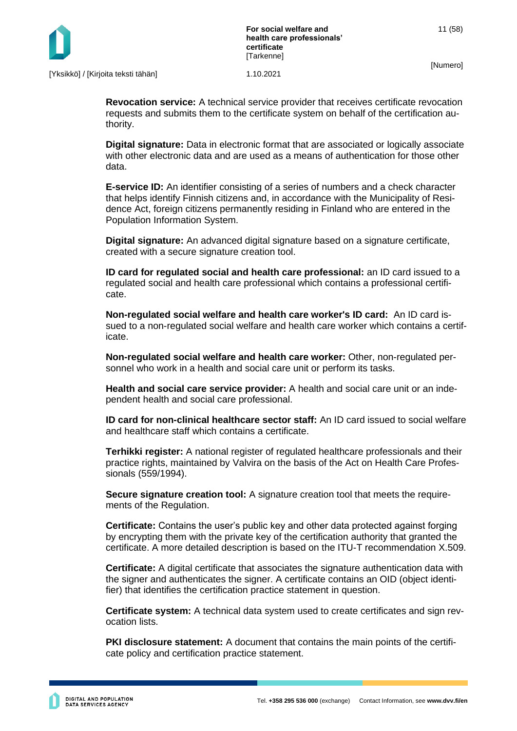**Revocation service:** A technical service provider that receives certificate revocation requests and submits them to the certificate system on behalf of the certification authority.

**Digital signature:** Data in electronic format that are associated or logically associate with other electronic data and are used as a means of authentication for those other data.

**E-service ID:** An identifier consisting of a series of numbers and a check character that helps identify Finnish citizens and, in accordance with the Municipality of Residence Act, foreign citizens permanently residing in Finland who are entered in the Population Information System.

**Digital signature:** An advanced digital signature based on a signature certificate, created with a secure signature creation tool.

**ID card for regulated social and health care professional:** an ID card issued to a regulated social and health care professional which contains a professional certificate.

**Non-regulated social welfare and health care worker's ID card:** An ID card issued to a non-regulated social welfare and health care worker which contains a certificate.

**Non-regulated social welfare and health care worker:** Other, non-regulated personnel who work in a health and social care unit or perform its tasks.

**Health and social care service provider:** A health and social care unit or an independent health and social care professional.

**ID card for non-clinical healthcare sector staff:** An ID card issued to social welfare and healthcare staff which contains a certificate.

**Terhikki register:** A national register of regulated healthcare professionals and their practice rights, maintained by Valvira on the basis of the Act on Health Care Professionals (559/1994).

**Secure signature creation tool:** A signature creation tool that meets the requirements of the Regulation.

**Certificate:** Contains the user's public key and other data protected against forging by encrypting them with the private key of the certification authority that granted the certificate. A more detailed description is based on the ITU-T recommendation X.509.

**Certificate:** A digital certificate that associates the signature authentication data with the signer and authenticates the signer. A certificate contains an OID (object identifier) that identifies the certification practice statement in question.

**Certificate system:** A technical data system used to create certificates and sign revocation lists.

**PKI disclosure statement:** A document that contains the main points of the certificate policy and certification practice statement.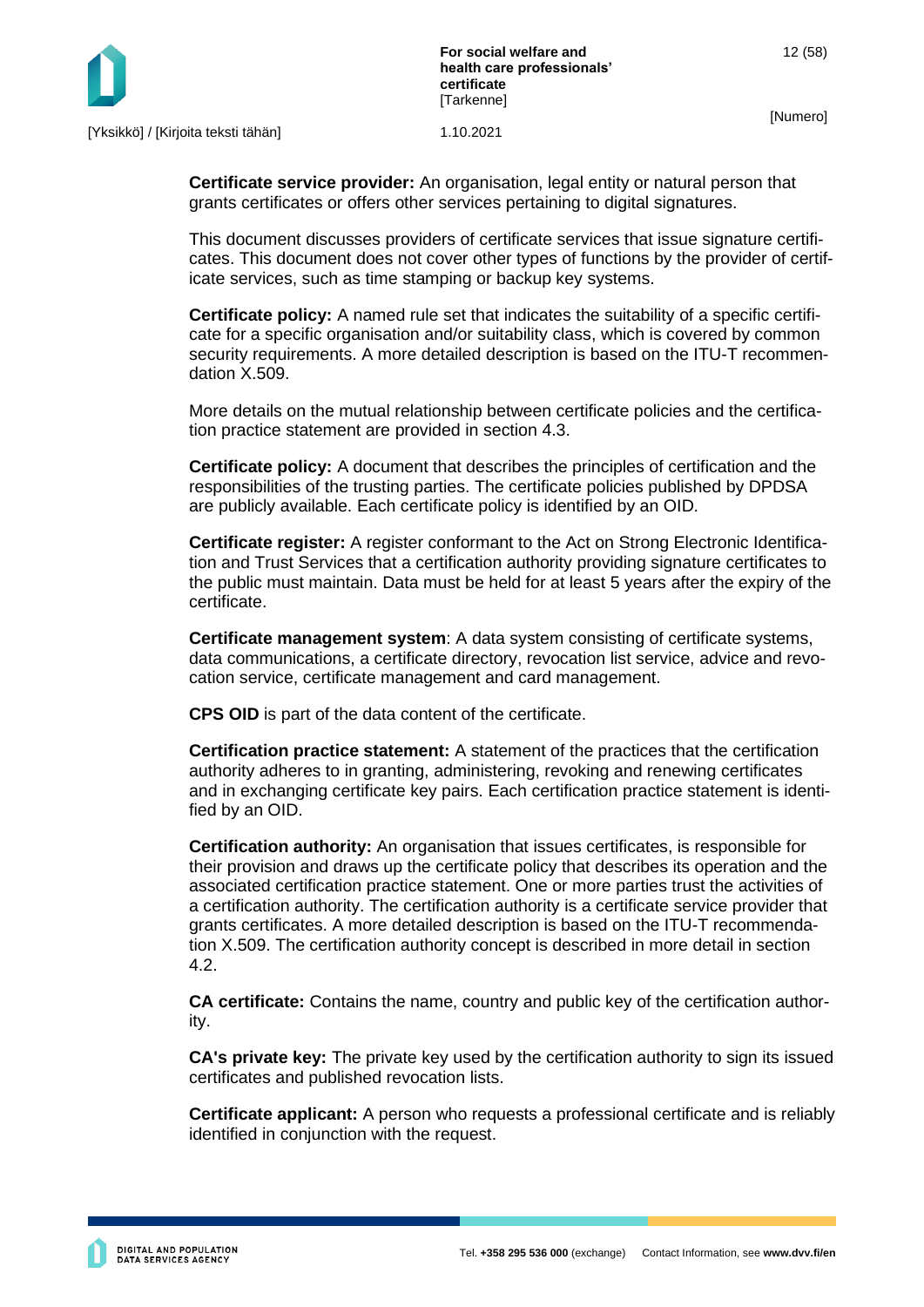**Certificate service provider:** An organisation, legal entity or natural person that grants certificates or offers other services pertaining to digital signatures.

This document discusses providers of certificate services that issue signature certificates. This document does not cover other types of functions by the provider of certificate services, such as time stamping or backup key systems.

**Certificate policy:** A named rule set that indicates the suitability of a specific certificate for a specific organisation and/or suitability class, which is covered by common security requirements. A more detailed description is based on the ITU-T recommendation X.509.

More details on the mutual relationship between certificate policies and the certification practice statement are provided in section 4.3.

**Certificate policy:** A document that describes the principles of certification and the responsibilities of the trusting parties. The certificate policies published by DPDSA are publicly available. Each certificate policy is identified by an OID.

**Certificate register:** A register conformant to the Act on Strong Electronic Identification and Trust Services that a certification authority providing signature certificates to the public must maintain. Data must be held for at least 5 years after the expiry of the certificate.

**Certificate management system**: A data system consisting of certificate systems, data communications, a certificate directory, revocation list service, advice and revocation service, certificate management and card management.

**CPS OID** is part of the data content of the certificate.

**Certification practice statement:** A statement of the practices that the certification authority adheres to in granting, administering, revoking and renewing certificates and in exchanging certificate key pairs. Each certification practice statement is identified by an OID.

**Certification authority:** An organisation that issues certificates, is responsible for their provision and draws up the certificate policy that describes its operation and the associated certification practice statement. One or more parties trust the activities of a certification authority. The certification authority is a certificate service provider that grants certificates. A more detailed description is based on the ITU-T recommendation X.509. The certification authority concept is described in more detail in section 4.2.

**CA certificate:** Contains the name, country and public key of the certification authority.

**CA's private key:** The private key used by the certification authority to sign its issued certificates and published revocation lists.

**Certificate applicant:** A person who requests a professional certificate and is reliably identified in conjunction with the request.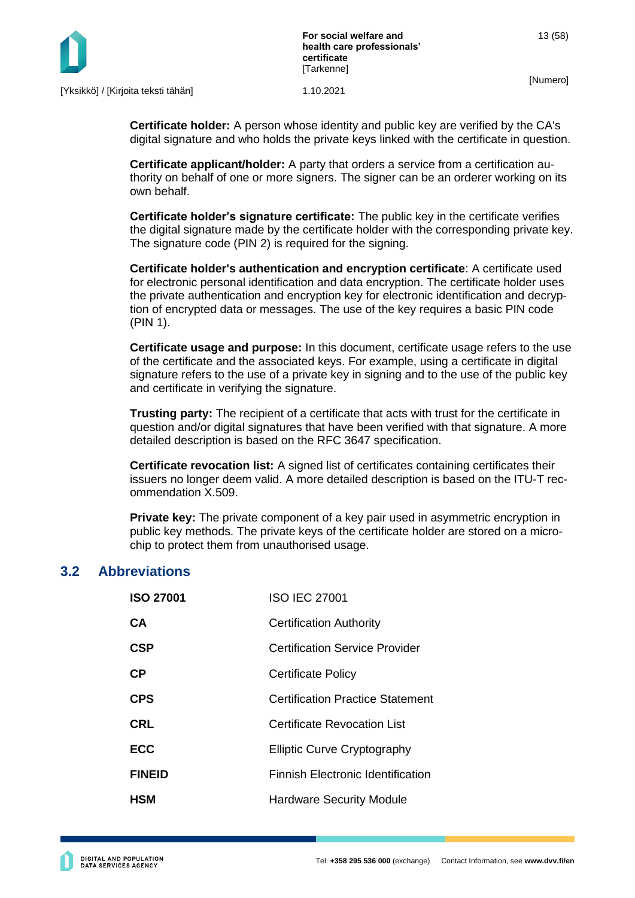**Certificate holder:** A person whose identity and public key are verified by the CA's digital signature and who holds the private keys linked with the certificate in question.

**Certificate applicant/holder:** A party that orders a service from a certification authority on behalf of one or more signers. The signer can be an orderer working on its own behalf.

**Certificate holder's signature certificate:** The public key in the certificate verifies the digital signature made by the certificate holder with the corresponding private key. The signature code (PIN 2) is required for the signing.

**Certificate holder's authentication and encryption certificate**: A certificate used for electronic personal identification and data encryption. The certificate holder uses the private authentication and encryption key for electronic identification and decryption of encrypted data or messages. The use of the key requires a basic PIN code (PIN 1).

**Certificate usage and purpose:** In this document, certificate usage refers to the use of the certificate and the associated keys. For example, using a certificate in digital signature refers to the use of a private key in signing and to the use of the public key and certificate in verifying the signature.

**Trusting party:** The recipient of a certificate that acts with trust for the certificate in question and/or digital signatures that have been verified with that signature. A more detailed description is based on the RFC 3647 specification.

**Certificate revocation list:** A signed list of certificates containing certificates their issuers no longer deem valid. A more detailed description is based on the ITU-T recommendation X.509.

**Private key:** The private component of a key pair used in asymmetric encryption in public key methods. The private keys of the certificate holder are stored on a microchip to protect them from unauthorised usage.

## 3.2 Abbreviations

| | |
|---|---|
| **ISO 27001** | ISO IEC 27001 |
| **CA** | Certification Authority |
| **CSP** | Certification Service Provider |
| **CP** | Certificate Policy |
| **CPS** | Certification Practice Statement |
| **CRL** | Certificate Revocation List |
| **ECC** | Elliptic Curve Cryptography |
| **FINEID** | Finnish Electronic Identification |
| **HSM** | Hardware Security Module |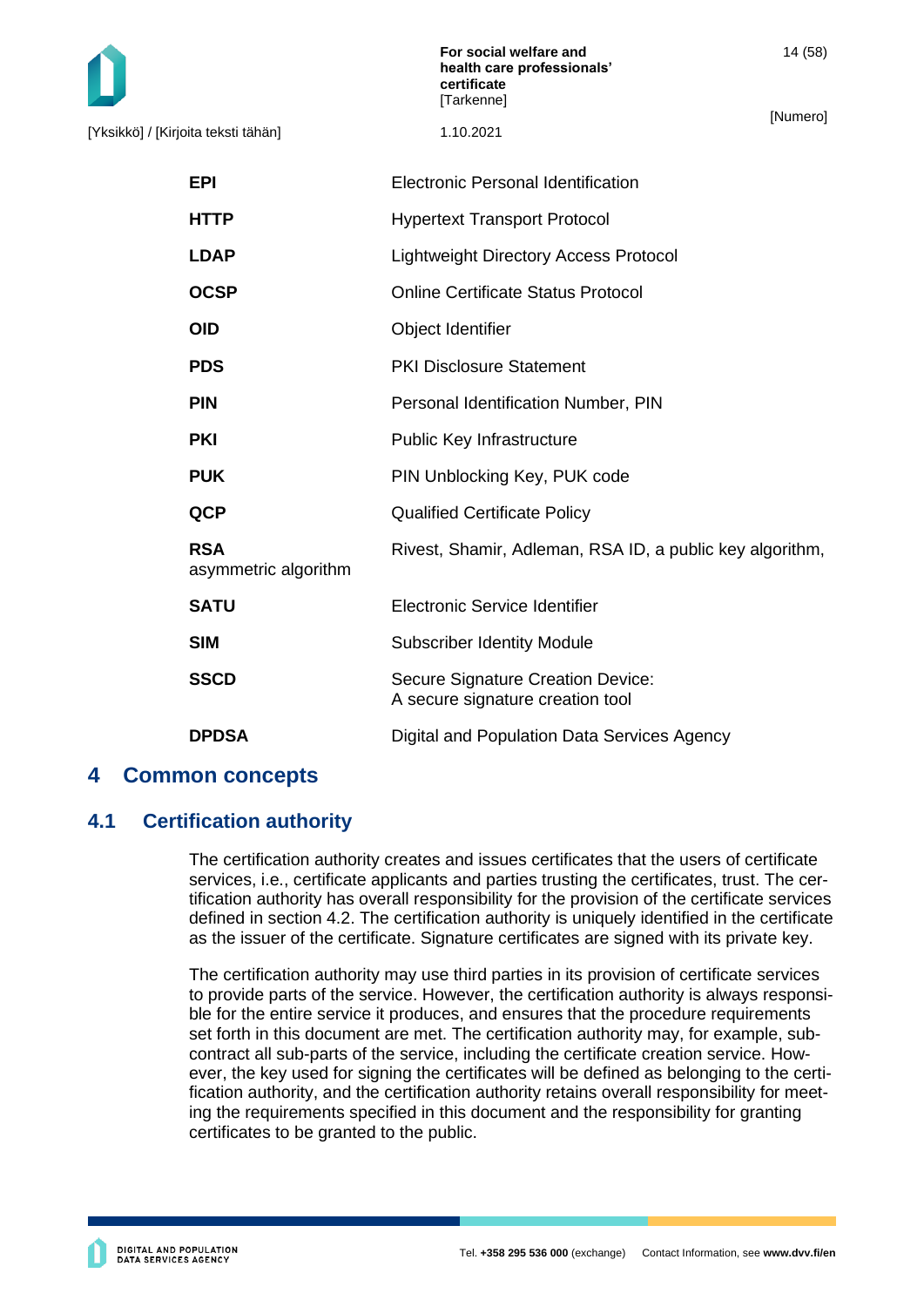| | |
|---|---|
| **EPI** | Electronic Personal Identification |
| **HTTP** | Hypertext Transport Protocol |
| **LDAP** | Lightweight Directory Access Protocol |
| **OCSP** | Online Certificate Status Protocol |
| **OID** | Object Identifier |
| **PDS** | PKI Disclosure Statement |
| **PIN** | Personal Identification Number, PIN |
| **PKI** | Public Key Infrastructure |
| **PUK** | PIN Unblocking Key, PUK code |
| **QCP** | Qualified Certificate Policy |
| **RSA** asymmetric algorithm | Rivest, Shamir, Adleman, RSA ID, a public key algorithm, |
| **SATU** | Electronic Service Identifier |
| **SIM** | Subscriber Identity Module |
| **SSCD** | Secure Signature Creation Device: A secure signature creation tool |
| **DPDSA** | Digital and Population Data Services Agency |

# 4 Common concepts

## 4.1 Certification authority

The certification authority creates and issues certificates that the users of certificate services, i.e., certificate applicants and parties trusting the certificates, trust. The certification authority has overall responsibility for the provision of the certificate services defined in section 4.2. The certification authority is uniquely identified in the certificate as the issuer of the certificate. Signature certificates are signed with its private key.

The certification authority may use third parties in its provision of certificate services to provide parts of the service. However, the certification authority is always responsible for the entire service it produces, and ensures that the procedure requirements set forth in this document are met. The certification authority may, for example, subcontract all sub-parts of the service, including the certificate creation service. However, the key used for signing the certificates will be defined as belonging to the certification authority, and the certification authority retains overall responsibility for meeting the requirements specified in this document and the responsibility for granting certificates to be granted to the public.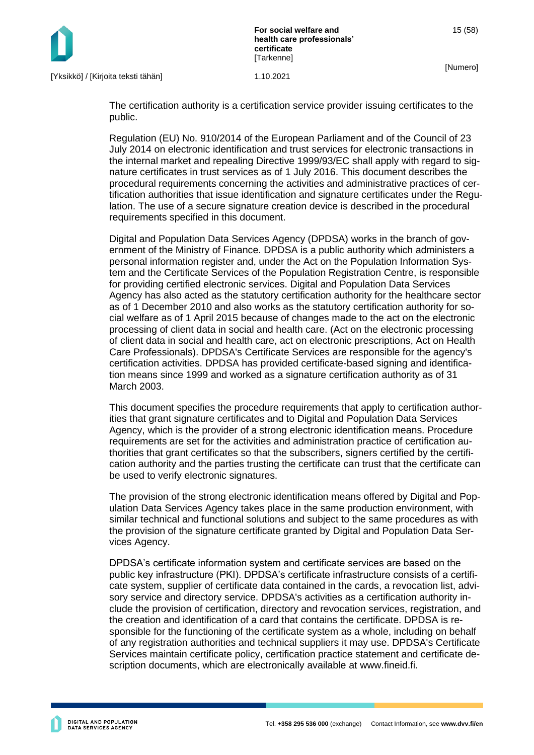The certification authority is a certification service provider issuing certificates to the public.

Regulation (EU) No. 910/2014 of the European Parliament and of the Council of 23 July 2014 on electronic identification and trust services for electronic transactions in the internal market and repealing Directive 1999/93/EC shall apply with regard to signature certificates in trust services as of 1 July 2016. This document describes the procedural requirements concerning the activities and administrative practices of certification authorities that issue identification and signature certificates under the Regulation. The use of a secure signature creation device is described in the procedural requirements specified in this document.

Digital and Population Data Services Agency (DPDSA) works in the branch of government of the Ministry of Finance. DPDSA is a public authority which administers a personal information register and, under the Act on the Population Information System and the Certificate Services of the Population Registration Centre, is responsible for providing certified electronic services. Digital and Population Data Services Agency has also acted as the statutory certification authority for the healthcare sector as of 1 December 2010 and also works as the statutory certification authority for social welfare as of 1 April 2015 because of changes made to the act on the electronic processing of client data in social and health care. (Act on the electronic processing of client data in social and health care, act on electronic prescriptions, Act on Health Care Professionals). DPDSA's Certificate Services are responsible for the agency's certification activities. DPDSA has provided certificate-based signing and identification means since 1999 and worked as a signature certification authority as of 31 March 2003.

This document specifies the procedure requirements that apply to certification authorities that grant signature certificates and to Digital and Population Data Services Agency, which is the provider of a strong electronic identification means. Procedure requirements are set for the activities and administration practice of certification authorities that grant certificates so that the subscribers, signers certified by the certification authority and the parties trusting the certificate can trust that the certificate can be used to verify electronic signatures.

The provision of the strong electronic identification means offered by Digital and Population Data Services Agency takes place in the same production environment, with similar technical and functional solutions and subject to the same procedures as with the provision of the signature certificate granted by Digital and Population Data Services Agency.

DPDSA's certificate information system and certificate services are based on the public key infrastructure (PKI). DPDSA's certificate infrastructure consists of a certificate system, supplier of certificate data contained in the cards, a revocation list, advisory service and directory service. DPDSA's activities as a certification authority include the provision of certification, directory and revocation services, registration, and the creation and identification of a card that contains the certificate. DPDSA is responsible for the functioning of the certificate system as a whole, including on behalf of any registration authorities and technical suppliers it may use. DPDSA's Certificate Services maintain certificate policy, certification practice statement and certificate description documents, which are electronically available at www.fineid.fi.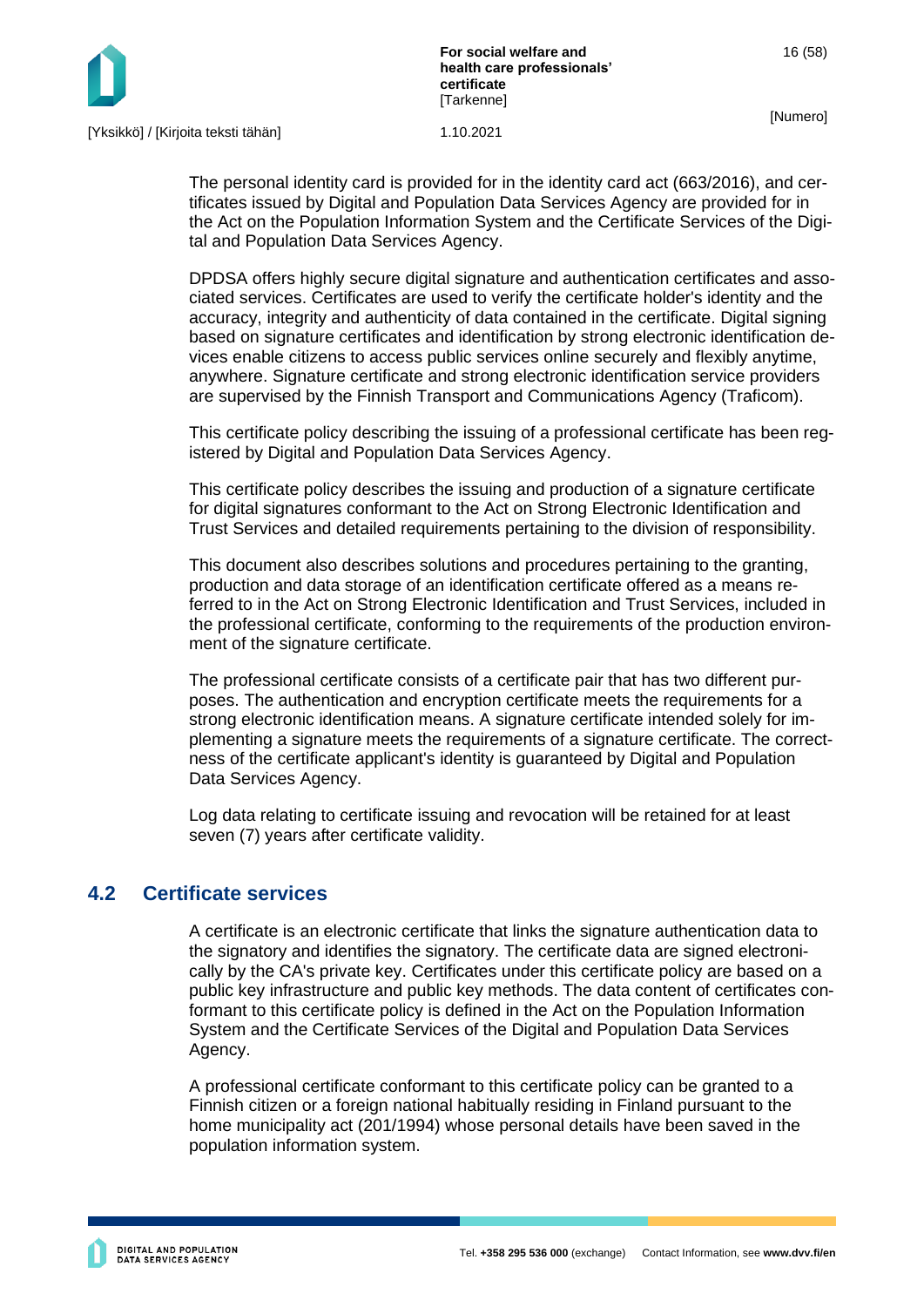The personal identity card is provided for in the identity card act (663/2016), and certificates issued by Digital and Population Data Services Agency are provided for in the Act on the Population Information System and the Certificate Services of the Digital and Population Data Services Agency.

DPDSA offers highly secure digital signature and authentication certificates and associated services. Certificates are used to verify the certificate holder's identity and the accuracy, integrity and authenticity of data contained in the certificate. Digital signing based on signature certificates and identification by strong electronic identification devices enable citizens to access public services online securely and flexibly anytime, anywhere. Signature certificate and strong electronic identification service providers are supervised by the Finnish Transport and Communications Agency (Traficom).

This certificate policy describing the issuing of a professional certificate has been registered by Digital and Population Data Services Agency.

This certificate policy describes the issuing and production of a signature certificate for digital signatures conformant to the Act on Strong Electronic Identification and Trust Services and detailed requirements pertaining to the division of responsibility.

This document also describes solutions and procedures pertaining to the granting, production and data storage of an identification certificate offered as a means referred to in the Act on Strong Electronic Identification and Trust Services, included in the professional certificate, conforming to the requirements of the production environment of the signature certificate.

The professional certificate consists of a certificate pair that has two different purposes. The authentication and encryption certificate meets the requirements for a strong electronic identification means. A signature certificate intended solely for implementing a signature meets the requirements of a signature certificate. The correctness of the certificate applicant's identity is guaranteed by Digital and Population Data Services Agency.

Log data relating to certificate issuing and revocation will be retained for at least seven (7) years after certificate validity.

## 4.2 Certificate services

A certificate is an electronic certificate that links the signature authentication data to the signatory and identifies the signatory. The certificate data are signed electronically by the CA's private key. Certificates under this certificate policy are based on a public key infrastructure and public key methods. The data content of certificates conformant to this certificate policy is defined in the Act on the Population Information System and the Certificate Services of the Digital and Population Data Services Agency.

A professional certificate conformant to this certificate policy can be granted to a Finnish citizen or a foreign national habitually residing in Finland pursuant to the home municipality act (201/1994) whose personal details have been saved in the population information system.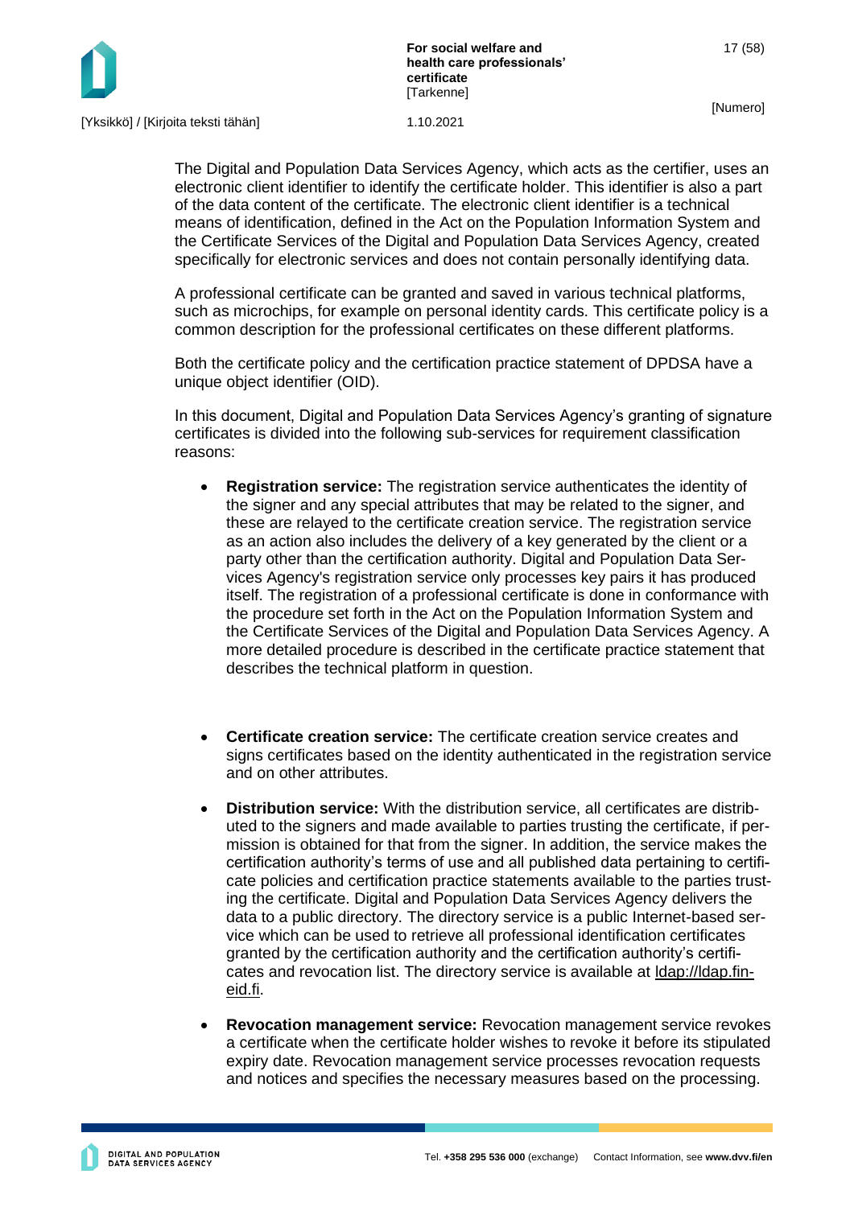The Digital and Population Data Services Agency, which acts as the certifier, uses an electronic client identifier to identify the certificate holder. This identifier is also a part of the data content of the certificate. The electronic client identifier is a technical means of identification, defined in the Act on the Population Information System and the Certificate Services of the Digital and Population Data Services Agency, created specifically for electronic services and does not contain personally identifying data.

A professional certificate can be granted and saved in various technical platforms, such as microchips, for example on personal identity cards. This certificate policy is a common description for the professional certificates on these different platforms.

Both the certificate policy and the certification practice statement of DPDSA have a unique object identifier (OID).

In this document, Digital and Population Data Services Agency's granting of signature certificates is divided into the following sub-services for requirement classification reasons:

- **Registration service:** The registration service authenticates the identity of the signer and any special attributes that may be related to the signer, and these are relayed to the certificate creation service. The registration service as an action also includes the delivery of a key generated by the client or a party other than the certification authority. Digital and Population Data Services Agency's registration service only processes key pairs it has produced itself. The registration of a professional certificate is done in conformance with the procedure set forth in the Act on the Population Information System and the Certificate Services of the Digital and Population Data Services Agency. A more detailed procedure is described in the certificate practice statement that describes the technical platform in question.

- **Certificate creation service:** The certificate creation service creates and signs certificates based on the identity authenticated in the registration service and on other attributes.

- **Distribution service:** With the distribution service, all certificates are distributed to the signers and made available to parties trusting the certificate, if permission is obtained for that from the signer. In addition, the service makes the certification authority's terms of use and all published data pertaining to certificate policies and certification practice statements available to the parties trusting the certificate. Digital and Population Data Services Agency delivers the data to a public directory. The directory service is a public Internet-based service which can be used to retrieve all professional identification certificates granted by the certification authority and the certification authority's certificates and revocation list. The directory service is available at ldap://ldap.fineid.fi.

- **Revocation management service:** Revocation management service revokes a certificate when the certificate holder wishes to revoke it before its stipulated expiry date. Revocation management service processes revocation requests and notices and specifies the necessary measures based on the processing.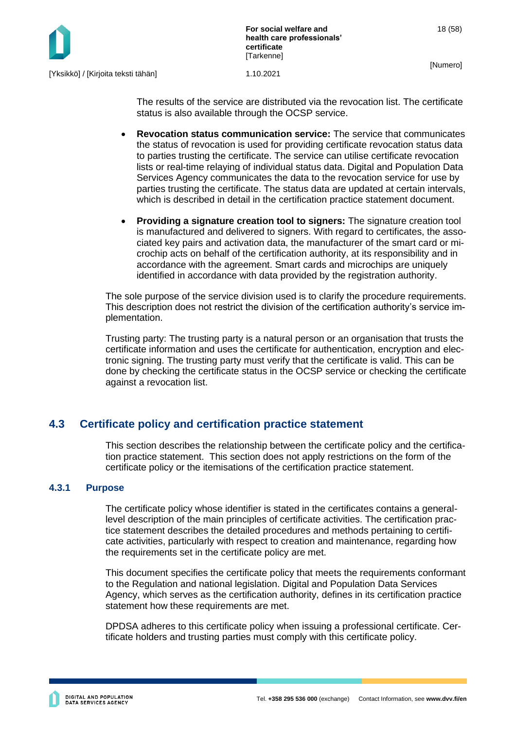The results of the service are distributed via the revocation list. The certificate status is also available through the OCSP service.

- **Revocation status communication service:** The service that communicates the status of revocation is used for providing certificate revocation status data to parties trusting the certificate. The service can utilise certificate revocation lists or real-time relaying of individual status data. Digital and Population Data Services Agency communicates the data to the revocation service for use by parties trusting the certificate. The status data are updated at certain intervals, which is described in detail in the certification practice statement document.
- **Providing a signature creation tool to signers:** The signature creation tool is manufactured and delivered to signers. With regard to certificates, the associated key pairs and activation data, the manufacturer of the smart card or microchip acts on behalf of the certification authority, at its responsibility and in accordance with the agreement. Smart cards and microchips are uniquely identified in accordance with data provided by the registration authority.

The sole purpose of the service division used is to clarify the procedure requirements. This description does not restrict the division of the certification authority's service implementation.

Trusting party: The trusting party is a natural person or an organisation that trusts the certificate information and uses the certificate for authentication, encryption and electronic signing. The trusting party must verify that the certificate is valid. This can be done by checking the certificate status in the OCSP service or checking the certificate against a revocation list.

## 4.3 Certificate policy and certification practice statement

This section describes the relationship between the certificate policy and the certification practice statement. This section does not apply restrictions on the form of the certificate policy or the itemisations of the certification practice statement.

### 4.3.1 Purpose

The certificate policy whose identifier is stated in the certificates contains a general-level description of the main principles of certificate activities. The certification practice statement describes the detailed procedures and methods pertaining to certificate activities, particularly with respect to creation and maintenance, regarding how the requirements set in the certificate policy are met.

This document specifies the certificate policy that meets the requirements conformant to the Regulation and national legislation. Digital and Population Data Services Agency, which serves as the certification authority, defines in its certification practice statement how these requirements are met.

DPDSA adheres to this certificate policy when issuing a professional certificate. Certificate holders and trusting parties must comply with this certificate policy.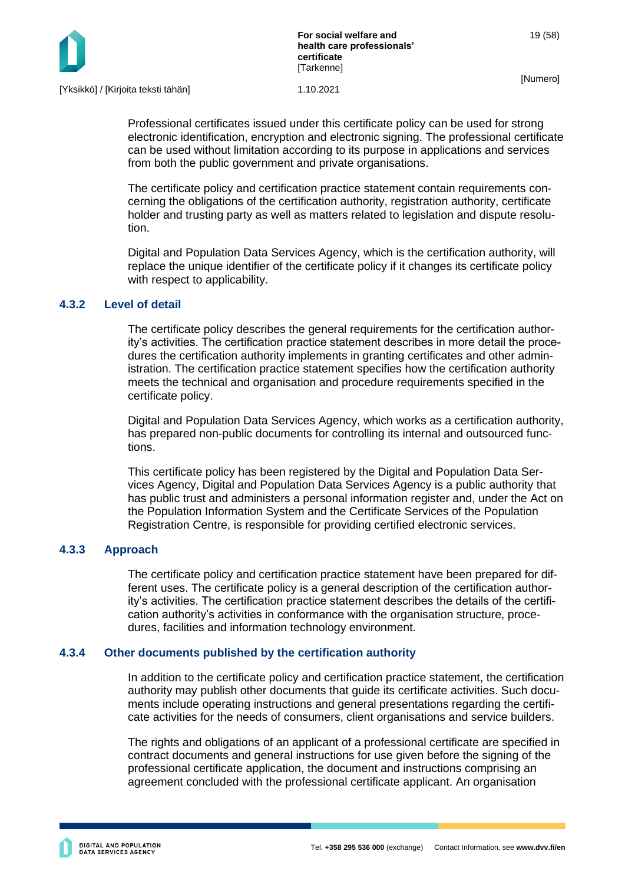Professional certificates issued under this certificate policy can be used for strong electronic identification, encryption and electronic signing. The professional certificate can be used without limitation according to its purpose in applications and services from both the public government and private organisations.

The certificate policy and certification practice statement contain requirements concerning the obligations of the certification authority, registration authority, certificate holder and trusting party as well as matters related to legislation and dispute resolution.

Digital and Population Data Services Agency, which is the certification authority, will replace the unique identifier of the certificate policy if it changes its certificate policy with respect to applicability.

### 4.3.2 Level of detail

The certificate policy describes the general requirements for the certification authority's activities. The certification practice statement describes in more detail the procedures the certification authority implements in granting certificates and other administration. The certification practice statement specifies how the certification authority meets the technical and organisation and procedure requirements specified in the certificate policy.

Digital and Population Data Services Agency, which works as a certification authority, has prepared non-public documents for controlling its internal and outsourced functions.

This certificate policy has been registered by the Digital and Population Data Services Agency, Digital and Population Data Services Agency is a public authority that has public trust and administers a personal information register and, under the Act on the Population Information System and the Certificate Services of the Population Registration Centre, is responsible for providing certified electronic services.

### 4.3.3 Approach

The certificate policy and certification practice statement have been prepared for different uses. The certificate policy is a general description of the certification authority's activities. The certification practice statement describes the details of the certification authority's activities in conformance with the organisation structure, procedures, facilities and information technology environment.

### 4.3.4 Other documents published by the certification authority

In addition to the certificate policy and certification practice statement, the certification authority may publish other documents that guide its certificate activities. Such documents include operating instructions and general presentations regarding the certificate activities for the needs of consumers, client organisations and service builders.

The rights and obligations of an applicant of a professional certificate are specified in contract documents and general instructions for use given before the signing of the professional certificate application, the document and instructions comprising an agreement concluded with the professional certificate applicant. An organisation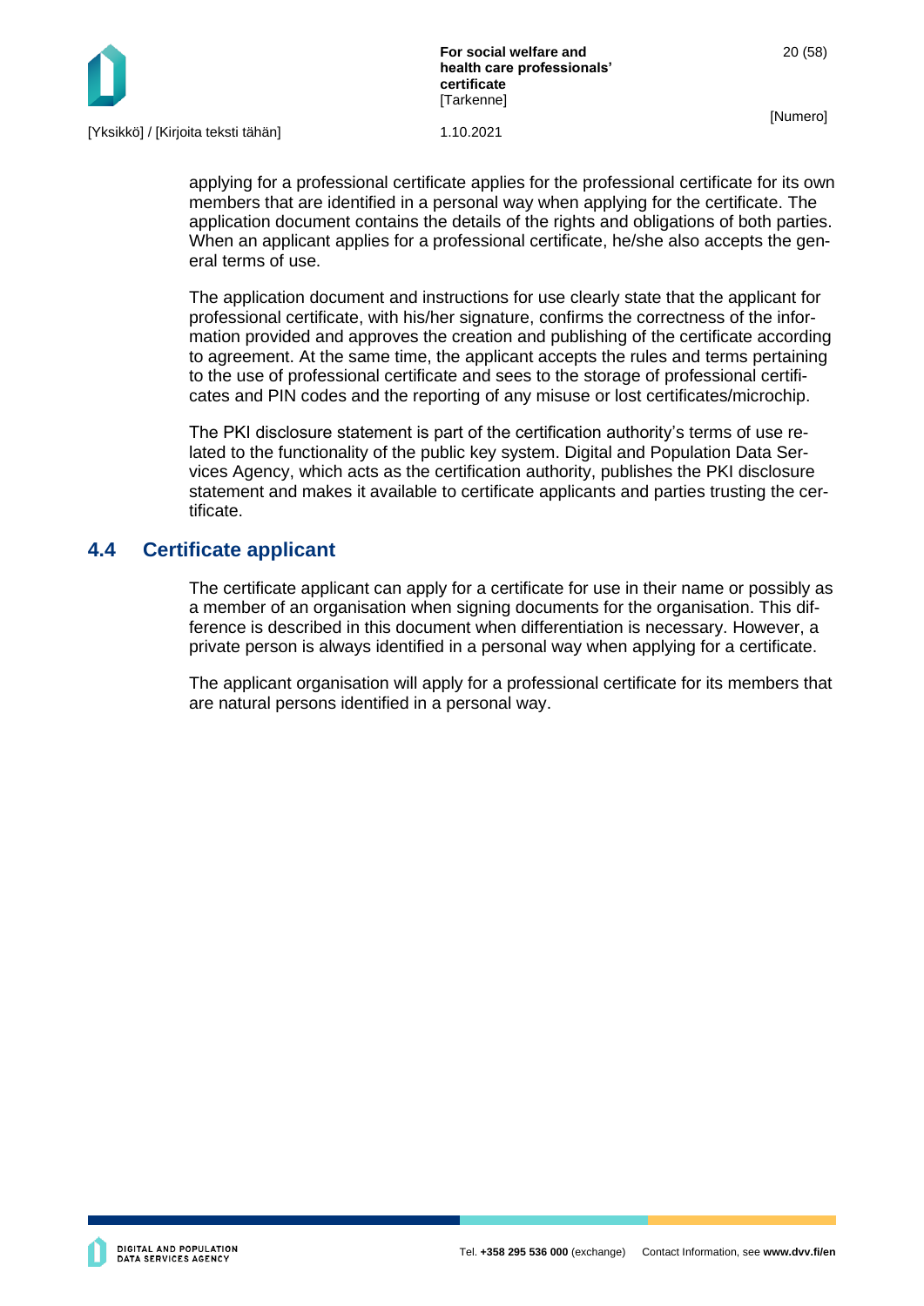applying for a professional certificate applies for the professional certificate for its own members that are identified in a personal way when applying for the certificate. The application document contains the details of the rights and obligations of both parties. When an applicant applies for a professional certificate, he/she also accepts the general terms of use.

The application document and instructions for use clearly state that the applicant for professional certificate, with his/her signature, confirms the correctness of the information provided and approves the creation and publishing of the certificate according to agreement. At the same time, the applicant accepts the rules and terms pertaining to the use of professional certificate and sees to the storage of professional certificates and PIN codes and the reporting of any misuse or lost certificates/microchip.

The PKI disclosure statement is part of the certification authority's terms of use related to the functionality of the public key system. Digital and Population Data Services Agency, which acts as the certification authority, publishes the PKI disclosure statement and makes it available to certificate applicants and parties trusting the certificate.

## 4.4 Certificate applicant

The certificate applicant can apply for a certificate for use in their name or possibly as a member of an organisation when signing documents for the organisation. This difference is described in this document when differentiation is necessary. However, a private person is always identified in a personal way when applying for a certificate.

The applicant organisation will apply for a professional certificate for its members that are natural persons identified in a personal way.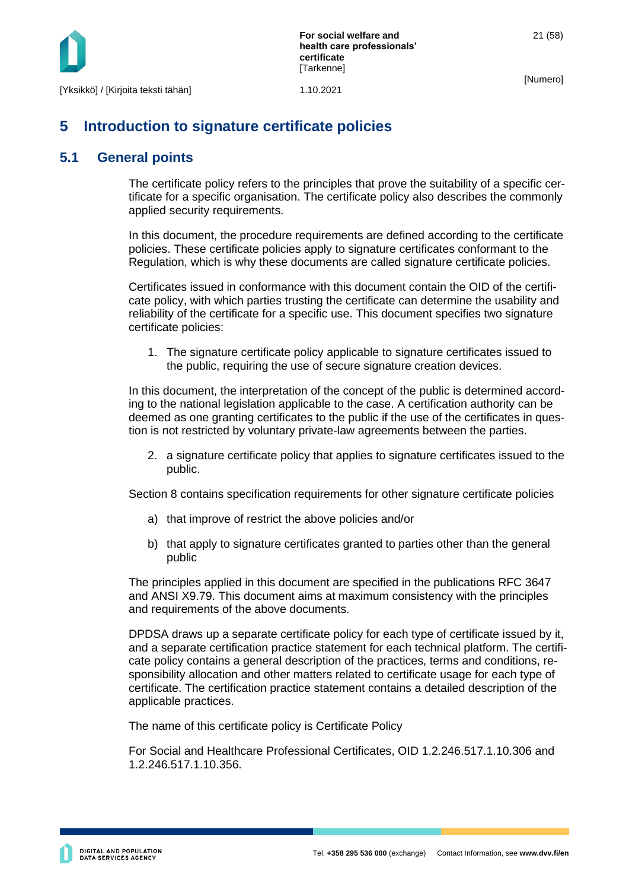# 5 Introduction to signature certificate policies

## 5.1 General points

The certificate policy refers to the principles that prove the suitability of a specific certificate for a specific organisation. The certificate policy also describes the commonly applied security requirements.

In this document, the procedure requirements are defined according to the certificate policies. These certificate policies apply to signature certificates conformant to the Regulation, which is why these documents are called signature certificate policies.

Certificates issued in conformance with this document contain the OID of the certificate policy, with which parties trusting the certificate can determine the usability and reliability of the certificate for a specific use. This document specifies two signature certificate policies:

1. The signature certificate policy applicable to signature certificates issued to the public, requiring the use of secure signature creation devices.

In this document, the interpretation of the concept of the public is determined according to the national legislation applicable to the case. A certification authority can be deemed as one granting certificates to the public if the use of the certificates in question is not restricted by voluntary private-law agreements between the parties.

2. a signature certificate policy that applies to signature certificates issued to the public.

Section 8 contains specification requirements for other signature certificate policies

a) that improve of restrict the above policies and/or

b) that apply to signature certificates granted to parties other than the general public

The principles applied in this document are specified in the publications RFC 3647 and ANSI X9.79. This document aims at maximum consistency with the principles and requirements of the above documents.

DPDSA draws up a separate certificate policy for each type of certificate issued by it, and a separate certification practice statement for each technical platform. The certificate policy contains a general description of the practices, terms and conditions, responsibility allocation and other matters related to certificate usage for each type of certificate. The certification practice statement contains a detailed description of the applicable practices.

The name of this certificate policy is Certificate Policy

For Social and Healthcare Professional Certificates, OID 1.2.246.517.1.10.306 and 1.2.246.517.1.10.356.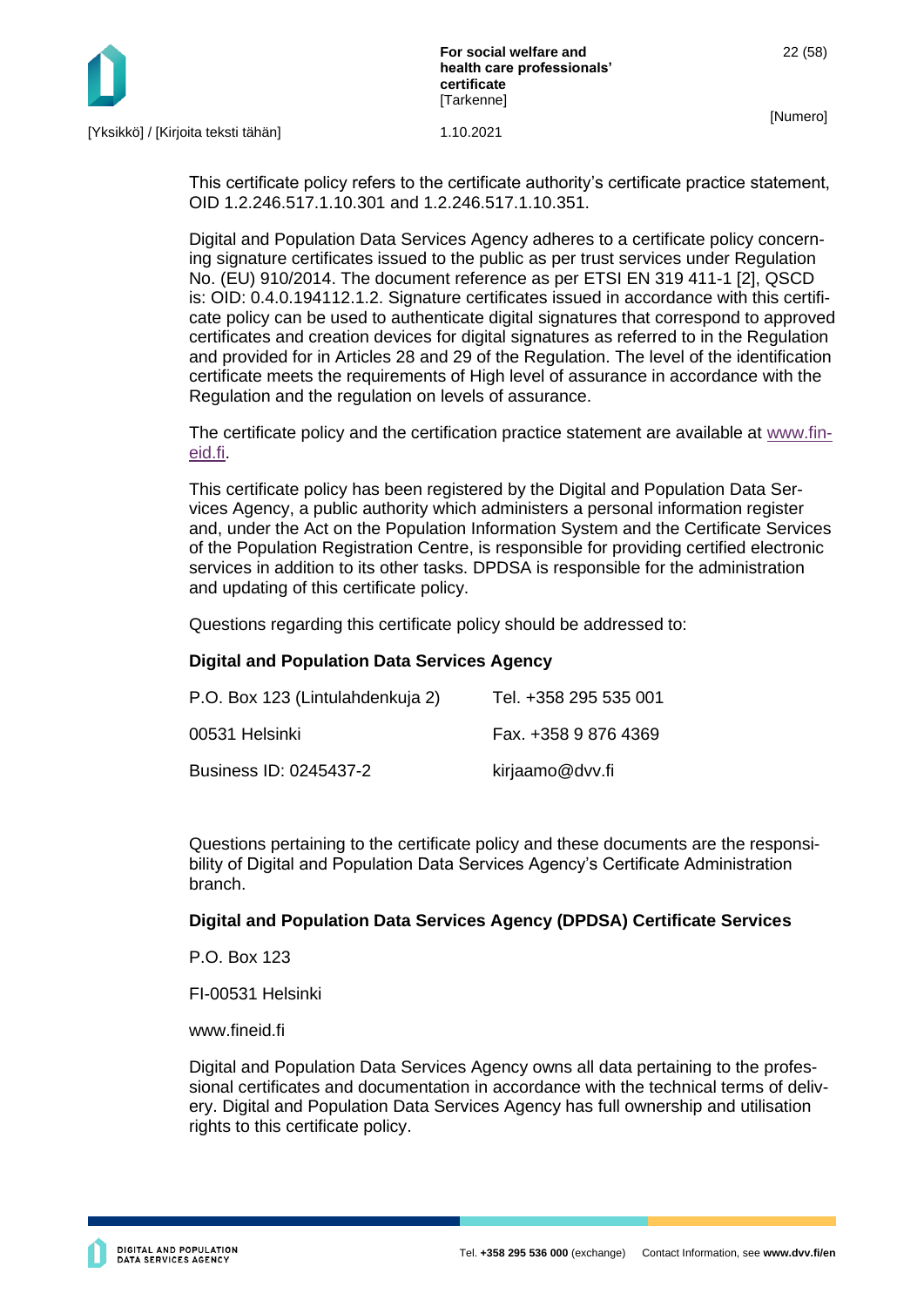This certificate policy refers to the certificate authority's certificate practice statement, OID 1.2.246.517.1.10.301 and 1.2.246.517.1.10.351.

Digital and Population Data Services Agency adheres to a certificate policy concerning signature certificates issued to the public as per trust services under Regulation No. (EU) 910/2014. The document reference as per ETSI EN 319 411-1 [2], QSCD is: OID: 0.4.0.194112.1.2. Signature certificates issued in accordance with this certificate policy can be used to authenticate digital signatures that correspond to approved certificates and creation devices for digital signatures as referred to in the Regulation and provided for in Articles 28 and 29 of the Regulation. The level of the identification certificate meets the requirements of High level of assurance in accordance with the Regulation and the regulation on levels of assurance.

The certificate policy and the certification practice statement are available at www.fineid.fi.

This certificate policy has been registered by the Digital and Population Data Services Agency, a public authority which administers a personal information register and, under the Act on the Population Information System and the Certificate Services of the Population Registration Centre, is responsible for providing certified electronic services in addition to its other tasks. DPDSA is responsible for the administration and updating of this certificate policy.

Questions regarding this certificate policy should be addressed to:

**Digital and Population Data Services Agency**

| | |
|---|---|
| P.O. Box 123 (Lintulahdenkuja 2) | Tel. +358 295 535 001 |
| 00531 Helsinki | Fax. +358 9 876 4369 |
| Business ID: 0245437-2 | kirjaamo@dvv.fi |

Questions pertaining to the certificate policy and these documents are the responsibility of Digital and Population Data Services Agency's Certificate Administration branch.

**Digital and Population Data Services Agency (DPDSA) Certificate Services**

P.O. Box 123

FI-00531 Helsinki

www.fineid.fi

Digital and Population Data Services Agency owns all data pertaining to the professional certificates and documentation in accordance with the technical terms of delivery. Digital and Population Data Services Agency has full ownership and utilisation rights to this certificate policy.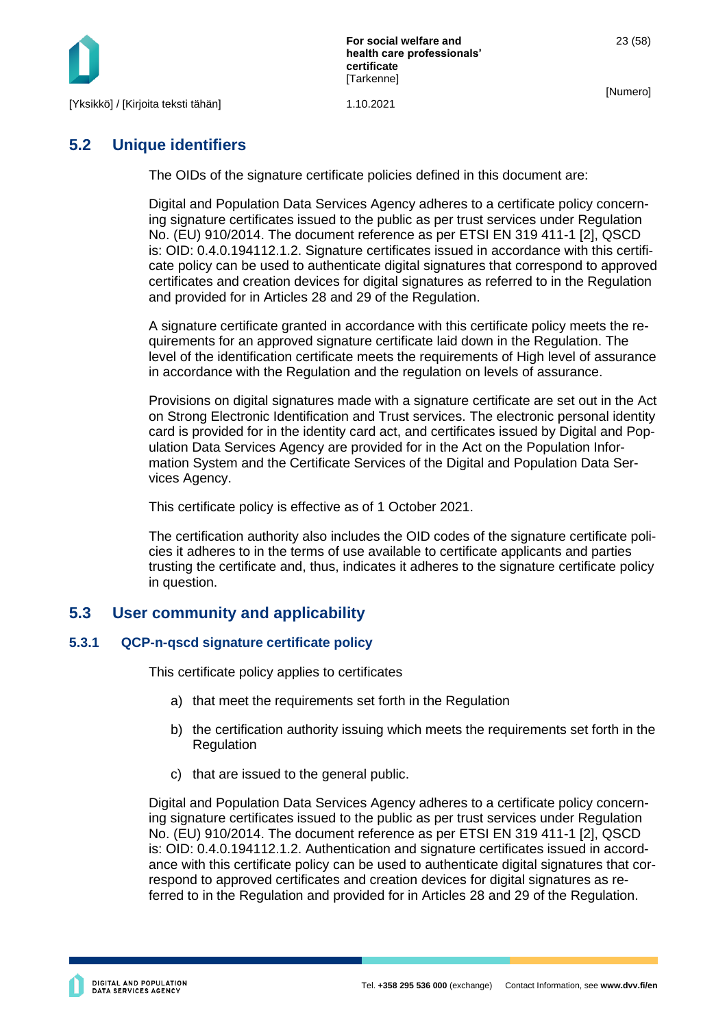## 5.2 Unique identifiers

The OIDs of the signature certificate policies defined in this document are:

Digital and Population Data Services Agency adheres to a certificate policy concerning signature certificates issued to the public as per trust services under Regulation No. (EU) 910/2014. The document reference as per ETSI EN 319 411-1 [2], QSCD is: OID: 0.4.0.194112.1.2. Signature certificates issued in accordance with this certificate policy can be used to authenticate digital signatures that correspond to approved certificates and creation devices for digital signatures as referred to in the Regulation and provided for in Articles 28 and 29 of the Regulation.

A signature certificate granted in accordance with this certificate policy meets the requirements for an approved signature certificate laid down in the Regulation. The level of the identification certificate meets the requirements of High level of assurance in accordance with the Regulation and the regulation on levels of assurance.

Provisions on digital signatures made with a signature certificate are set out in the Act on Strong Electronic Identification and Trust services. The electronic personal identity card is provided for in the identity card act, and certificates issued by Digital and Population Data Services Agency are provided for in the Act on the Population Information System and the Certificate Services of the Digital and Population Data Services Agency.

This certificate policy is effective as of 1 October 2021.

The certification authority also includes the OID codes of the signature certificate policies it adheres to in the terms of use available to certificate applicants and parties trusting the certificate and, thus, indicates it adheres to the signature certificate policy in question.

## 5.3 User community and applicability

### 5.3.1 QCP-n-qscd signature certificate policy

This certificate policy applies to certificates

a) that meet the requirements set forth in the Regulation

b) the certification authority issuing which meets the requirements set forth in the Regulation

c) that are issued to the general public.

Digital and Population Data Services Agency adheres to a certificate policy concerning signature certificates issued to the public as per trust services under Regulation No. (EU) 910/2014. The document reference as per ETSI EN 319 411-1 [2], QSCD is: OID: 0.4.0.194112.1.2. Authentication and signature certificates issued in accordance with this certificate policy can be used to authenticate digital signatures that correspond to approved certificates and creation devices for digital signatures as referred to in the Regulation and provided for in Articles 28 and 29 of the Regulation.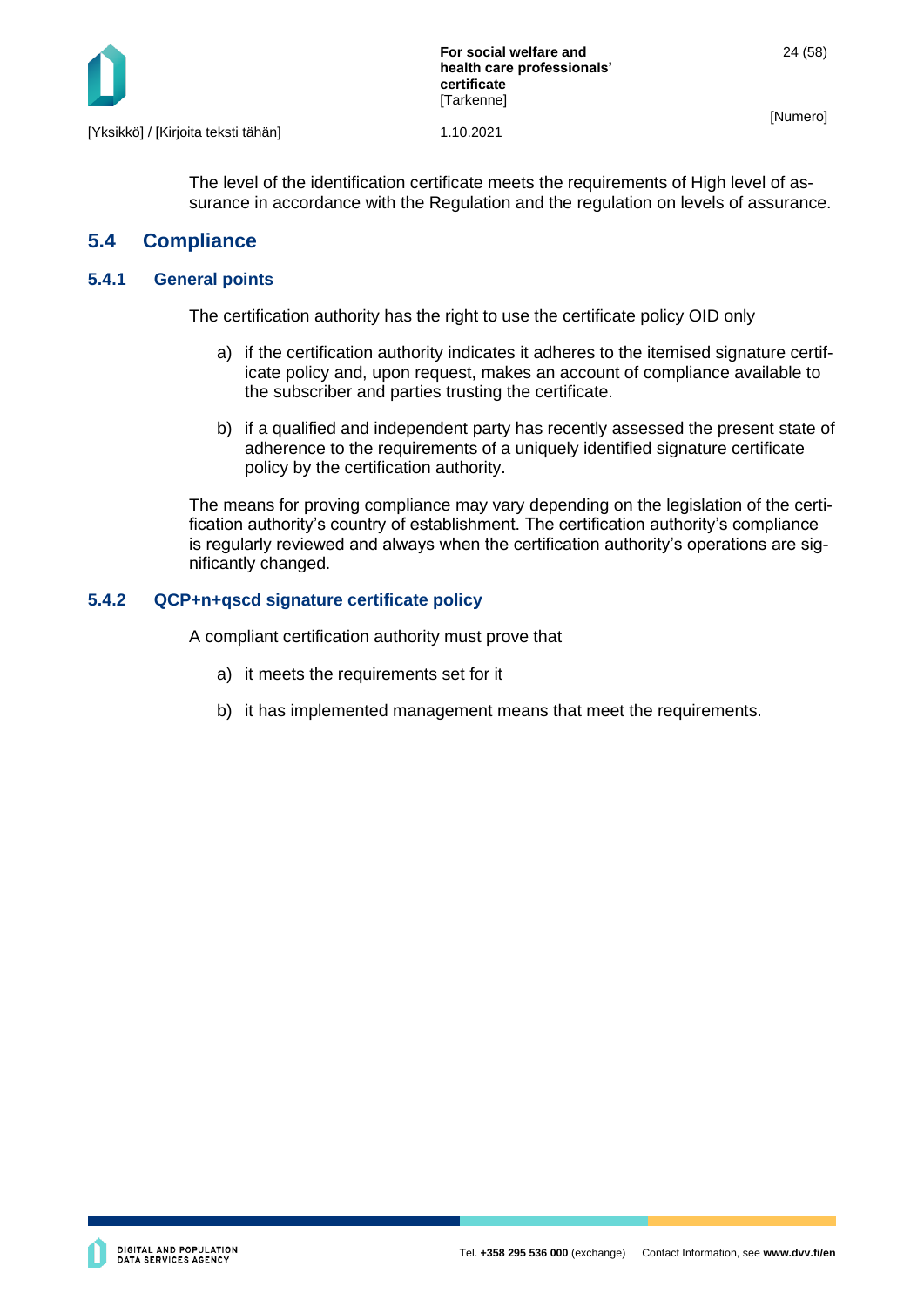The level of the identification certificate meets the requirements of High level of assurance in accordance with the Regulation and the regulation on levels of assurance.

## 5.4 Compliance

### 5.4.1 General points

The certification authority has the right to use the certificate policy OID only

a) if the certification authority indicates it adheres to the itemised signature certificate policy and, upon request, makes an account of compliance available to the subscriber and parties trusting the certificate.

b) if a qualified and independent party has recently assessed the present state of adherence to the requirements of a uniquely identified signature certificate policy by the certification authority.

The means for proving compliance may vary depending on the legislation of the certification authority's country of establishment. The certification authority's compliance is regularly reviewed and always when the certification authority's operations are significantly changed.

### 5.4.2 QCP+n+qscd signature certificate policy

A compliant certification authority must prove that

a) it meets the requirements set for it

b) it has implemented management means that meet the requirements.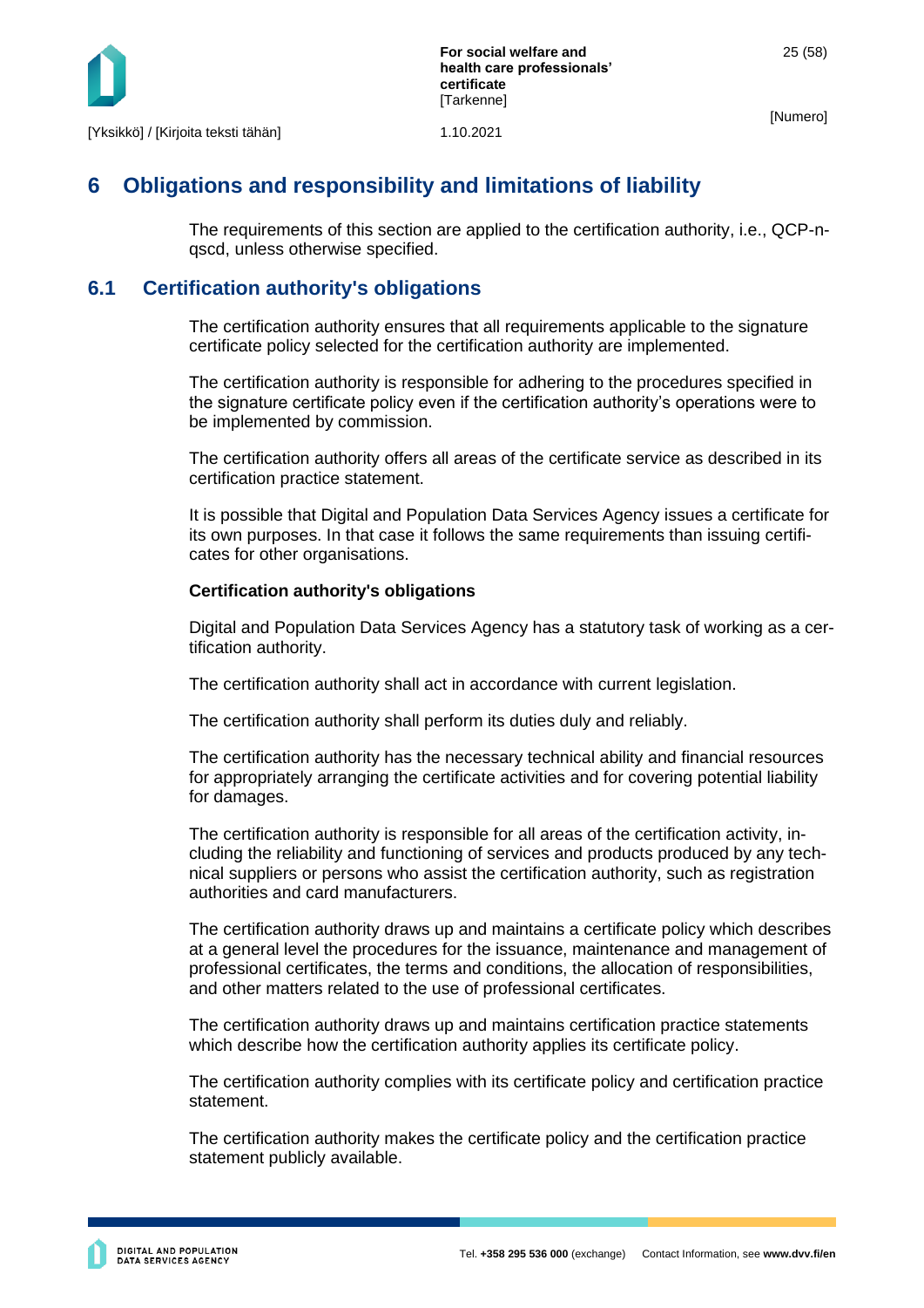# 6 Obligations and responsibility and limitations of liability

The requirements of this section are applied to the certification authority, i.e., QCP-n-qscd, unless otherwise specified.

## 6.1 Certification authority's obligations

The certification authority ensures that all requirements applicable to the signature certificate policy selected for the certification authority are implemented.

The certification authority is responsible for adhering to the procedures specified in the signature certificate policy even if the certification authority's operations were to be implemented by commission.

The certification authority offers all areas of the certificate service as described in its certification practice statement.

It is possible that Digital and Population Data Services Agency issues a certificate for its own purposes. In that case it follows the same requirements than issuing certificates for other organisations.

**Certification authority's obligations**

Digital and Population Data Services Agency has a statutory task of working as a certification authority.

The certification authority shall act in accordance with current legislation.

The certification authority shall perform its duties duly and reliably.

The certification authority has the necessary technical ability and financial resources for appropriately arranging the certificate activities and for covering potential liability for damages.

The certification authority is responsible for all areas of the certification activity, including the reliability and functioning of services and products produced by any technical suppliers or persons who assist the certification authority, such as registration authorities and card manufacturers.

The certification authority draws up and maintains a certificate policy which describes at a general level the procedures for the issuance, maintenance and management of professional certificates, the terms and conditions, the allocation of responsibilities, and other matters related to the use of professional certificates.

The certification authority draws up and maintains certification practice statements which describe how the certification authority applies its certificate policy.

The certification authority complies with its certificate policy and certification practice statement.

The certification authority makes the certificate policy and the certification practice statement publicly available.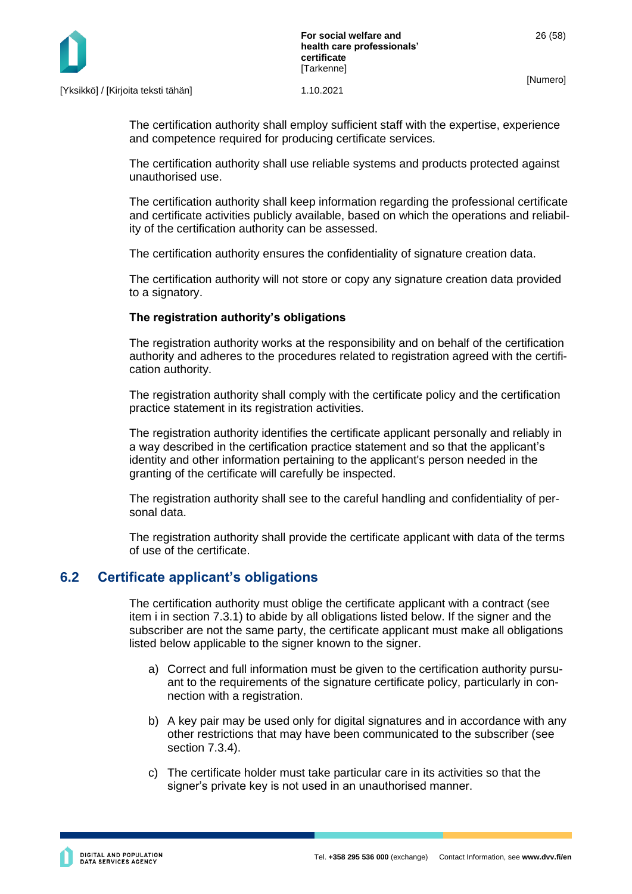The certification authority shall employ sufficient staff with the expertise, experience and competence required for producing certificate services.

The certification authority shall use reliable systems and products protected against unauthorised use.

The certification authority shall keep information regarding the professional certificate and certificate activities publicly available, based on which the operations and reliability of the certification authority can be assessed.

The certification authority ensures the confidentiality of signature creation data.

The certification authority will not store or copy any signature creation data provided to a signatory.

**The registration authority's obligations**

The registration authority works at the responsibility and on behalf of the certification authority and adheres to the procedures related to registration agreed with the certification authority.

The registration authority shall comply with the certificate policy and the certification practice statement in its registration activities.

The registration authority identifies the certificate applicant personally and reliably in a way described in the certification practice statement and so that the applicant's identity and other information pertaining to the applicant's person needed in the granting of the certificate will carefully be inspected.

The registration authority shall see to the careful handling and confidentiality of personal data.

The registration authority shall provide the certificate applicant with data of the terms of use of the certificate.

## 6.2 Certificate applicant's obligations

The certification authority must oblige the certificate applicant with a contract (see item i in section 7.3.1) to abide by all obligations listed below. If the signer and the subscriber are not the same party, the certificate applicant must make all obligations listed below applicable to the signer known to the signer.

a) Correct and full information must be given to the certification authority pursuant to the requirements of the signature certificate policy, particularly in connection with a registration.

b) A key pair may be used only for digital signatures and in accordance with any other restrictions that may have been communicated to the subscriber (see section 7.3.4).

c) The certificate holder must take particular care in its activities so that the signer's private key is not used in an unauthorised manner.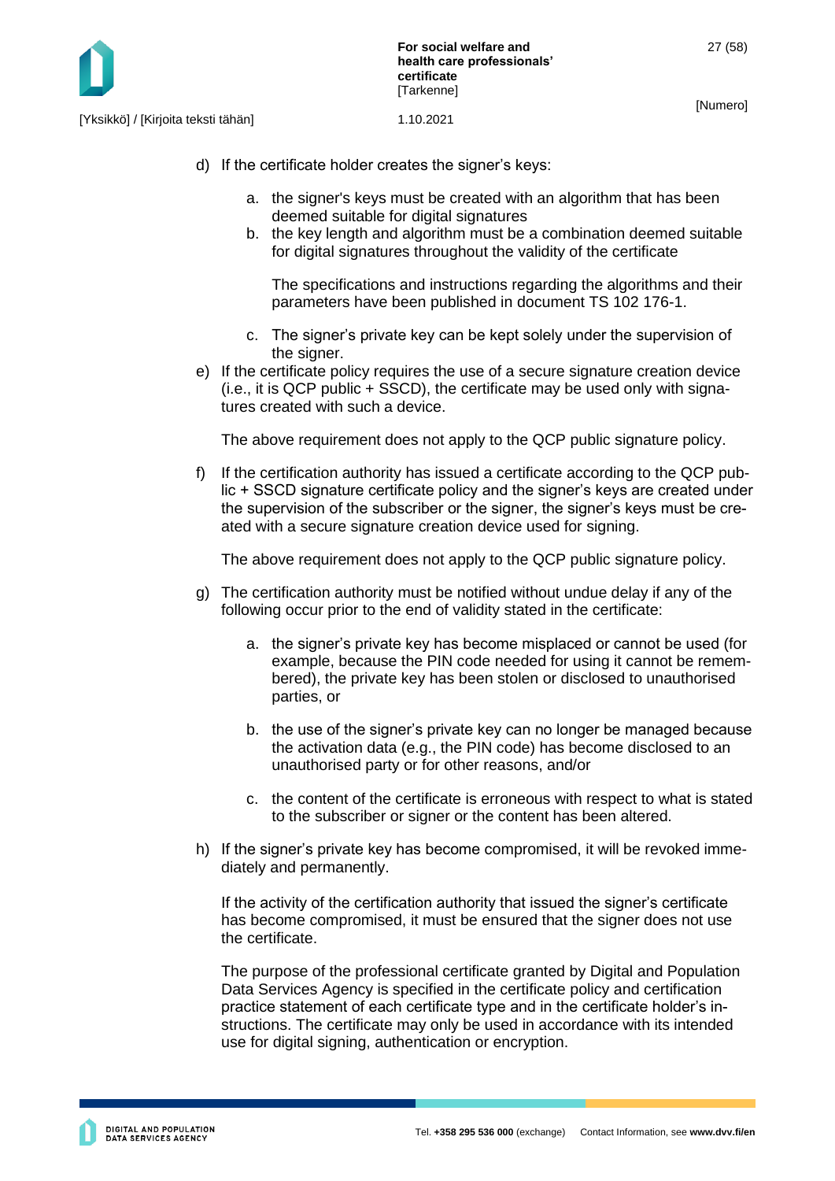d) If the certificate holder creates the signer's keys:

   a. the signer's keys must be created with an algorithm that has been deemed suitable for digital signatures
   b. the key length and algorithm must be a combination deemed suitable for digital signatures throughout the validity of the certificate

      The specifications and instructions regarding the algorithms and their parameters have been published in document TS 102 176-1.

   c. The signer's private key can be kept solely under the supervision of the signer.

e) If the certificate policy requires the use of a secure signature creation device (i.e., it is QCP public + SSCD), the certificate may be used only with signatures created with such a device.

   The above requirement does not apply to the QCP public signature policy.

f) If the certification authority has issued a certificate according to the QCP public + SSCD signature certificate policy and the signer's keys are created under the supervision of the subscriber or the signer, the signer's keys must be created with a secure signature creation device used for signing.

   The above requirement does not apply to the QCP public signature policy.

g) The certification authority must be notified without undue delay if any of the following occur prior to the end of validity stated in the certificate:

   a. the signer's private key has become misplaced or cannot be used (for example, because the PIN code needed for using it cannot be remembered), the private key has been stolen or disclosed to unauthorised parties, or

   b. the use of the signer's private key can no longer be managed because the activation data (e.g., the PIN code) has become disclosed to an unauthorised party or for other reasons, and/or

   c. the content of the certificate is erroneous with respect to what is stated to the subscriber or signer or the content has been altered.

h) If the signer's private key has become compromised, it will be revoked immediately and permanently.

   If the activity of the certification authority that issued the signer's certificate has become compromised, it must be ensured that the signer does not use the certificate.

   The purpose of the professional certificate granted by Digital and Population Data Services Agency is specified in the certificate policy and certification practice statement of each certificate type and in the certificate holder's instructions. The certificate may only be used in accordance with its intended use for digital signing, authentication or encryption.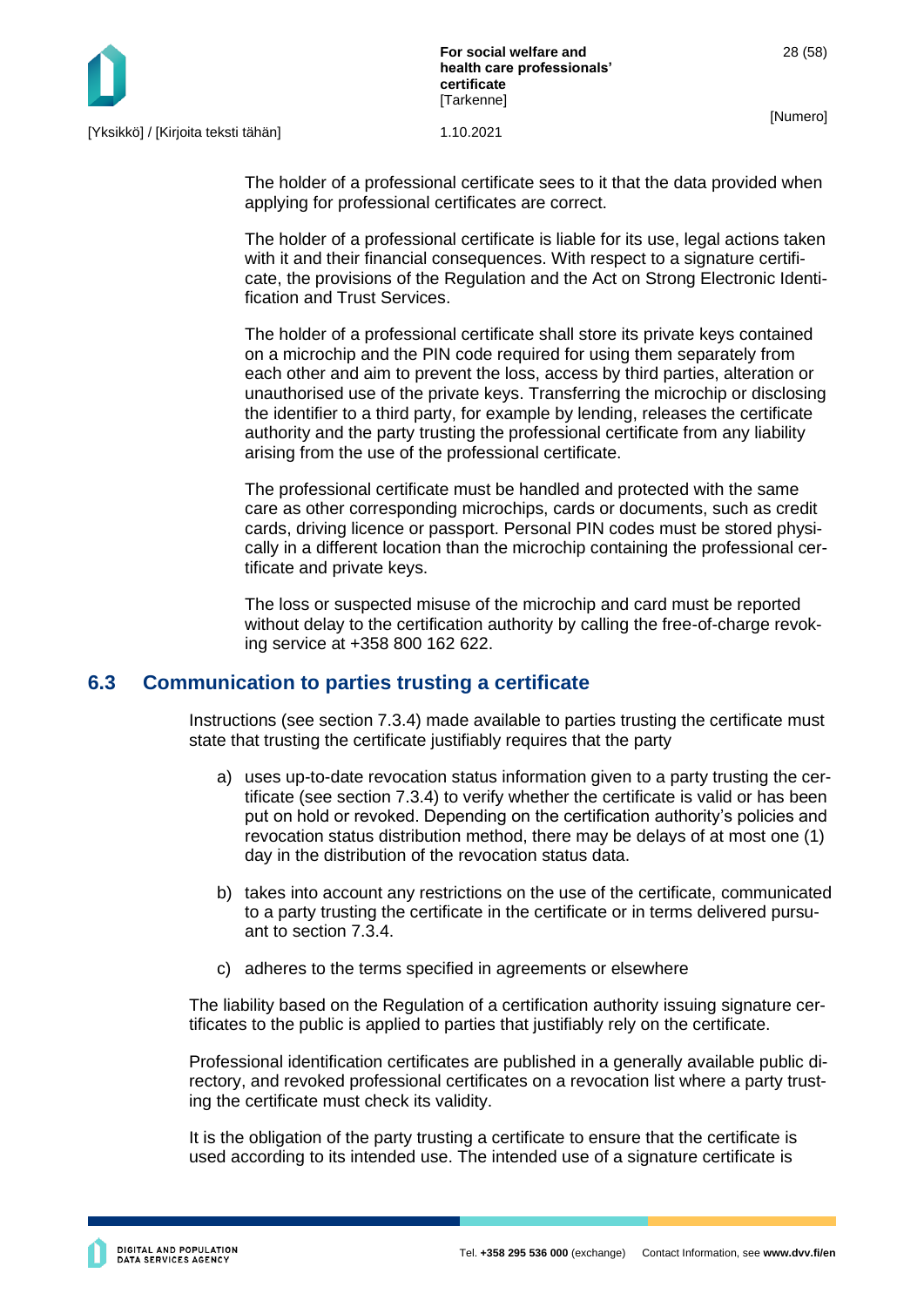The holder of a professional certificate sees to it that the data provided when applying for professional certificates are correct.

The holder of a professional certificate is liable for its use, legal actions taken with it and their financial consequences. With respect to a signature certificate, the provisions of the Regulation and the Act on Strong Electronic Identification and Trust Services.

The holder of a professional certificate shall store its private keys contained on a microchip and the PIN code required for using them separately from each other and aim to prevent the loss, access by third parties, alteration or unauthorised use of the private keys. Transferring the microchip or disclosing the identifier to a third party, for example by lending, releases the certificate authority and the party trusting the professional certificate from any liability arising from the use of the professional certificate.

The professional certificate must be handled and protected with the same care as other corresponding microchips, cards or documents, such as credit cards, driving licence or passport. Personal PIN codes must be stored physically in a different location than the microchip containing the professional certificate and private keys.

The loss or suspected misuse of the microchip and card must be reported without delay to the certification authority by calling the free-of-charge revoking service at +358 800 162 622.

## 6.3 Communication to parties trusting a certificate

Instructions (see section 7.3.4) made available to parties trusting the certificate must state that trusting the certificate justifiably requires that the party

a) uses up-to-date revocation status information given to a party trusting the certificate (see section 7.3.4) to verify whether the certificate is valid or has been put on hold or revoked. Depending on the certification authority's policies and revocation status distribution method, there may be delays of at most one (1) day in the distribution of the revocation status data.

b) takes into account any restrictions on the use of the certificate, communicated to a party trusting the certificate in the certificate or in terms delivered pursuant to section 7.3.4.

c) adheres to the terms specified in agreements or elsewhere

The liability based on the Regulation of a certification authority issuing signature certificates to the public is applied to parties that justifiably rely on the certificate.

Professional identification certificates are published in a generally available public directory, and revoked professional certificates on a revocation list where a party trusting the certificate must check its validity.

It is the obligation of the party trusting a certificate to ensure that the certificate is used according to its intended use. The intended use of a signature certificate is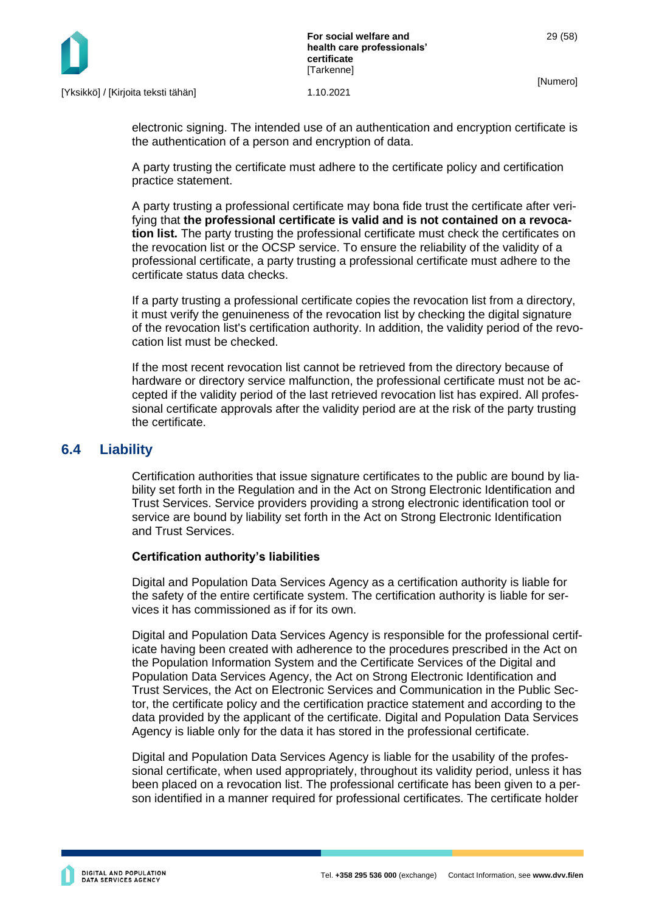electronic signing. The intended use of an authentication and encryption certificate is the authentication of a person and encryption of data.

A party trusting the certificate must adhere to the certificate policy and certification practice statement.

A party trusting a professional certificate may bona fide trust the certificate after verifying that **the professional certificate is valid and is not contained on a revocation list.** The party trusting the professional certificate must check the certificates on the revocation list or the OCSP service. To ensure the reliability of the validity of a professional certificate, a party trusting a professional certificate must adhere to the certificate status data checks.

If a party trusting a professional certificate copies the revocation list from a directory, it must verify the genuineness of the revocation list by checking the digital signature of the revocation list's certification authority. In addition, the validity period of the revocation list must be checked.

If the most recent revocation list cannot be retrieved from the directory because of hardware or directory service malfunction, the professional certificate must not be accepted if the validity period of the last retrieved revocation list has expired. All professional certificate approvals after the validity period are at the risk of the party trusting the certificate.

## 6.4 Liability

Certification authorities that issue signature certificates to the public are bound by liability set forth in the Regulation and in the Act on Strong Electronic Identification and Trust Services. Service providers providing a strong electronic identification tool or service are bound by liability set forth in the Act on Strong Electronic Identification and Trust Services.

**Certification authority's liabilities**

Digital and Population Data Services Agency as a certification authority is liable for the safety of the entire certificate system. The certification authority is liable for services it has commissioned as if for its own.

Digital and Population Data Services Agency is responsible for the professional certificate having been created with adherence to the procedures prescribed in the Act on the Population Information System and the Certificate Services of the Digital and Population Data Services Agency, the Act on Strong Electronic Identification and Trust Services, the Act on Electronic Services and Communication in the Public Sector, the certificate policy and the certification practice statement and according to the data provided by the applicant of the certificate. Digital and Population Data Services Agency is liable only for the data it has stored in the professional certificate.

Digital and Population Data Services Agency is liable for the usability of the professional certificate, when used appropriately, throughout its validity period, unless it has been placed on a revocation list. The professional certificate has been given to a person identified in a manner required for professional certificates. The certificate holder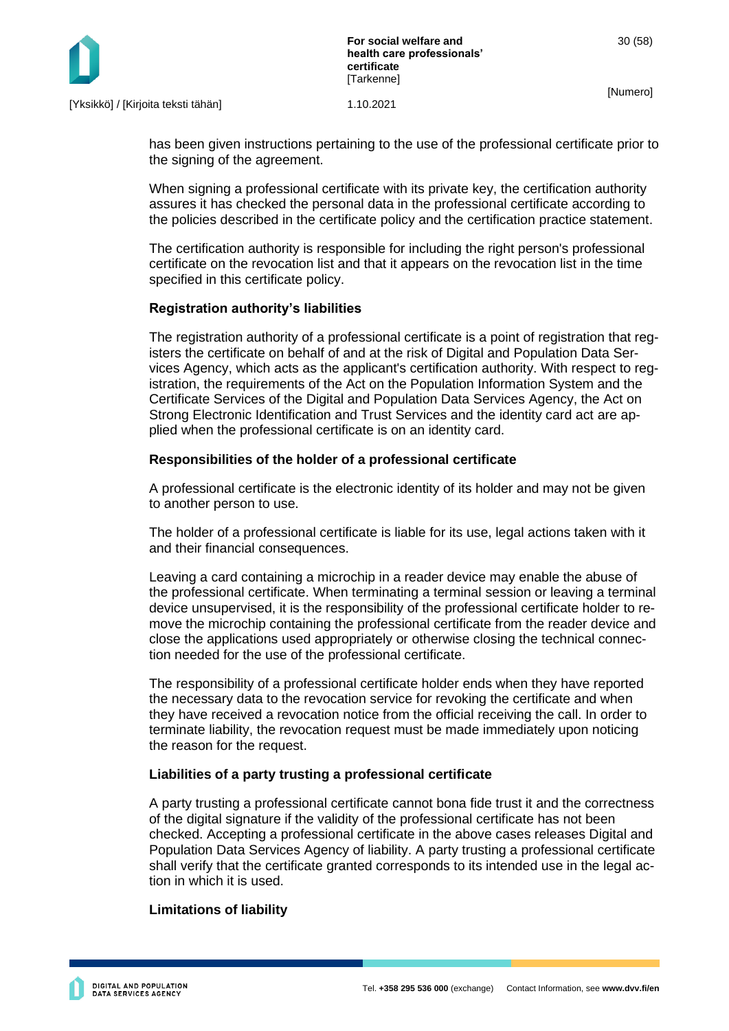has been given instructions pertaining to the use of the professional certificate prior to the signing of the agreement.

When signing a professional certificate with its private key, the certification authority assures it has checked the personal data in the professional certificate according to the policies described in the certificate policy and the certification practice statement.

The certification authority is responsible for including the right person's professional certificate on the revocation list and that it appears on the revocation list in the time specified in this certificate policy.

**Registration authority's liabilities**

The registration authority of a professional certificate is a point of registration that registers the certificate on behalf of and at the risk of Digital and Population Data Services Agency, which acts as the applicant's certification authority. With respect to registration, the requirements of the Act on the Population Information System and the Certificate Services of the Digital and Population Data Services Agency, the Act on Strong Electronic Identification and Trust Services and the identity card act are applied when the professional certificate is on an identity card.

**Responsibilities of the holder of a professional certificate**

A professional certificate is the electronic identity of its holder and may not be given to another person to use.

The holder of a professional certificate is liable for its use, legal actions taken with it and their financial consequences.

Leaving a card containing a microchip in a reader device may enable the abuse of the professional certificate. When terminating a terminal session or leaving a terminal device unsupervised, it is the responsibility of the professional certificate holder to remove the microchip containing the professional certificate from the reader device and close the applications used appropriately or otherwise closing the technical connection needed for the use of the professional certificate.

The responsibility of a professional certificate holder ends when they have reported the necessary data to the revocation service for revoking the certificate and when they have received a revocation notice from the official receiving the call. In order to terminate liability, the revocation request must be made immediately upon noticing the reason for the request.

**Liabilities of a party trusting a professional certificate**

A party trusting a professional certificate cannot bona fide trust it and the correctness of the digital signature if the validity of the professional certificate has not been checked. Accepting a professional certificate in the above cases releases Digital and Population Data Services Agency of liability. A party trusting a professional certificate shall verify that the certificate granted corresponds to its intended use in the legal action in which it is used.

**Limitations of liability**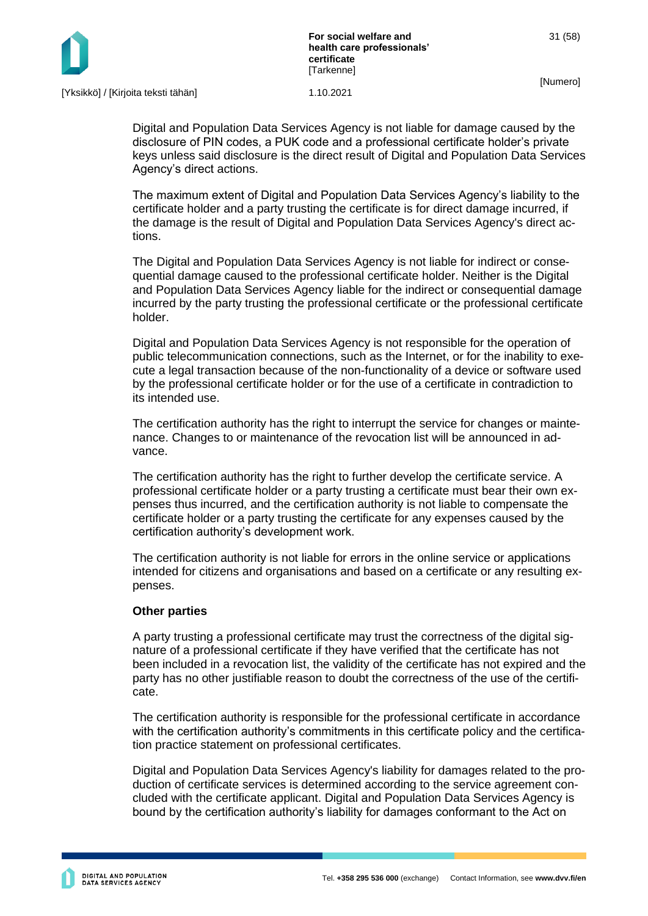Digital and Population Data Services Agency is not liable for damage caused by the disclosure of PIN codes, a PUK code and a professional certificate holder's private keys unless said disclosure is the direct result of Digital and Population Data Services Agency's direct actions.

The maximum extent of Digital and Population Data Services Agency's liability to the certificate holder and a party trusting the certificate is for direct damage incurred, if the damage is the result of Digital and Population Data Services Agency's direct actions.

The Digital and Population Data Services Agency is not liable for indirect or consequential damage caused to the professional certificate holder. Neither is the Digital and Population Data Services Agency liable for the indirect or consequential damage incurred by the party trusting the professional certificate or the professional certificate holder.

Digital and Population Data Services Agency is not responsible for the operation of public telecommunication connections, such as the Internet, or for the inability to execute a legal transaction because of the non-functionality of a device or software used by the professional certificate holder or for the use of a certificate in contradiction to its intended use.

The certification authority has the right to interrupt the service for changes or maintenance. Changes to or maintenance of the revocation list will be announced in advance.

The certification authority has the right to further develop the certificate service. A professional certificate holder or a party trusting a certificate must bear their own expenses thus incurred, and the certification authority is not liable to compensate the certificate holder or a party trusting the certificate for any expenses caused by the certification authority's development work.

The certification authority is not liable for errors in the online service or applications intended for citizens and organisations and based on a certificate or any resulting expenses.

**Other parties**

A party trusting a professional certificate may trust the correctness of the digital signature of a professional certificate if they have verified that the certificate has not been included in a revocation list, the validity of the certificate has not expired and the party has no other justifiable reason to doubt the correctness of the use of the certificate.

The certification authority is responsible for the professional certificate in accordance with the certification authority's commitments in this certificate policy and the certification practice statement on professional certificates.

Digital and Population Data Services Agency's liability for damages related to the production of certificate services is determined according to the service agreement concluded with the certificate applicant. Digital and Population Data Services Agency is bound by the certification authority's liability for damages conformant to the Act on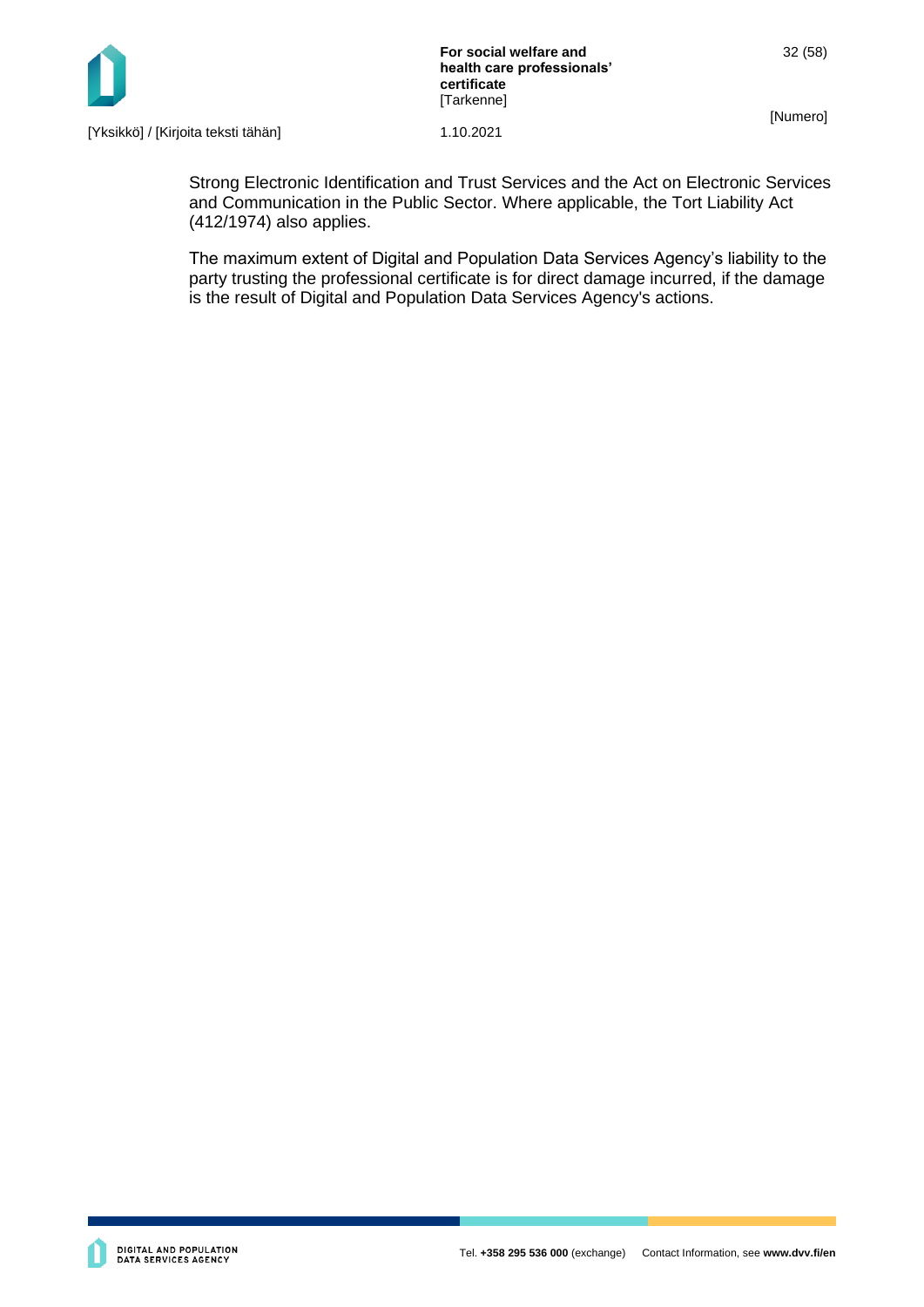Strong Electronic Identification and Trust Services and the Act on Electronic Services and Communication in the Public Sector. Where applicable, the Tort Liability Act (412/1974) also applies.

The maximum extent of Digital and Population Data Services Agency's liability to the party trusting the professional certificate is for direct damage incurred, if the damage is the result of Digital and Population Data Services Agency's actions.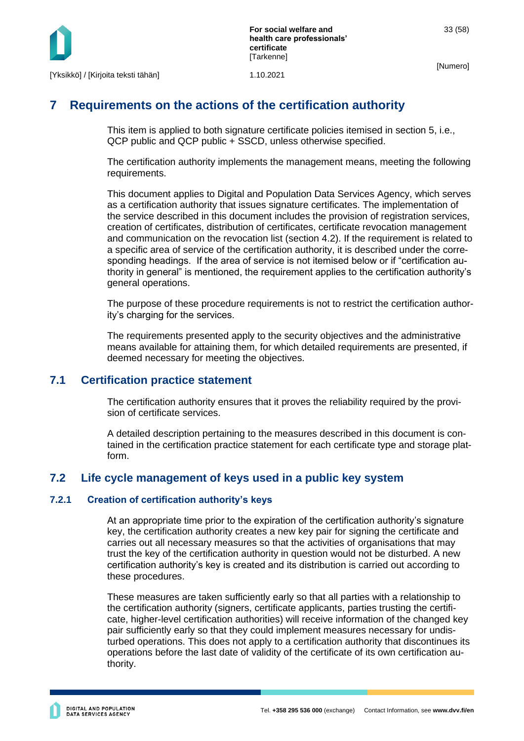# 7 Requirements on the actions of the certification authority

This item is applied to both signature certificate policies itemised in section 5, i.e., QCP public and QCP public + SSCD, unless otherwise specified.

The certification authority implements the management means, meeting the following requirements.

This document applies to Digital and Population Data Services Agency, which serves as a certification authority that issues signature certificates. The implementation of the service described in this document includes the provision of registration services, creation of certificates, distribution of certificates, certificate revocation management and communication on the revocation list (section 4.2). If the requirement is related to a specific area of service of the certification authority, it is described under the corresponding headings. If the area of service is not itemised below or if "certification authority in general" is mentioned, the requirement applies to the certification authority's general operations.

The purpose of these procedure requirements is not to restrict the certification authority's charging for the services.

The requirements presented apply to the security objectives and the administrative means available for attaining them, for which detailed requirements are presented, if deemed necessary for meeting the objectives.

## 7.1 Certification practice statement

The certification authority ensures that it proves the reliability required by the provision of certificate services.

A detailed description pertaining to the measures described in this document is contained in the certification practice statement for each certificate type and storage platform.

## 7.2 Life cycle management of keys used in a public key system

### 7.2.1 Creation of certification authority's keys

At an appropriate time prior to the expiration of the certification authority's signature key, the certification authority creates a new key pair for signing the certificate and carries out all necessary measures so that the activities of organisations that may trust the key of the certification authority in question would not be disturbed. A new certification authority's key is created and its distribution is carried out according to these procedures.

These measures are taken sufficiently early so that all parties with a relationship to the certification authority (signers, certificate applicants, parties trusting the certificate, higher-level certification authorities) will receive information of the changed key pair sufficiently early so that they could implement measures necessary for undisturbed operations. This does not apply to a certification authority that discontinues its operations before the last date of validity of the certificate of its own certification authority.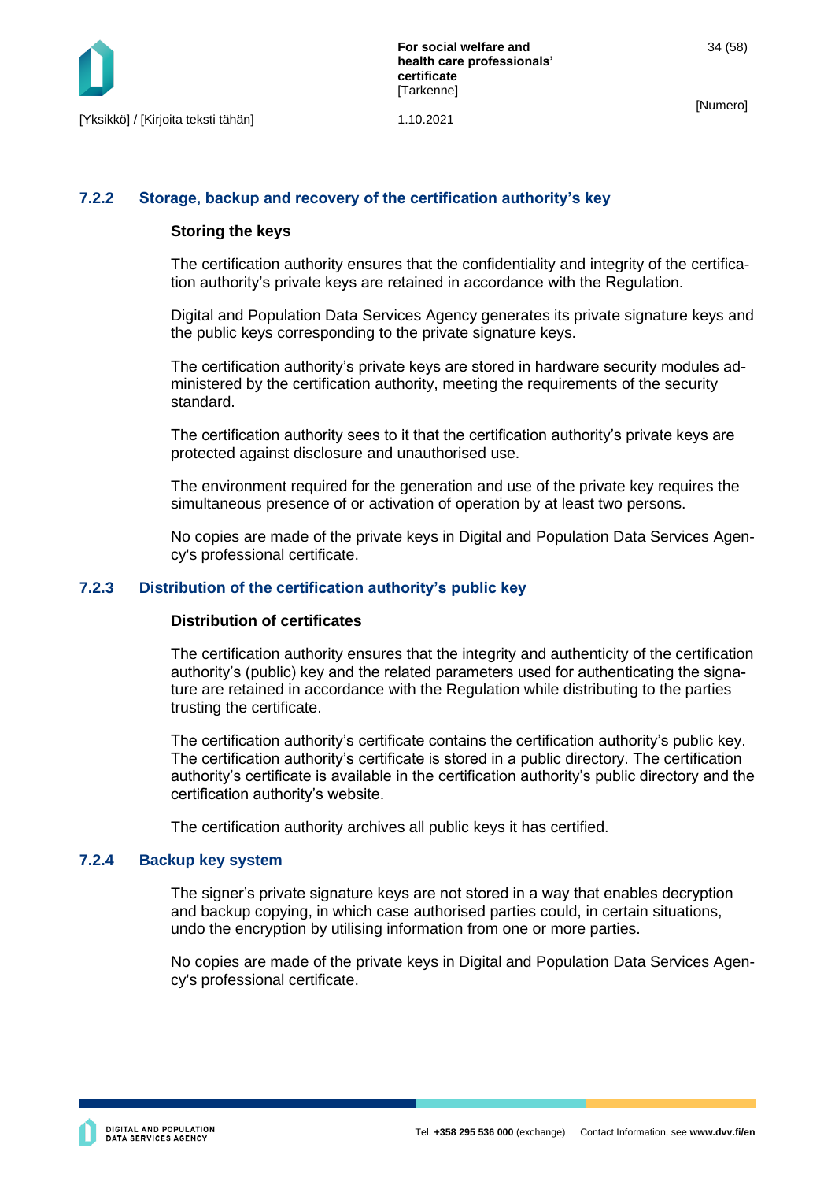### 7.2.2 Storage, backup and recovery of the certification authority's key

**Storing the keys**

The certification authority ensures that the confidentiality and integrity of the certification authority's private keys are retained in accordance with the Regulation.

Digital and Population Data Services Agency generates its private signature keys and the public keys corresponding to the private signature keys.

The certification authority's private keys are stored in hardware security modules administered by the certification authority, meeting the requirements of the security standard.

The certification authority sees to it that the certification authority's private keys are protected against disclosure and unauthorised use.

The environment required for the generation and use of the private key requires the simultaneous presence of or activation of operation by at least two persons.

No copies are made of the private keys in Digital and Population Data Services Agency's professional certificate.

### 7.2.3 Distribution of the certification authority's public key

**Distribution of certificates**

The certification authority ensures that the integrity and authenticity of the certification authority's (public) key and the related parameters used for authenticating the signature are retained in accordance with the Regulation while distributing to the parties trusting the certificate.

The certification authority's certificate contains the certification authority's public key. The certification authority's certificate is stored in a public directory. The certification authority's certificate is available in the certification authority's public directory and the certification authority's website.

The certification authority archives all public keys it has certified.

### 7.2.4 Backup key system

The signer's private signature keys are not stored in a way that enables decryption and backup copying, in which case authorised parties could, in certain situations, undo the encryption by utilising information from one or more parties.

No copies are made of the private keys in Digital and Population Data Services Agency's professional certificate.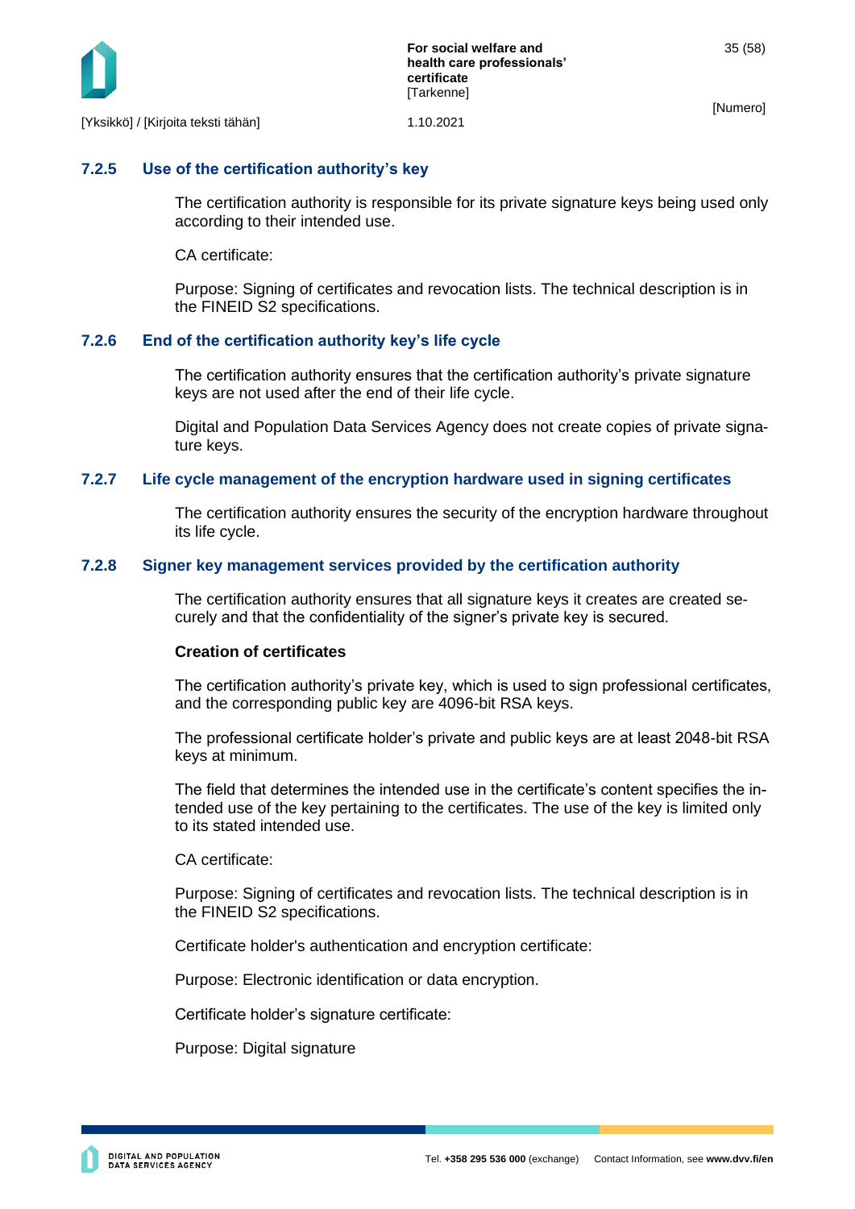### 7.2.5 Use of the certification authority’s key

The certification authority is responsible for its private signature keys being used only according to their intended use.

CA certificate:

Purpose: Signing of certificates and revocation lists. The technical description is in the FINEID S2 specifications.

### 7.2.6 End of the certification authority key’s life cycle

The certification authority ensures that the certification authority’s private signature keys are not used after the end of their life cycle.

Digital and Population Data Services Agency does not create copies of private signature keys.

### 7.2.7 Life cycle management of the encryption hardware used in signing certificates

The certification authority ensures the security of the encryption hardware throughout its life cycle.

### 7.2.8 Signer key management services provided by the certification authority

The certification authority ensures that all signature keys it creates are created securely and that the confidentiality of the signer’s private key is secured.

**Creation of certificates**

The certification authority’s private key, which is used to sign professional certificates, and the corresponding public key are 4096-bit RSA keys.

The professional certificate holder’s private and public keys are at least 2048-bit RSA keys at minimum.

The field that determines the intended use in the certificate’s content specifies the intended use of the key pertaining to the certificates. The use of the key is limited only to its stated intended use.

CA certificate:

Purpose: Signing of certificates and revocation lists. The technical description is in the FINEID S2 specifications.

Certificate holder's authentication and encryption certificate:

Purpose: Electronic identification or data encryption.

Certificate holder’s signature certificate:

Purpose: Digital signature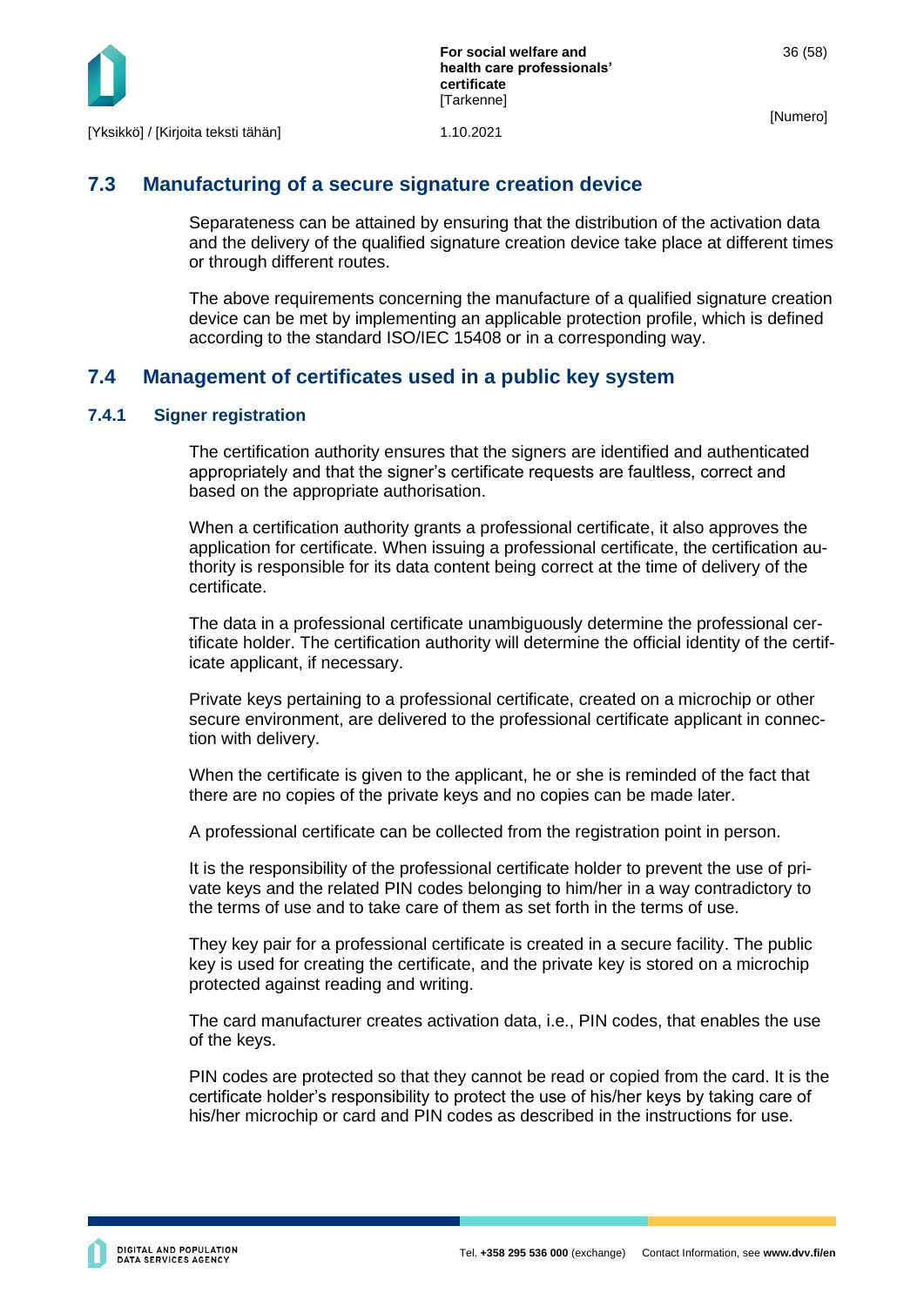## 7.3 Manufacturing of a secure signature creation device

Separateness can be attained by ensuring that the distribution of the activation data and the delivery of the qualified signature creation device take place at different times or through different routes.

The above requirements concerning the manufacture of a qualified signature creation device can be met by implementing an applicable protection profile, which is defined according to the standard ISO/IEC 15408 or in a corresponding way.

## 7.4 Management of certificates used in a public key system

### 7.4.1 Signer registration

The certification authority ensures that the signers are identified and authenticated appropriately and that the signer's certificate requests are faultless, correct and based on the appropriate authorisation.

When a certification authority grants a professional certificate, it also approves the application for certificate. When issuing a professional certificate, the certification authority is responsible for its data content being correct at the time of delivery of the certificate.

The data in a professional certificate unambiguously determine the professional certificate holder. The certification authority will determine the official identity of the certificate applicant, if necessary.

Private keys pertaining to a professional certificate, created on a microchip or other secure environment, are delivered to the professional certificate applicant in connection with delivery.

When the certificate is given to the applicant, he or she is reminded of the fact that there are no copies of the private keys and no copies can be made later.

A professional certificate can be collected from the registration point in person.

It is the responsibility of the professional certificate holder to prevent the use of private keys and the related PIN codes belonging to him/her in a way contradictory to the terms of use and to take care of them as set forth in the terms of use.

They key pair for a professional certificate is created in a secure facility. The public key is used for creating the certificate, and the private key is stored on a microchip protected against reading and writing.

The card manufacturer creates activation data, i.e., PIN codes, that enables the use of the keys.

PIN codes are protected so that they cannot be read or copied from the card. It is the certificate holder's responsibility to protect the use of his/her keys by taking care of his/her microchip or card and PIN codes as described in the instructions for use.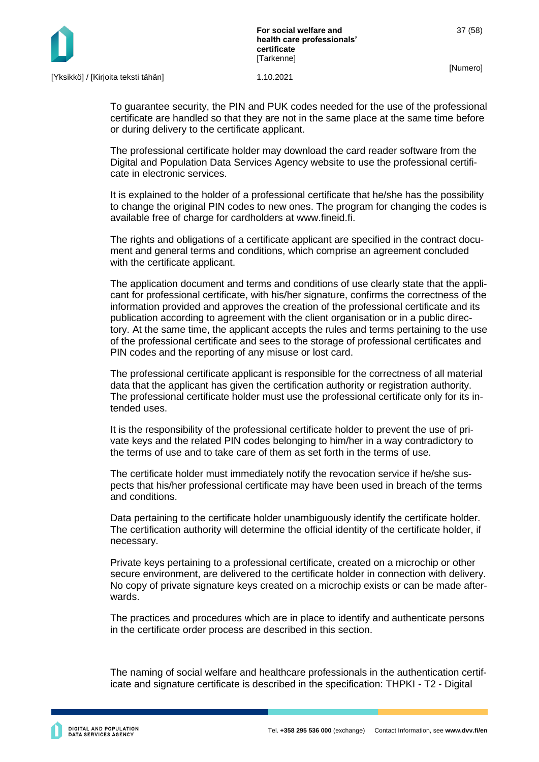To guarantee security, the PIN and PUK codes needed for the use of the professional certificate are handled so that they are not in the same place at the same time before or during delivery to the certificate applicant.

The professional certificate holder may download the card reader software from the Digital and Population Data Services Agency website to use the professional certificate in electronic services.

It is explained to the holder of a professional certificate that he/she has the possibility to change the original PIN codes to new ones. The program for changing the codes is available free of charge for cardholders at www.fineid.fi.

The rights and obligations of a certificate applicant are specified in the contract document and general terms and conditions, which comprise an agreement concluded with the certificate applicant.

The application document and terms and conditions of use clearly state that the applicant for professional certificate, with his/her signature, confirms the correctness of the information provided and approves the creation of the professional certificate and its publication according to agreement with the client organisation or in a public directory. At the same time, the applicant accepts the rules and terms pertaining to the use of the professional certificate and sees to the storage of professional certificates and PIN codes and the reporting of any misuse or lost card.

The professional certificate applicant is responsible for the correctness of all material data that the applicant has given the certification authority or registration authority. The professional certificate holder must use the professional certificate only for its intended uses.

It is the responsibility of the professional certificate holder to prevent the use of private keys and the related PIN codes belonging to him/her in a way contradictory to the terms of use and to take care of them as set forth in the terms of use.

The certificate holder must immediately notify the revocation service if he/she suspects that his/her professional certificate may have been used in breach of the terms and conditions.

Data pertaining to the certificate holder unambiguously identify the certificate holder. The certification authority will determine the official identity of the certificate holder, if necessary.

Private keys pertaining to a professional certificate, created on a microchip or other secure environment, are delivered to the certificate holder in connection with delivery. No copy of private signature keys created on a microchip exists or can be made afterwards.

The practices and procedures which are in place to identify and authenticate persons in the certificate order process are described in this section.

The naming of social welfare and healthcare professionals in the authentication certificate and signature certificate is described in the specification: THPKI - T2 - Digital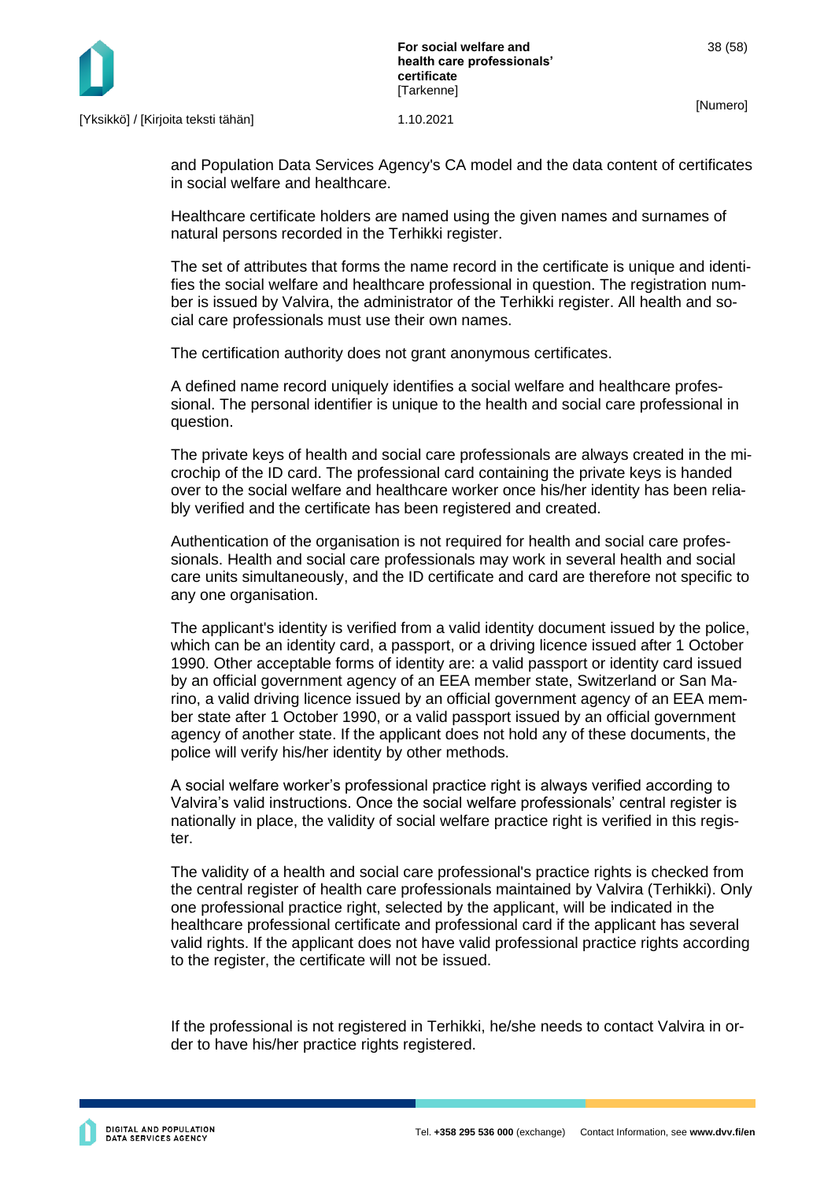and Population Data Services Agency's CA model and the data content of certificates in social welfare and healthcare.

Healthcare certificate holders are named using the given names and surnames of natural persons recorded in the Terhikki register.

The set of attributes that forms the name record in the certificate is unique and identifies the social welfare and healthcare professional in question. The registration number is issued by Valvira, the administrator of the Terhikki register. All health and social care professionals must use their own names.

The certification authority does not grant anonymous certificates.

A defined name record uniquely identifies a social welfare and healthcare professional. The personal identifier is unique to the health and social care professional in question.

The private keys of health and social care professionals are always created in the microchip of the ID card. The professional card containing the private keys is handed over to the social welfare and healthcare worker once his/her identity has been reliably verified and the certificate has been registered and created.

Authentication of the organisation is not required for health and social care professionals. Health and social care professionals may work in several health and social care units simultaneously, and the ID certificate and card are therefore not specific to any one organisation.

The applicant's identity is verified from a valid identity document issued by the police, which can be an identity card, a passport, or a driving licence issued after 1 October 1990. Other acceptable forms of identity are: a valid passport or identity card issued by an official government agency of an EEA member state, Switzerland or San Marino, a valid driving licence issued by an official government agency of an EEA member state after 1 October 1990, or a valid passport issued by an official government agency of another state. If the applicant does not hold any of these documents, the police will verify his/her identity by other methods.

A social welfare worker's professional practice right is always verified according to Valvira's valid instructions. Once the social welfare professionals' central register is nationally in place, the validity of social welfare practice right is verified in this register.

The validity of a health and social care professional's practice rights is checked from the central register of health care professionals maintained by Valvira (Terhikki). Only one professional practice right, selected by the applicant, will be indicated in the healthcare professional certificate and professional card if the applicant has several valid rights. If the applicant does not have valid professional practice rights according to the register, the certificate will not be issued.

If the professional is not registered in Terhikki, he/she needs to contact Valvira in order to have his/her practice rights registered.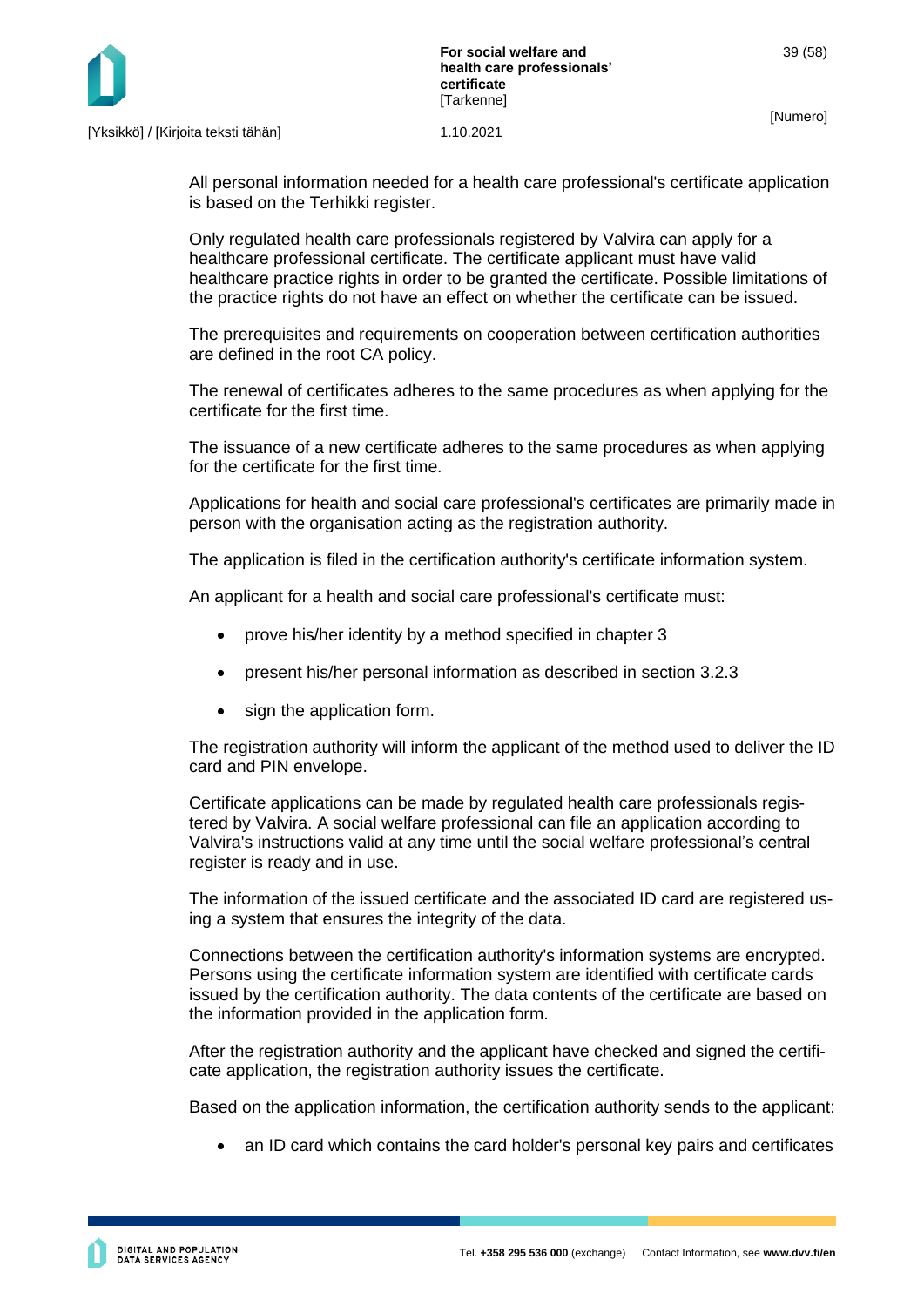All personal information needed for a health care professional's certificate application is based on the Terhikki register.

Only regulated health care professionals registered by Valvira can apply for a healthcare professional certificate. The certificate applicant must have valid healthcare practice rights in order to be granted the certificate. Possible limitations of the practice rights do not have an effect on whether the certificate can be issued.

The prerequisites and requirements on cooperation between certification authorities are defined in the root CA policy.

The renewal of certificates adheres to the same procedures as when applying for the certificate for the first time.

The issuance of a new certificate adheres to the same procedures as when applying for the certificate for the first time.

Applications for health and social care professional's certificates are primarily made in person with the organisation acting as the registration authority.

The application is filed in the certification authority's certificate information system.

An applicant for a health and social care professional's certificate must:

- prove his/her identity by a method specified in chapter 3
- present his/her personal information as described in section 3.2.3
- sign the application form.

The registration authority will inform the applicant of the method used to deliver the ID card and PIN envelope.

Certificate applications can be made by regulated health care professionals registered by Valvira. A social welfare professional can file an application according to Valvira's instructions valid at any time until the social welfare professional's central register is ready and in use.

The information of the issued certificate and the associated ID card are registered using a system that ensures the integrity of the data.

Connections between the certification authority's information systems are encrypted. Persons using the certificate information system are identified with certificate cards issued by the certification authority. The data contents of the certificate are based on the information provided in the application form.

After the registration authority and the applicant have checked and signed the certificate application, the registration authority issues the certificate.

Based on the application information, the certification authority sends to the applicant:

- an ID card which contains the card holder's personal key pairs and certificates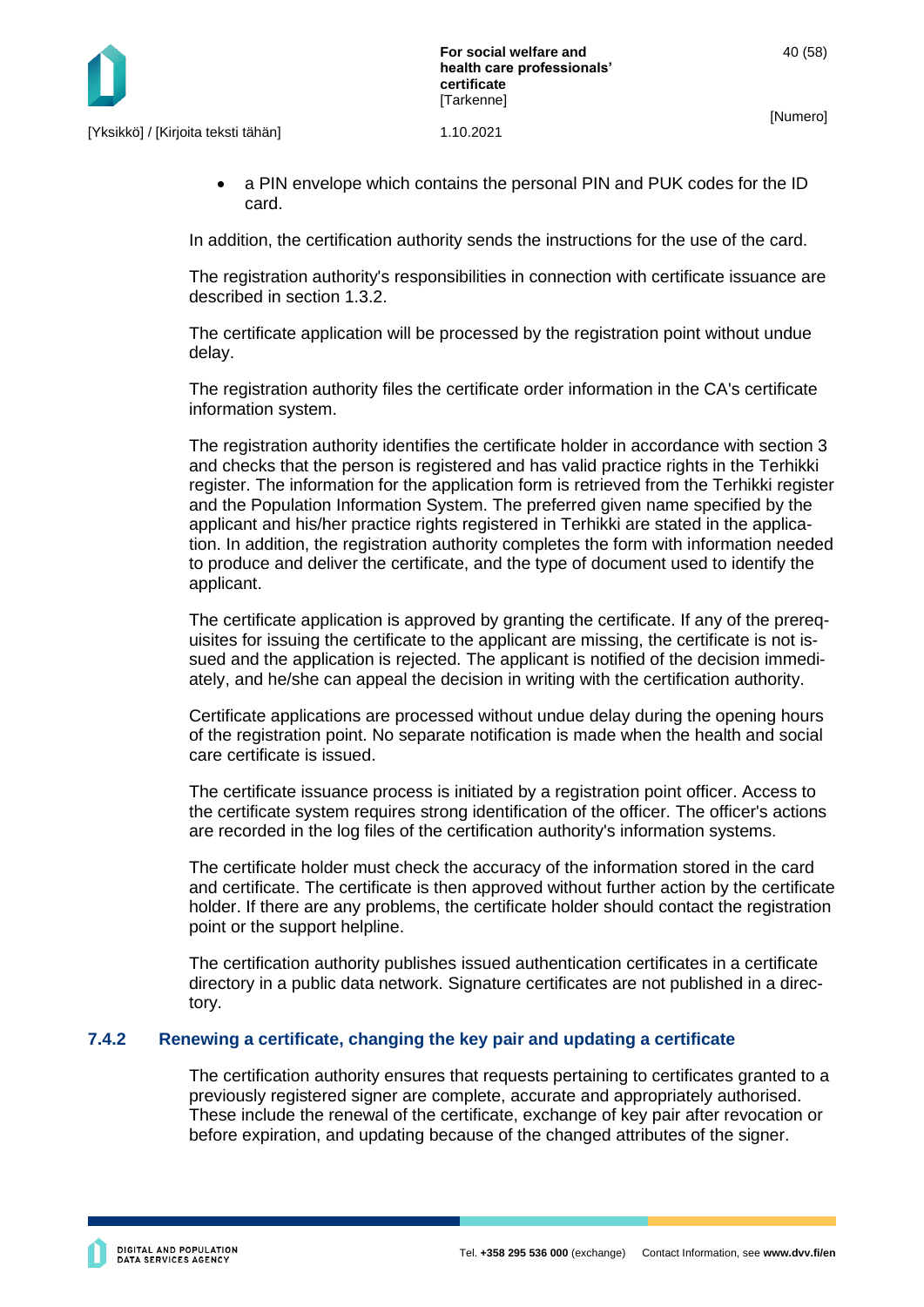- a PIN envelope which contains the personal PIN and PUK codes for the ID card.

In addition, the certification authority sends the instructions for the use of the card.

The registration authority's responsibilities in connection with certificate issuance are described in section 1.3.2.

The certificate application will be processed by the registration point without undue delay.

The registration authority files the certificate order information in the CA's certificate information system.

The registration authority identifies the certificate holder in accordance with section 3 and checks that the person is registered and has valid practice rights in the Terhikki register. The information for the application form is retrieved from the Terhikki register and the Population Information System. The preferred given name specified by the applicant and his/her practice rights registered in Terhikki are stated in the application. In addition, the registration authority completes the form with information needed to produce and deliver the certificate, and the type of document used to identify the applicant.

The certificate application is approved by granting the certificate. If any of the prerequisites for issuing the certificate to the applicant are missing, the certificate is not issued and the application is rejected. The applicant is notified of the decision immediately, and he/she can appeal the decision in writing with the certification authority.

Certificate applications are processed without undue delay during the opening hours of the registration point. No separate notification is made when the health and social care certificate is issued.

The certificate issuance process is initiated by a registration point officer. Access to the certificate system requires strong identification of the officer. The officer's actions are recorded in the log files of the certification authority's information systems.

The certificate holder must check the accuracy of the information stored in the card and certificate. The certificate is then approved without further action by the certificate holder. If there are any problems, the certificate holder should contact the registration point or the support helpline.

The certification authority publishes issued authentication certificates in a certificate directory in a public data network. Signature certificates are not published in a directory.

### 7.4.2 Renewing a certificate, changing the key pair and updating a certificate

The certification authority ensures that requests pertaining to certificates granted to a previously registered signer are complete, accurate and appropriately authorised. These include the renewal of the certificate, exchange of key pair after revocation or before expiration, and updating because of the changed attributes of the signer.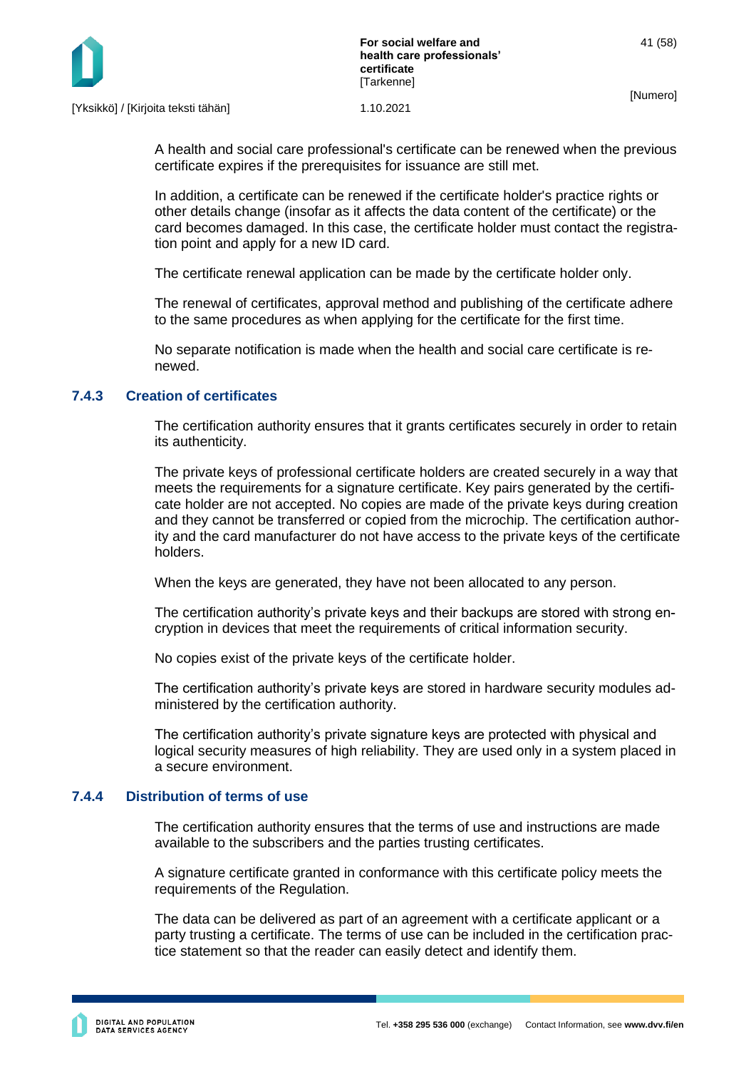A health and social care professional's certificate can be renewed when the previous certificate expires if the prerequisites for issuance are still met.

In addition, a certificate can be renewed if the certificate holder's practice rights or other details change (insofar as it affects the data content of the certificate) or the card becomes damaged. In this case, the certificate holder must contact the registration point and apply for a new ID card.

The certificate renewal application can be made by the certificate holder only.

The renewal of certificates, approval method and publishing of the certificate adhere to the same procedures as when applying for the certificate for the first time.

No separate notification is made when the health and social care certificate is renewed.

### 7.4.3 Creation of certificates

The certification authority ensures that it grants certificates securely in order to retain its authenticity.

The private keys of professional certificate holders are created securely in a way that meets the requirements for a signature certificate. Key pairs generated by the certificate holder are not accepted. No copies are made of the private keys during creation and they cannot be transferred or copied from the microchip. The certification authority and the card manufacturer do not have access to the private keys of the certificate holders.

When the keys are generated, they have not been allocated to any person.

The certification authority's private keys and their backups are stored with strong encryption in devices that meet the requirements of critical information security.

No copies exist of the private keys of the certificate holder.

The certification authority's private keys are stored in hardware security modules administered by the certification authority.

The certification authority's private signature keys are protected with physical and logical security measures of high reliability. They are used only in a system placed in a secure environment.

### 7.4.4 Distribution of terms of use

The certification authority ensures that the terms of use and instructions are made available to the subscribers and the parties trusting certificates.

A signature certificate granted in conformance with this certificate policy meets the requirements of the Regulation.

The data can be delivered as part of an agreement with a certificate applicant or a party trusting a certificate. The terms of use can be included in the certification practice statement so that the reader can easily detect and identify them.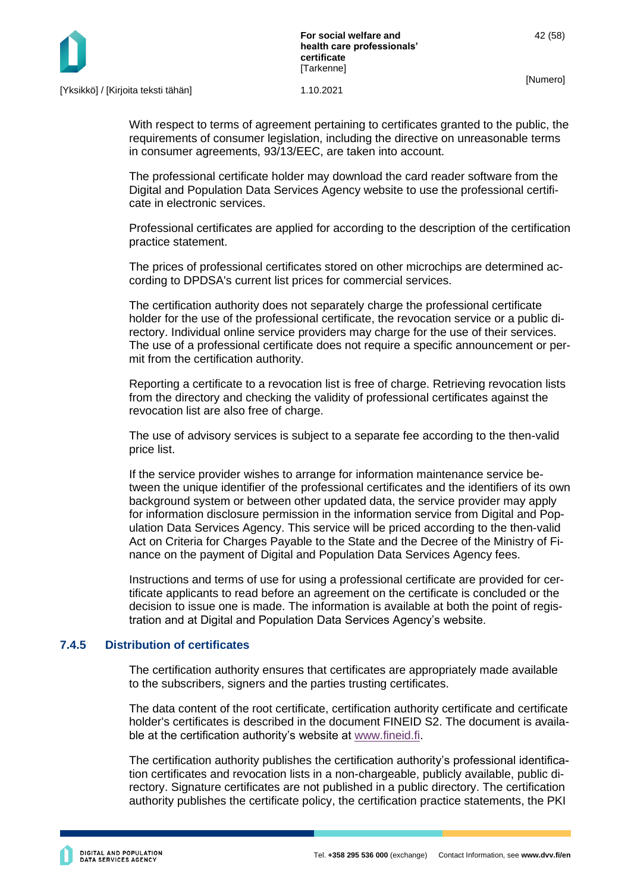With respect to terms of agreement pertaining to certificates granted to the public, the requirements of consumer legislation, including the directive on unreasonable terms in consumer agreements, 93/13/EEC, are taken into account.

The professional certificate holder may download the card reader software from the Digital and Population Data Services Agency website to use the professional certificate in electronic services.

Professional certificates are applied for according to the description of the certification practice statement.

The prices of professional certificates stored on other microchips are determined according to DPDSA's current list prices for commercial services.

The certification authority does not separately charge the professional certificate holder for the use of the professional certificate, the revocation service or a public directory. Individual online service providers may charge for the use of their services. The use of a professional certificate does not require a specific announcement or permit from the certification authority.

Reporting a certificate to a revocation list is free of charge. Retrieving revocation lists from the directory and checking the validity of professional certificates against the revocation list are also free of charge.

The use of advisory services is subject to a separate fee according to the then-valid price list.

If the service provider wishes to arrange for information maintenance service between the unique identifier of the professional certificates and the identifiers of its own background system or between other updated data, the service provider may apply for information disclosure permission in the information service from Digital and Population Data Services Agency. This service will be priced according to the then-valid Act on Criteria for Charges Payable to the State and the Decree of the Ministry of Finance on the payment of Digital and Population Data Services Agency fees.

Instructions and terms of use for using a professional certificate are provided for certificate applicants to read before an agreement on the certificate is concluded or the decision to issue one is made. The information is available at both the point of registration and at Digital and Population Data Services Agency's website.

### 7.4.5 Distribution of certificates

The certification authority ensures that certificates are appropriately made available to the subscribers, signers and the parties trusting certificates.

The data content of the root certificate, certification authority certificate and certificate holder's certificates is described in the document FINEID S2. The document is available at the certification authority's website at www.fineid.fi.

The certification authority publishes the certification authority's professional identification certificates and revocation lists in a non-chargeable, publicly available, public directory. Signature certificates are not published in a public directory. The certification authority publishes the certificate policy, the certification practice statements, the PKI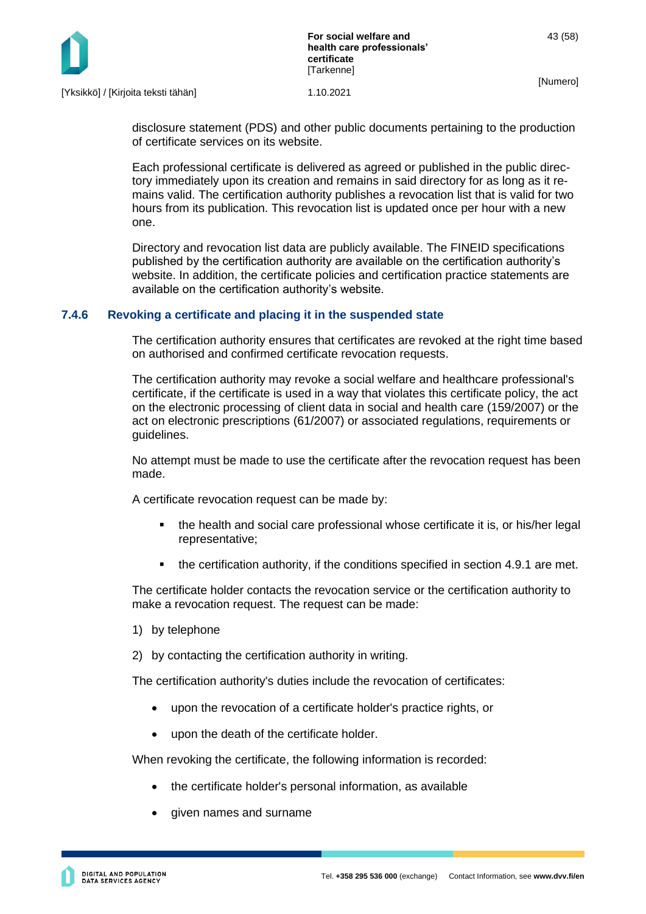disclosure statement (PDS) and other public documents pertaining to the production of certificate services on its website.

Each professional certificate is delivered as agreed or published in the public directory immediately upon its creation and remains in said directory for as long as it remains valid. The certification authority publishes a revocation list that is valid for two hours from its publication. This revocation list is updated once per hour with a new one.

Directory and revocation list data are publicly available. The FINEID specifications published by the certification authority are available on the certification authority's website. In addition, the certificate policies and certification practice statements are available on the certification authority's website.

### 7.4.6 Revoking a certificate and placing it in the suspended state

The certification authority ensures that certificates are revoked at the right time based on authorised and confirmed certificate revocation requests.

The certification authority may revoke a social welfare and healthcare professional's certificate, if the certificate is used in a way that violates this certificate policy, the act on the electronic processing of client data in social and health care (159/2007) or the act on electronic prescriptions (61/2007) or associated regulations, requirements or guidelines.

No attempt must be made to use the certificate after the revocation request has been made.

A certificate revocation request can be made by:

- the health and social care professional whose certificate it is, or his/her legal representative;
- the certification authority, if the conditions specified in section 4.9.1 are met.

The certificate holder contacts the revocation service or the certification authority to make a revocation request. The request can be made:

1) by telephone
2) by contacting the certification authority in writing.

The certification authority's duties include the revocation of certificates:

- upon the revocation of a certificate holder's practice rights, or
- upon the death of the certificate holder.

When revoking the certificate, the following information is recorded:

- the certificate holder's personal information, as available
- given names and surname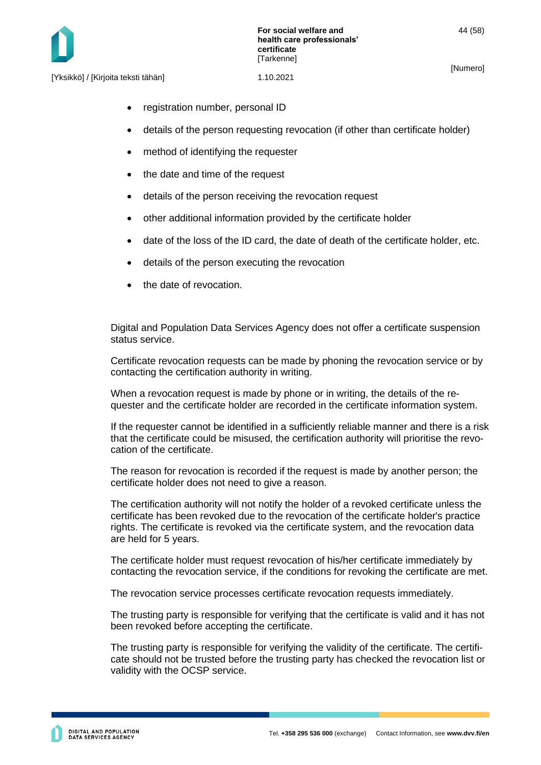- registration number, personal ID
- details of the person requesting revocation (if other than certificate holder)
- method of identifying the requester
- the date and time of the request
- details of the person receiving the revocation request
- other additional information provided by the certificate holder
- date of the loss of the ID card, the date of death of the certificate holder, etc.
- details of the person executing the revocation
- the date of revocation.

Digital and Population Data Services Agency does not offer a certificate suspension status service.

Certificate revocation requests can be made by phoning the revocation service or by contacting the certification authority in writing.

When a revocation request is made by phone or in writing, the details of the requester and the certificate holder are recorded in the certificate information system.

If the requester cannot be identified in a sufficiently reliable manner and there is a risk that the certificate could be misused, the certification authority will prioritise the revocation of the certificate.

The reason for revocation is recorded if the request is made by another person; the certificate holder does not need to give a reason.

The certification authority will not notify the holder of a revoked certificate unless the certificate has been revoked due to the revocation of the certificate holder's practice rights. The certificate is revoked via the certificate system, and the revocation data are held for 5 years.

The certificate holder must request revocation of his/her certificate immediately by contacting the revocation service, if the conditions for revoking the certificate are met.

The revocation service processes certificate revocation requests immediately.

The trusting party is responsible for verifying that the certificate is valid and it has not been revoked before accepting the certificate.

The trusting party is responsible for verifying the validity of the certificate. The certificate should not be trusted before the trusting party has checked the revocation list or validity with the OCSP service.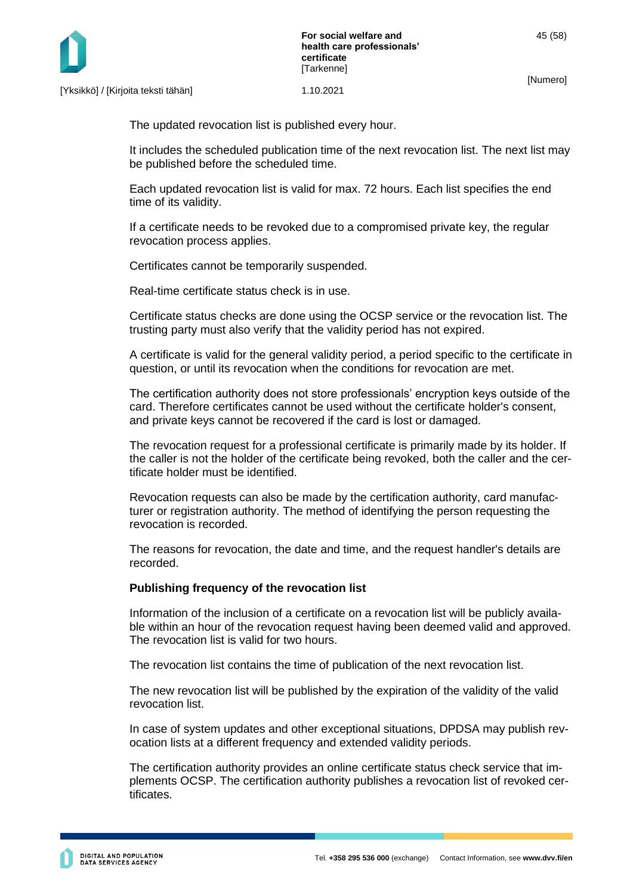The updated revocation list is published every hour.

It includes the scheduled publication time of the next revocation list. The next list may be published before the scheduled time.

Each updated revocation list is valid for max. 72 hours. Each list specifies the end time of its validity.

If a certificate needs to be revoked due to a compromised private key, the regular revocation process applies.

Certificates cannot be temporarily suspended.

Real-time certificate status check is in use.

Certificate status checks are done using the OCSP service or the revocation list. The trusting party must also verify that the validity period has not expired.

A certificate is valid for the general validity period, a period specific to the certificate in question, or until its revocation when the conditions for revocation are met.

The certification authority does not store professionals' encryption keys outside of the card. Therefore certificates cannot be used without the certificate holder's consent, and private keys cannot be recovered if the card is lost or damaged.

The revocation request for a professional certificate is primarily made by its holder. If the caller is not the holder of the certificate being revoked, both the caller and the certificate holder must be identified.

Revocation requests can also be made by the certification authority, card manufacturer or registration authority. The method of identifying the person requesting the revocation is recorded.

The reasons for revocation, the date and time, and the request handler's details are recorded.

**Publishing frequency of the revocation list**

Information of the inclusion of a certificate on a revocation list will be publicly available within an hour of the revocation request having been deemed valid and approved. The revocation list is valid for two hours.

The revocation list contains the time of publication of the next revocation list.

The new revocation list will be published by the expiration of the validity of the valid revocation list.

In case of system updates and other exceptional situations, DPDSA may publish revocation lists at a different frequency and extended validity periods.

The certification authority provides an online certificate status check service that implements OCSP. The certification authority publishes a revocation list of revoked certificates.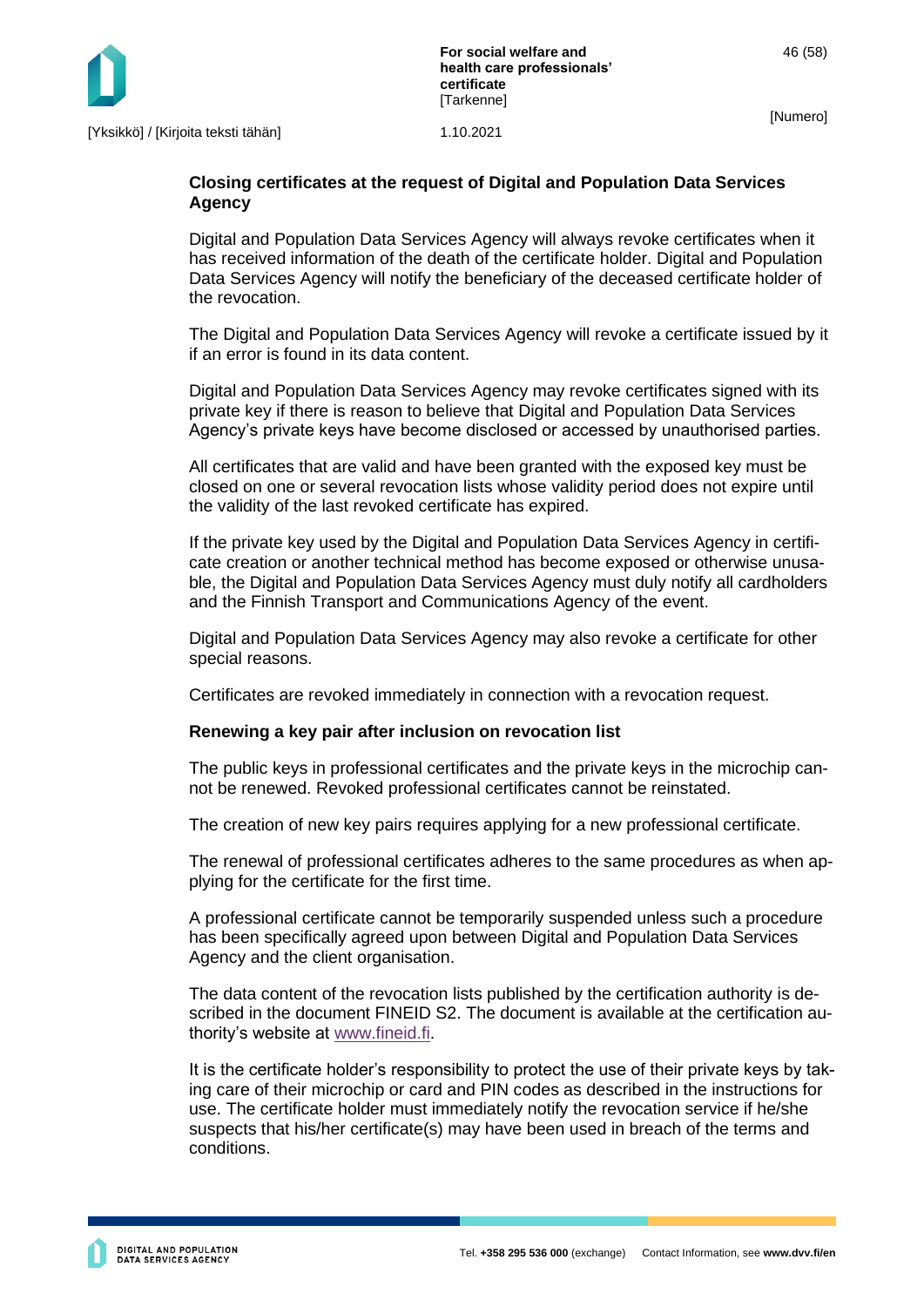### Closing certificates at the request of Digital and Population Data Services Agency

Digital and Population Data Services Agency will always revoke certificates when it has received information of the death of the certificate holder. Digital and Population Data Services Agency will notify the beneficiary of the deceased certificate holder of the revocation.

The Digital and Population Data Services Agency will revoke a certificate issued by it if an error is found in its data content.

Digital and Population Data Services Agency may revoke certificates signed with its private key if there is reason to believe that Digital and Population Data Services Agency's private keys have become disclosed or accessed by unauthorised parties.

All certificates that are valid and have been granted with the exposed key must be closed on one or several revocation lists whose validity period does not expire until the validity of the last revoked certificate has expired.

If the private key used by the Digital and Population Data Services Agency in certificate creation or another technical method has become exposed or otherwise unusable, the Digital and Population Data Services Agency must duly notify all cardholders and the Finnish Transport and Communications Agency of the event.

Digital and Population Data Services Agency may also revoke a certificate for other special reasons.

Certificates are revoked immediately in connection with a revocation request.

### Renewing a key pair after inclusion on revocation list

The public keys in professional certificates and the private keys in the microchip cannot be renewed. Revoked professional certificates cannot be reinstated.

The creation of new key pairs requires applying for a new professional certificate.

The renewal of professional certificates adheres to the same procedures as when applying for the certificate for the first time.

A professional certificate cannot be temporarily suspended unless such a procedure has been specifically agreed upon between Digital and Population Data Services Agency and the client organisation.

The data content of the revocation lists published by the certification authority is described in the document FINEID S2. The document is available at the certification authority's website at www.fineid.fi.

It is the certificate holder's responsibility to protect the use of their private keys by taking care of their microchip or card and PIN codes as described in the instructions for use. The certificate holder must immediately notify the revocation service if he/she suspects that his/her certificate(s) may have been used in breach of the terms and conditions.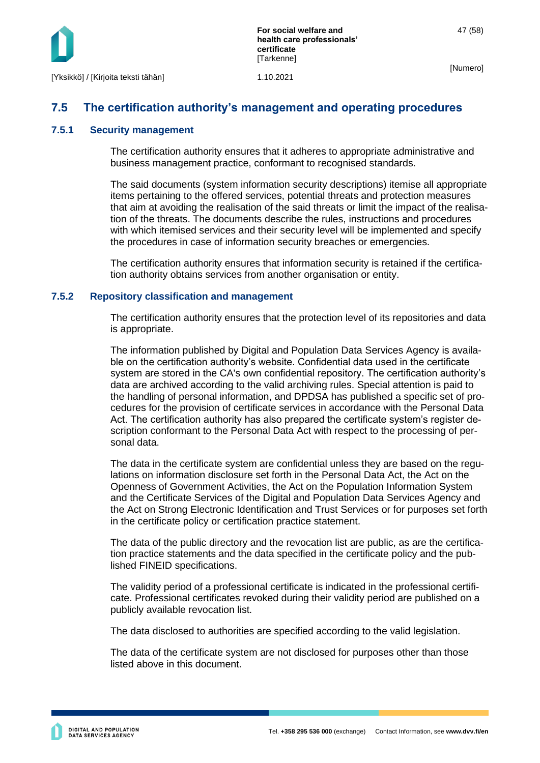## 7.5 The certification authority's management and operating procedures

### 7.5.1 Security management

The certification authority ensures that it adheres to appropriate administrative and business management practice, conformant to recognised standards.

The said documents (system information security descriptions) itemise all appropriate items pertaining to the offered services, potential threats and protection measures that aim at avoiding the realisation of the said threats or limit the impact of the realisation of the threats. The documents describe the rules, instructions and procedures with which itemised services and their security level will be implemented and specify the procedures in case of information security breaches or emergencies.

The certification authority ensures that information security is retained if the certification authority obtains services from another organisation or entity.

### 7.5.2 Repository classification and management

The certification authority ensures that the protection level of its repositories and data is appropriate.

The information published by Digital and Population Data Services Agency is available on the certification authority's website. Confidential data used in the certificate system are stored in the CA's own confidential repository. The certification authority's data are archived according to the valid archiving rules. Special attention is paid to the handling of personal information, and DPDSA has published a specific set of procedures for the provision of certificate services in accordance with the Personal Data Act. The certification authority has also prepared the certificate system's register description conformant to the Personal Data Act with respect to the processing of personal data.

The data in the certificate system are confidential unless they are based on the regulations on information disclosure set forth in the Personal Data Act, the Act on the Openness of Government Activities, the Act on the Population Information System and the Certificate Services of the Digital and Population Data Services Agency and the Act on Strong Electronic Identification and Trust Services or for purposes set forth in the certificate policy or certification practice statement.

The data of the public directory and the revocation list are public, as are the certification practice statements and the data specified in the certificate policy and the published FINEID specifications.

The validity period of a professional certificate is indicated in the professional certificate. Professional certificates revoked during their validity period are published on a publicly available revocation list.

The data disclosed to authorities are specified according to the valid legislation.

The data of the certificate system are not disclosed for purposes other than those listed above in this document.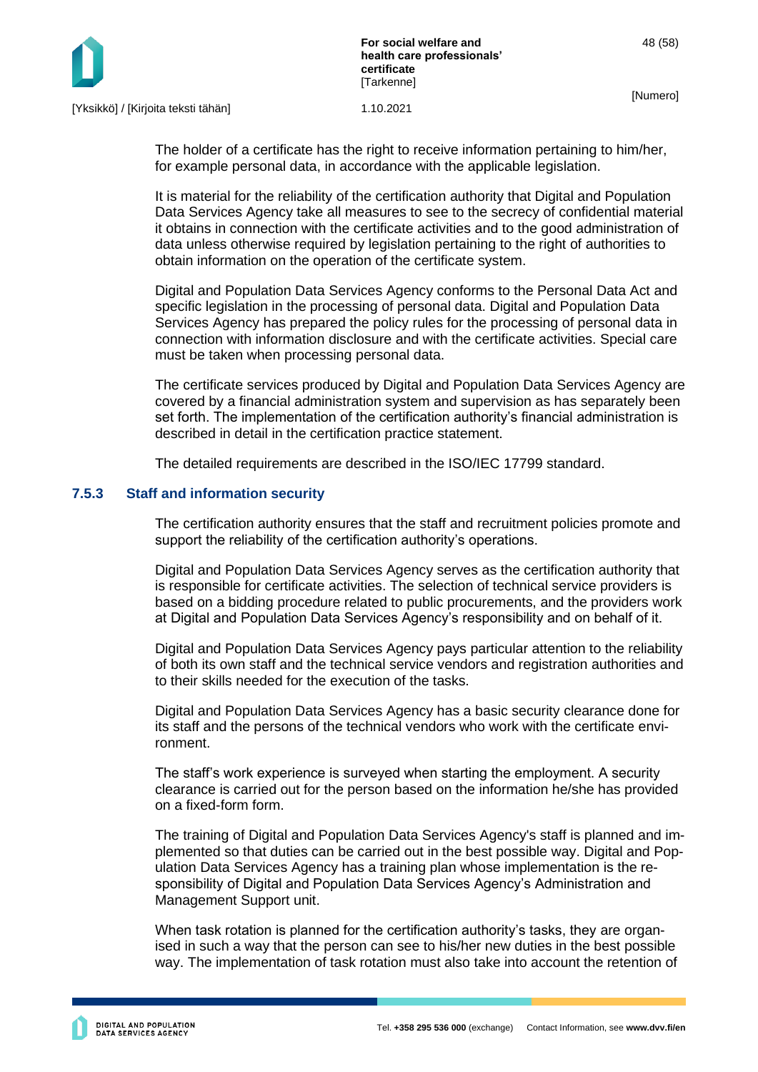The holder of a certificate has the right to receive information pertaining to him/her, for example personal data, in accordance with the applicable legislation.

It is material for the reliability of the certification authority that Digital and Population Data Services Agency take all measures to see to the secrecy of confidential material it obtains in connection with the certificate activities and to the good administration of data unless otherwise required by legislation pertaining to the right of authorities to obtain information on the operation of the certificate system.

Digital and Population Data Services Agency conforms to the Personal Data Act and specific legislation in the processing of personal data. Digital and Population Data Services Agency has prepared the policy rules for the processing of personal data in connection with information disclosure and with the certificate activities. Special care must be taken when processing personal data.

The certificate services produced by Digital and Population Data Services Agency are covered by a financial administration system and supervision as has separately been set forth. The implementation of the certification authority's financial administration is described in detail in the certification practice statement.

The detailed requirements are described in the ISO/IEC 17799 standard.

### 7.5.3 Staff and information security

The certification authority ensures that the staff and recruitment policies promote and support the reliability of the certification authority's operations.

Digital and Population Data Services Agency serves as the certification authority that is responsible for certificate activities. The selection of technical service providers is based on a bidding procedure related to public procurements, and the providers work at Digital and Population Data Services Agency's responsibility and on behalf of it.

Digital and Population Data Services Agency pays particular attention to the reliability of both its own staff and the technical service vendors and registration authorities and to their skills needed for the execution of the tasks.

Digital and Population Data Services Agency has a basic security clearance done for its staff and the persons of the technical vendors who work with the certificate environment.

The staff's work experience is surveyed when starting the employment. A security clearance is carried out for the person based on the information he/she has provided on a fixed-form form.

The training of Digital and Population Data Services Agency's staff is planned and implemented so that duties can be carried out in the best possible way. Digital and Population Data Services Agency has a training plan whose implementation is the responsibility of Digital and Population Data Services Agency's Administration and Management Support unit.

When task rotation is planned for the certification authority's tasks, they are organised in such a way that the person can see to his/her new duties in the best possible way. The implementation of task rotation must also take into account the retention of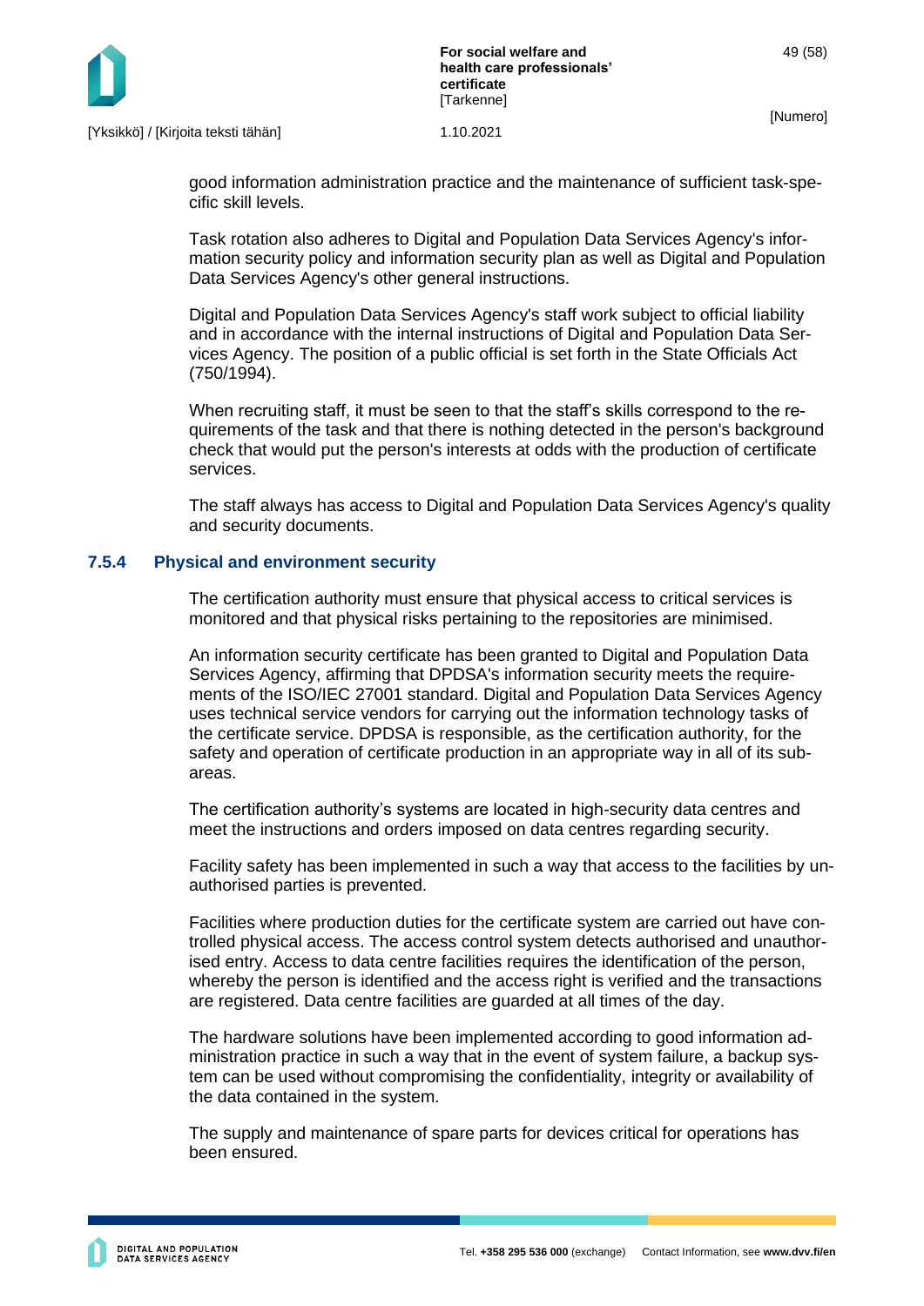good information administration practice and the maintenance of sufficient task-specific skill levels.

Task rotation also adheres to Digital and Population Data Services Agency's information security policy and information security plan as well as Digital and Population Data Services Agency's other general instructions.

Digital and Population Data Services Agency's staff work subject to official liability and in accordance with the internal instructions of Digital and Population Data Services Agency. The position of a public official is set forth in the State Officials Act (750/1994).

When recruiting staff, it must be seen to that the staff's skills correspond to the requirements of the task and that there is nothing detected in the person's background check that would put the person's interests at odds with the production of certificate services.

The staff always has access to Digital and Population Data Services Agency's quality and security documents.

### 7.5.4 Physical and environment security

The certification authority must ensure that physical access to critical services is monitored and that physical risks pertaining to the repositories are minimised.

An information security certificate has been granted to Digital and Population Data Services Agency, affirming that DPDSA's information security meets the requirements of the ISO/IEC 27001 standard. Digital and Population Data Services Agency uses technical service vendors for carrying out the information technology tasks of the certificate service. DPDSA is responsible, as the certification authority, for the safety and operation of certificate production in an appropriate way in all of its sub-areas.

The certification authority's systems are located in high-security data centres and meet the instructions and orders imposed on data centres regarding security.

Facility safety has been implemented in such a way that access to the facilities by unauthorised parties is prevented.

Facilities where production duties for the certificate system are carried out have controlled physical access. The access control system detects authorised and unauthorised entry. Access to data centre facilities requires the identification of the person, whereby the person is identified and the access right is verified and the transactions are registered. Data centre facilities are guarded at all times of the day.

The hardware solutions have been implemented according to good information administration practice in such a way that in the event of system failure, a backup system can be used without compromising the confidentiality, integrity or availability of the data contained in the system.

The supply and maintenance of spare parts for devices critical for operations has been ensured.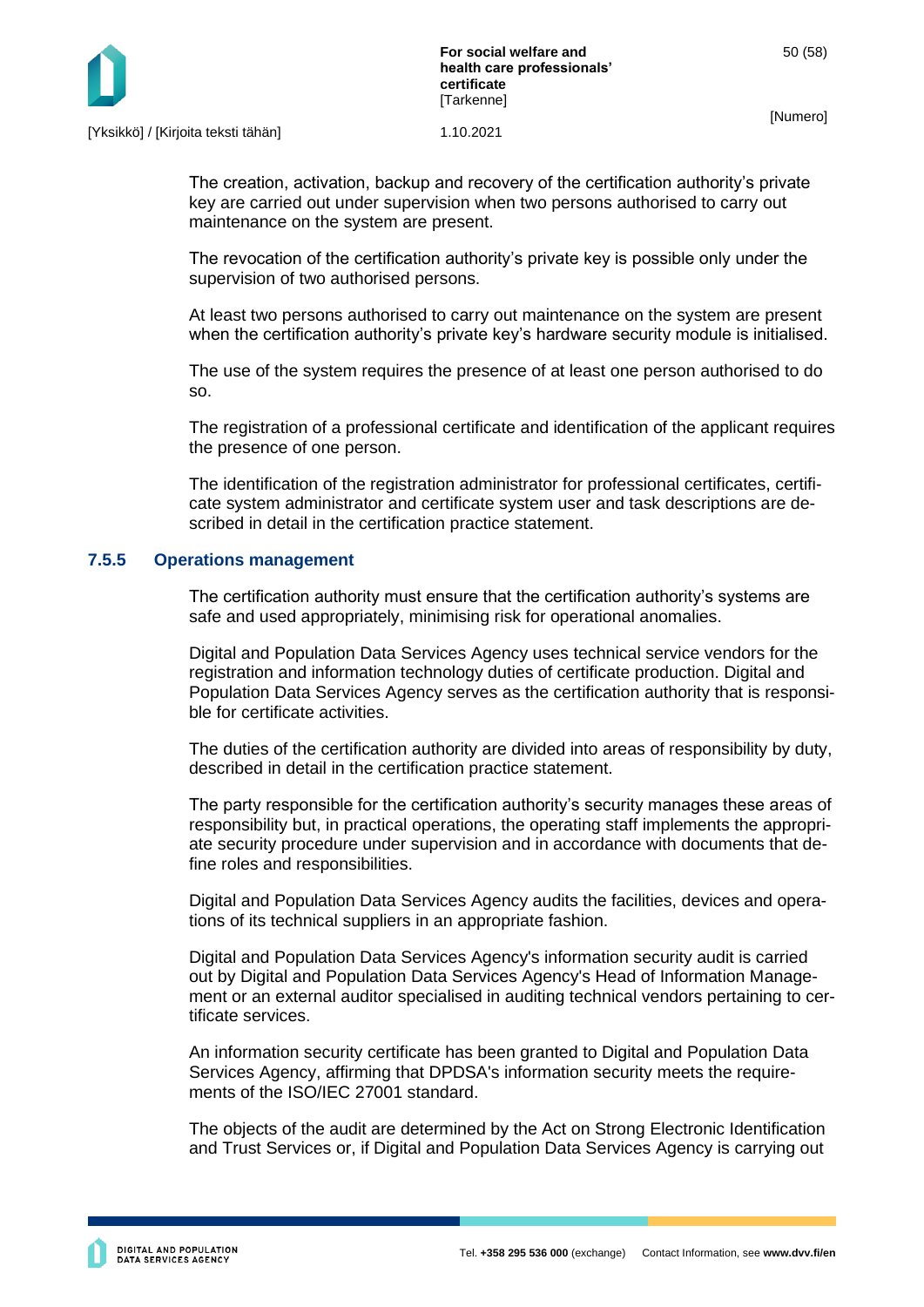The creation, activation, backup and recovery of the certification authority's private key are carried out under supervision when two persons authorised to carry out maintenance on the system are present.

The revocation of the certification authority's private key is possible only under the supervision of two authorised persons.

At least two persons authorised to carry out maintenance on the system are present when the certification authority's private key's hardware security module is initialised.

The use of the system requires the presence of at least one person authorised to do so.

The registration of a professional certificate and identification of the applicant requires the presence of one person.

The identification of the registration administrator for professional certificates, certificate system administrator and certificate system user and task descriptions are described in detail in the certification practice statement.

### 7.5.5 Operations management

The certification authority must ensure that the certification authority's systems are safe and used appropriately, minimising risk for operational anomalies.

Digital and Population Data Services Agency uses technical service vendors for the registration and information technology duties of certificate production. Digital and Population Data Services Agency serves as the certification authority that is responsible for certificate activities.

The duties of the certification authority are divided into areas of responsibility by duty, described in detail in the certification practice statement.

The party responsible for the certification authority's security manages these areas of responsibility but, in practical operations, the operating staff implements the appropriate security procedure under supervision and in accordance with documents that define roles and responsibilities.

Digital and Population Data Services Agency audits the facilities, devices and operations of its technical suppliers in an appropriate fashion.

Digital and Population Data Services Agency's information security audit is carried out by Digital and Population Data Services Agency's Head of Information Management or an external auditor specialised in auditing technical vendors pertaining to certificate services.

An information security certificate has been granted to Digital and Population Data Services Agency, affirming that DPDSA's information security meets the requirements of the ISO/IEC 27001 standard.

The objects of the audit are determined by the Act on Strong Electronic Identification and Trust Services or, if Digital and Population Data Services Agency is carrying out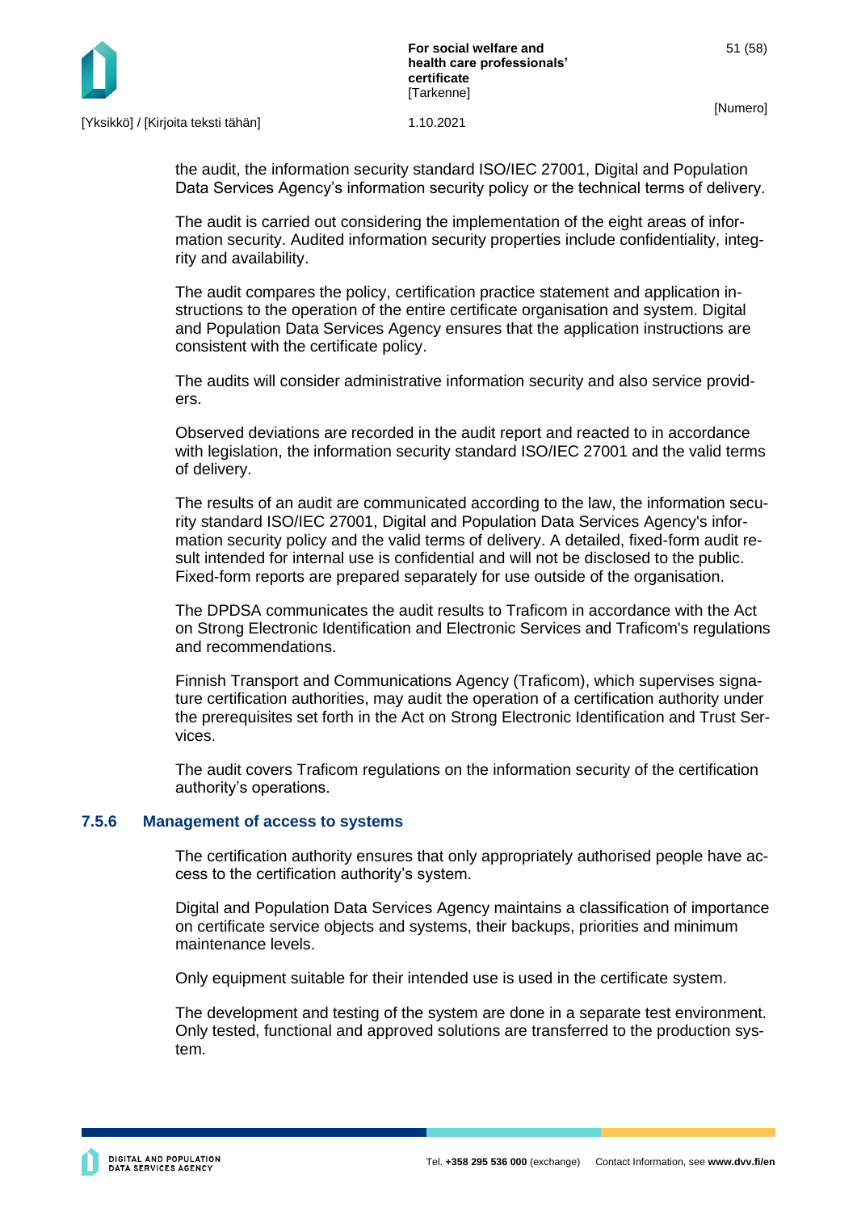the audit, the information security standard ISO/IEC 27001, Digital and Population Data Services Agency's information security policy or the technical terms of delivery.

The audit is carried out considering the implementation of the eight areas of information security. Audited information security properties include confidentiality, integrity and availability.

The audit compares the policy, certification practice statement and application instructions to the operation of the entire certificate organisation and system. Digital and Population Data Services Agency ensures that the application instructions are consistent with the certificate policy.

The audits will consider administrative information security and also service providers.

Observed deviations are recorded in the audit report and reacted to in accordance with legislation, the information security standard ISO/IEC 27001 and the valid terms of delivery.

The results of an audit are communicated according to the law, the information security standard ISO/IEC 27001, Digital and Population Data Services Agency's information security policy and the valid terms of delivery. A detailed, fixed-form audit result intended for internal use is confidential and will not be disclosed to the public. Fixed-form reports are prepared separately for use outside of the organisation.

The DPDSA communicates the audit results to Traficom in accordance with the Act on Strong Electronic Identification and Electronic Services and Traficom's regulations and recommendations.

Finnish Transport and Communications Agency (Traficom), which supervises signature certification authorities, may audit the operation of a certification authority under the prerequisites set forth in the Act on Strong Electronic Identification and Trust Services.

The audit covers Traficom regulations on the information security of the certification authority's operations.

### 7.5.6 Management of access to systems

The certification authority ensures that only appropriately authorised people have access to the certification authority's system.

Digital and Population Data Services Agency maintains a classification of importance on certificate service objects and systems, their backups, priorities and minimum maintenance levels.

Only equipment suitable for their intended use is used in the certificate system.

The development and testing of the system are done in a separate test environment. Only tested, functional and approved solutions are transferred to the production system.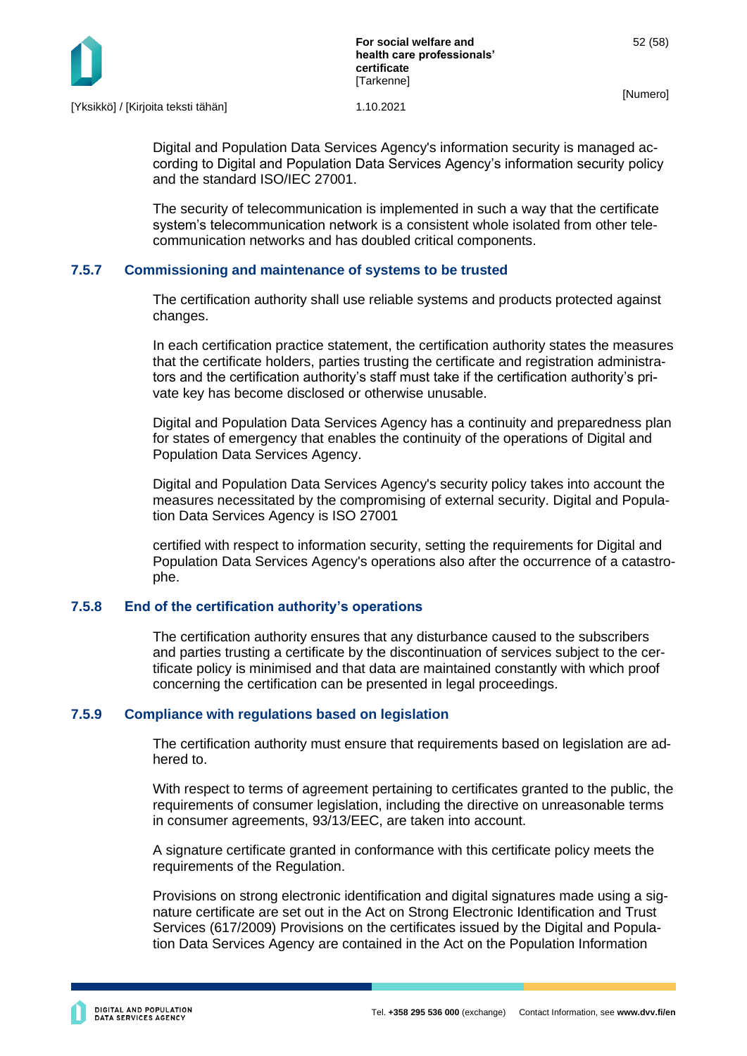Digital and Population Data Services Agency's information security is managed according to Digital and Population Data Services Agency's information security policy and the standard ISO/IEC 27001.

The security of telecommunication is implemented in such a way that the certificate system's telecommunication network is a consistent whole isolated from other telecommunication networks and has doubled critical components.

### 7.5.7 Commissioning and maintenance of systems to be trusted

The certification authority shall use reliable systems and products protected against changes.

In each certification practice statement, the certification authority states the measures that the certificate holders, parties trusting the certificate and registration administrators and the certification authority's staff must take if the certification authority's private key has become disclosed or otherwise unusable.

Digital and Population Data Services Agency has a continuity and preparedness plan for states of emergency that enables the continuity of the operations of Digital and Population Data Services Agency.

Digital and Population Data Services Agency's security policy takes into account the measures necessitated by the compromising of external security. Digital and Population Data Services Agency is ISO 27001

certified with respect to information security, setting the requirements for Digital and Population Data Services Agency's operations also after the occurrence of a catastrophe.

### 7.5.8 End of the certification authority's operations

The certification authority ensures that any disturbance caused to the subscribers and parties trusting a certificate by the discontinuation of services subject to the certificate policy is minimised and that data are maintained constantly with which proof concerning the certification can be presented in legal proceedings.

### 7.5.9 Compliance with regulations based on legislation

The certification authority must ensure that requirements based on legislation are adhered to.

With respect to terms of agreement pertaining to certificates granted to the public, the requirements of consumer legislation, including the directive on unreasonable terms in consumer agreements, 93/13/EEC, are taken into account.

A signature certificate granted in conformance with this certificate policy meets the requirements of the Regulation.

Provisions on strong electronic identification and digital signatures made using a signature certificate are set out in the Act on Strong Electronic Identification and Trust Services (617/2009) Provisions on the certificates issued by the Digital and Population Data Services Agency are contained in the Act on the Population Information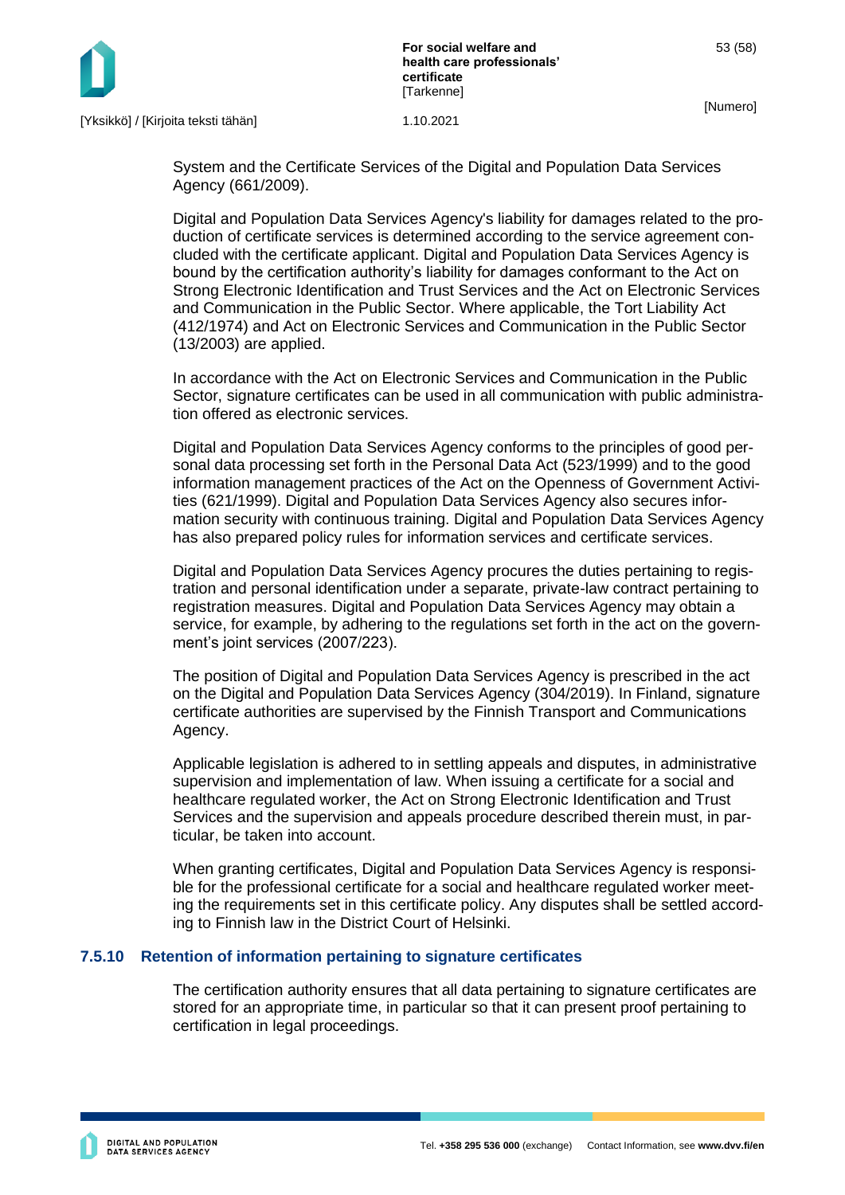System and the Certificate Services of the Digital and Population Data Services Agency (661/2009).

Digital and Population Data Services Agency's liability for damages related to the production of certificate services is determined according to the service agreement concluded with the certificate applicant. Digital and Population Data Services Agency is bound by the certification authority's liability for damages conformant to the Act on Strong Electronic Identification and Trust Services and the Act on Electronic Services and Communication in the Public Sector. Where applicable, the Tort Liability Act (412/1974) and Act on Electronic Services and Communication in the Public Sector (13/2003) are applied.

In accordance with the Act on Electronic Services and Communication in the Public Sector, signature certificates can be used in all communication with public administration offered as electronic services.

Digital and Population Data Services Agency conforms to the principles of good personal data processing set forth in the Personal Data Act (523/1999) and to the good information management practices of the Act on the Openness of Government Activities (621/1999). Digital and Population Data Services Agency also secures information security with continuous training. Digital and Population Data Services Agency has also prepared policy rules for information services and certificate services.

Digital and Population Data Services Agency procures the duties pertaining to registration and personal identification under a separate, private-law contract pertaining to registration measures. Digital and Population Data Services Agency may obtain a service, for example, by adhering to the regulations set forth in the act on the government's joint services (2007/223).

The position of Digital and Population Data Services Agency is prescribed in the act on the Digital and Population Data Services Agency (304/2019). In Finland, signature certificate authorities are supervised by the Finnish Transport and Communications Agency.

Applicable legislation is adhered to in settling appeals and disputes, in administrative supervision and implementation of law. When issuing a certificate for a social and healthcare regulated worker, the Act on Strong Electronic Identification and Trust Services and the supervision and appeals procedure described therein must, in particular, be taken into account.

When granting certificates, Digital and Population Data Services Agency is responsible for the professional certificate for a social and healthcare regulated worker meeting the requirements set in this certificate policy. Any disputes shall be settled according to Finnish law in the District Court of Helsinki.

### 7.5.10 Retention of information pertaining to signature certificates

The certification authority ensures that all data pertaining to signature certificates are stored for an appropriate time, in particular so that it can present proof pertaining to certification in legal proceedings.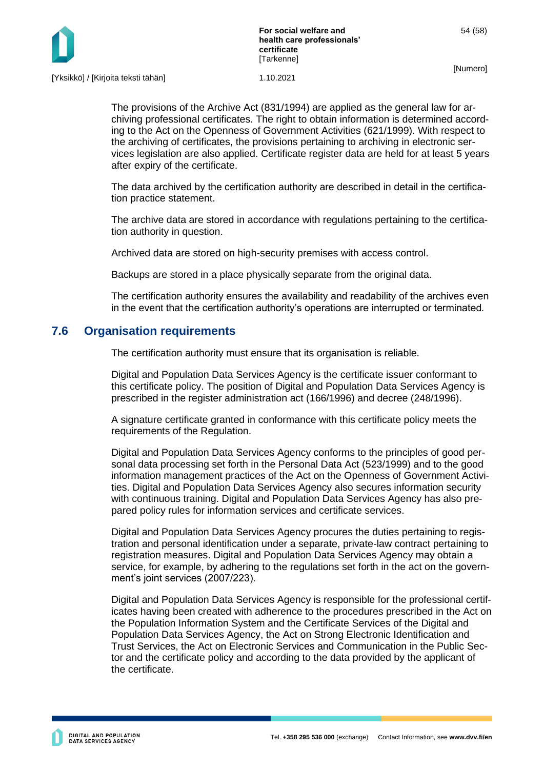The provisions of the Archive Act (831/1994) are applied as the general law for archiving professional certificates. The right to obtain information is determined according to the Act on the Openness of Government Activities (621/1999). With respect to the archiving of certificates, the provisions pertaining to archiving in electronic services legislation are also applied. Certificate register data are held for at least 5 years after expiry of the certificate.

The data archived by the certification authority are described in detail in the certification practice statement.

The archive data are stored in accordance with regulations pertaining to the certification authority in question.

Archived data are stored on high-security premises with access control.

Backups are stored in a place physically separate from the original data.

The certification authority ensures the availability and readability of the archives even in the event that the certification authority's operations are interrupted or terminated.

## 7.6 Organisation requirements

The certification authority must ensure that its organisation is reliable.

Digital and Population Data Services Agency is the certificate issuer conformant to this certificate policy. The position of Digital and Population Data Services Agency is prescribed in the register administration act (166/1996) and decree (248/1996).

A signature certificate granted in conformance with this certificate policy meets the requirements of the Regulation.

Digital and Population Data Services Agency conforms to the principles of good personal data processing set forth in the Personal Data Act (523/1999) and to the good information management practices of the Act on the Openness of Government Activities. Digital and Population Data Services Agency also secures information security with continuous training. Digital and Population Data Services Agency has also prepared policy rules for information services and certificate services.

Digital and Population Data Services Agency procures the duties pertaining to registration and personal identification under a separate, private-law contract pertaining to registration measures. Digital and Population Data Services Agency may obtain a service, for example, by adhering to the regulations set forth in the act on the government's joint services (2007/223).

Digital and Population Data Services Agency is responsible for the professional certificates having been created with adherence to the procedures prescribed in the Act on the Population Information System and the Certificate Services of the Digital and Population Data Services Agency, the Act on Strong Electronic Identification and Trust Services, the Act on Electronic Services and Communication in the Public Sector and the certificate policy and according to the data provided by the applicant of the certificate.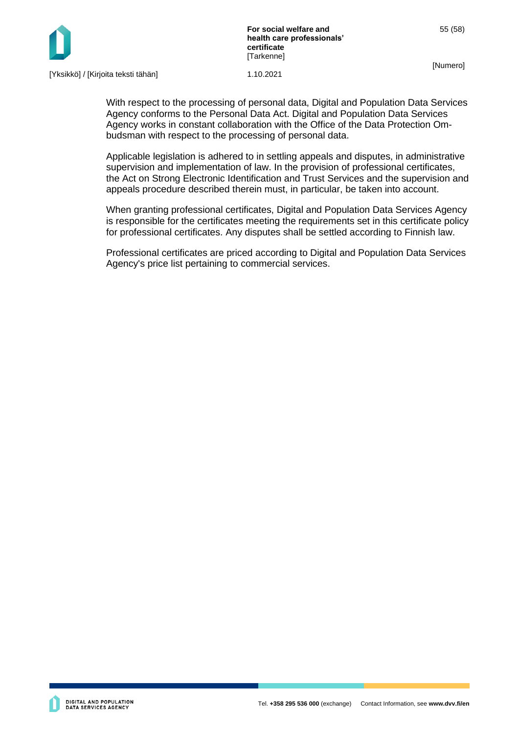With respect to the processing of personal data, Digital and Population Data Services Agency conforms to the Personal Data Act. Digital and Population Data Services Agency works in constant collaboration with the Office of the Data Protection Ombudsman with respect to the processing of personal data.

Applicable legislation is adhered to in settling appeals and disputes, in administrative supervision and implementation of law. In the provision of professional certificates, the Act on Strong Electronic Identification and Trust Services and the supervision and appeals procedure described therein must, in particular, be taken into account.

When granting professional certificates, Digital and Population Data Services Agency is responsible for the certificates meeting the requirements set in this certificate policy for professional certificates. Any disputes shall be settled according to Finnish law.

Professional certificates are priced according to Digital and Population Data Services Agency's price list pertaining to commercial services.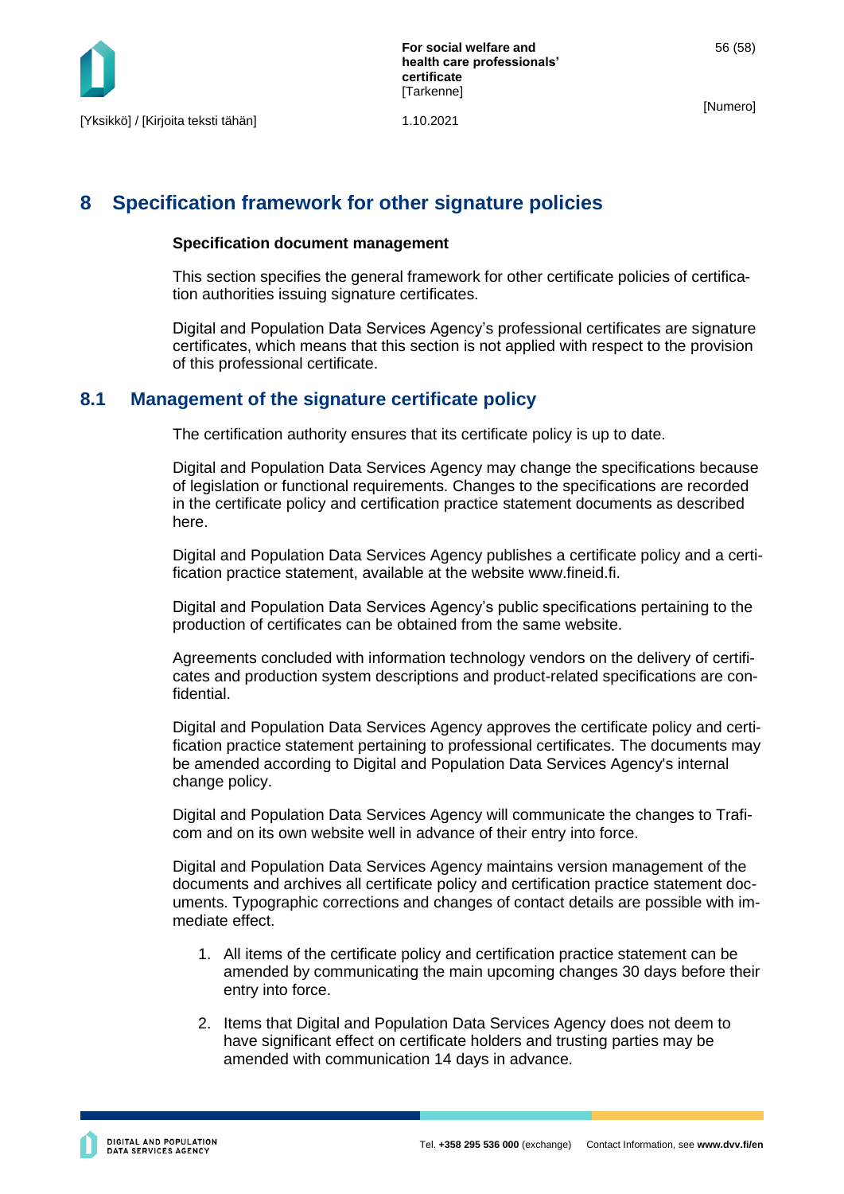# 8 Specification framework for other signature policies

**Specification document management**

This section specifies the general framework for other certificate policies of certification authorities issuing signature certificates.

Digital and Population Data Services Agency's professional certificates are signature certificates, which means that this section is not applied with respect to the provision of this professional certificate.

## 8.1 Management of the signature certificate policy

The certification authority ensures that its certificate policy is up to date.

Digital and Population Data Services Agency may change the specifications because of legislation or functional requirements. Changes to the specifications are recorded in the certificate policy and certification practice statement documents as described here.

Digital and Population Data Services Agency publishes a certificate policy and a certification practice statement, available at the website www.fineid.fi.

Digital and Population Data Services Agency's public specifications pertaining to the production of certificates can be obtained from the same website.

Agreements concluded with information technology vendors on the delivery of certificates and production system descriptions and product-related specifications are confidential.

Digital and Population Data Services Agency approves the certificate policy and certification practice statement pertaining to professional certificates. The documents may be amended according to Digital and Population Data Services Agency's internal change policy.

Digital and Population Data Services Agency will communicate the changes to Traficom and on its own website well in advance of their entry into force.

Digital and Population Data Services Agency maintains version management of the documents and archives all certificate policy and certification practice statement documents. Typographic corrections and changes of contact details are possible with immediate effect.

1. All items of the certificate policy and certification practice statement can be amended by communicating the main upcoming changes 30 days before their entry into force.
2. Items that Digital and Population Data Services Agency does not deem to have significant effect on certificate holders and trusting parties may be amended with communication 14 days in advance.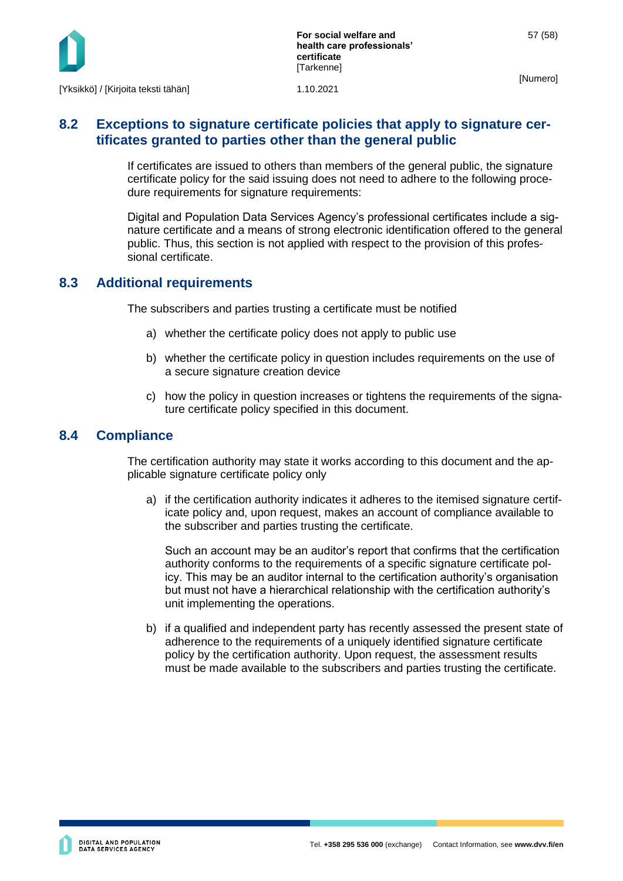## 8.2 Exceptions to signature certificate policies that apply to signature certificates granted to parties other than the general public

If certificates are issued to others than members of the general public, the signature certificate policy for the said issuing does not need to adhere to the following procedure requirements for signature requirements:

Digital and Population Data Services Agency's professional certificates include a signature certificate and a means of strong electronic identification offered to the general public. Thus, this section is not applied with respect to the provision of this professional certificate.

## 8.3 Additional requirements

The subscribers and parties trusting a certificate must be notified

a) whether the certificate policy does not apply to public use

b) whether the certificate policy in question includes requirements on the use of a secure signature creation device

c) how the policy in question increases or tightens the requirements of the signature certificate policy specified in this document.

## 8.4 Compliance

The certification authority may state it works according to this document and the applicable signature certificate policy only

a) if the certification authority indicates it adheres to the itemised signature certificate policy and, upon request, makes an account of compliance available to the subscriber and parties trusting the certificate.

   Such an account may be an auditor's report that confirms that the certification authority conforms to the requirements of a specific signature certificate policy. This may be an auditor internal to the certification authority's organisation but must not have a hierarchical relationship with the certification authority's unit implementing the operations.

b) if a qualified and independent party has recently assessed the present state of adherence to the requirements of a uniquely identified signature certificate policy by the certification authority. Upon request, the assessment results must be made available to the subscribers and parties trusting the certificate.